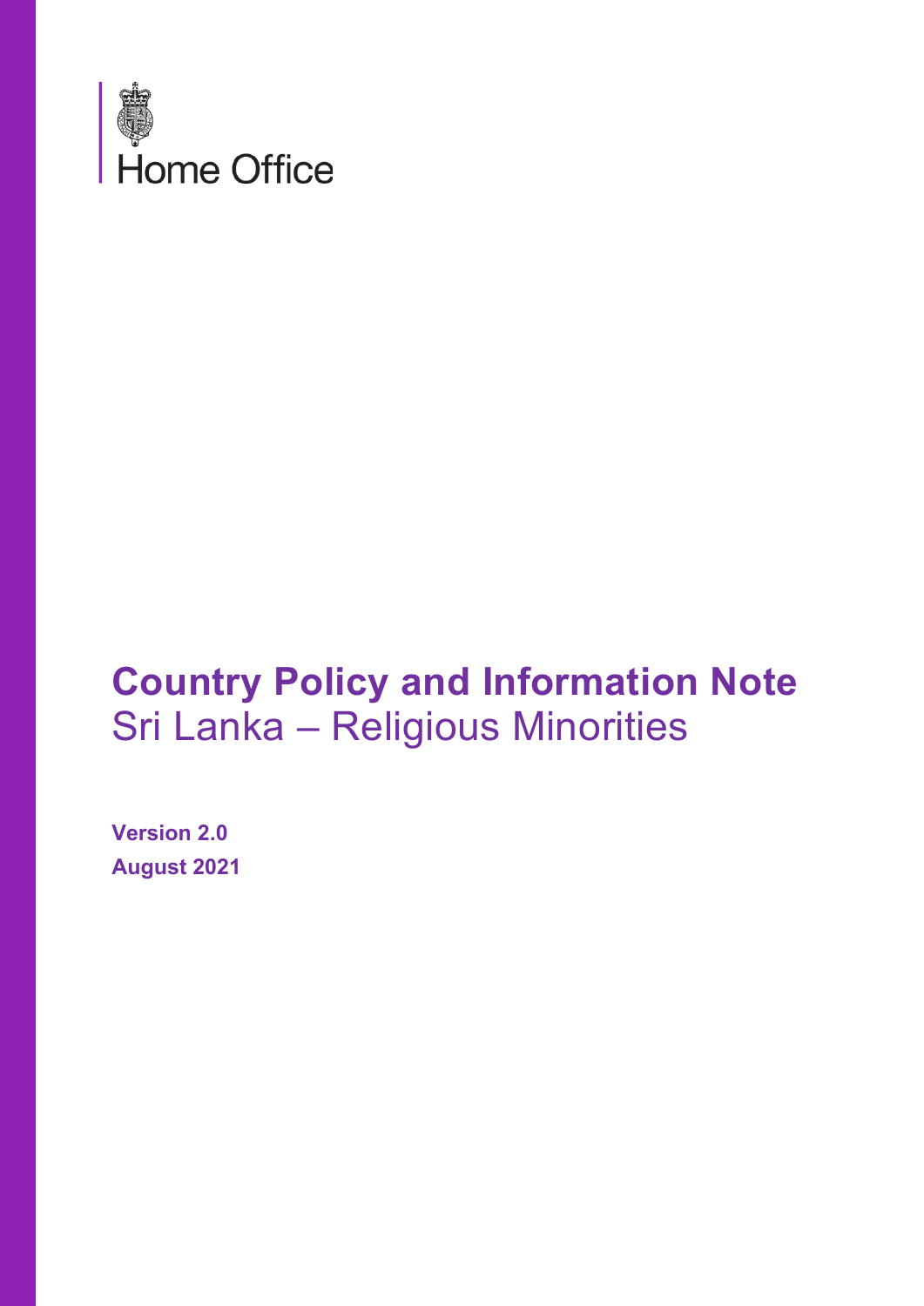Home Office

# Country Policy and Information Note

## Sri Lanka – Religious Minorities

**Version 2.0**

**August 2021**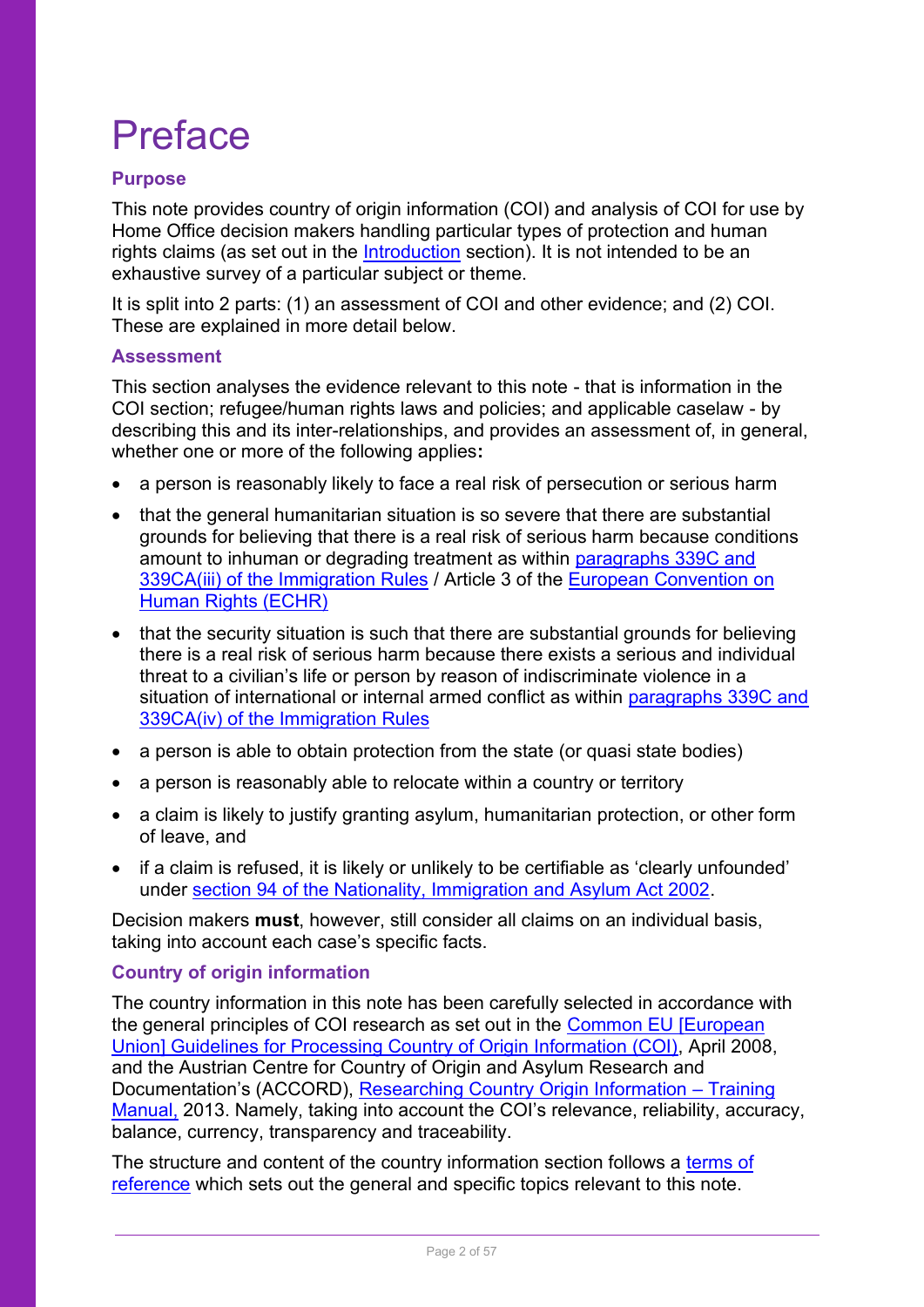# Preface

## Purpose

This note provides country of origin information (COI) and analysis of COI for use by Home Office decision makers handling particular types of protection and human rights claims (as set out in the Introduction section). It is not intended to be an exhaustive survey of a particular subject or theme.

It is split into 2 parts: (1) an assessment of COI and other evidence; and (2) COI. These are explained in more detail below.

## Assessment

This section analyses the evidence relevant to this note - that is information in the COI section; refugee/human rights laws and policies; and applicable caselaw - by describing this and its inter-relationships, and provides an assessment of, in general, whether one or more of the following applies**:**

- a person is reasonably likely to face a real risk of persecution or serious harm
- that the general humanitarian situation is so severe that there are substantial grounds for believing that there is a real risk of serious harm because conditions amount to inhuman or degrading treatment as within paragraphs 339C and 339CA(iii) of the Immigration Rules / Article 3 of the European Convention on Human Rights (ECHR)
- that the security situation is such that there are substantial grounds for believing there is a real risk of serious harm because there exists a serious and individual threat to a civilian's life or person by reason of indiscriminate violence in a situation of international or internal armed conflict as within paragraphs 339C and 339CA(iv) of the Immigration Rules
- a person is able to obtain protection from the state (or quasi state bodies)
- a person is reasonably able to relocate within a country or territory
- a claim is likely to justify granting asylum, humanitarian protection, or other form of leave, and
- if a claim is refused, it is likely or unlikely to be certifiable as 'clearly unfounded' under section 94 of the Nationality, Immigration and Asylum Act 2002.

Decision makers **must**, however, still consider all claims on an individual basis, taking into account each case's specific facts.

## Country of origin information

The country information in this note has been carefully selected in accordance with the general principles of COI research as set out in the Common EU [European Union] Guidelines for Processing Country of Origin Information (COI), April 2008, and the Austrian Centre for Country of Origin and Asylum Research and Documentation's (ACCORD), Researching Country Origin Information – Training Manual, 2013. Namely, taking into account the COI's relevance, reliability, accuracy, balance, currency, transparency and traceability.

The structure and content of the country information section follows a terms of reference which sets out the general and specific topics relevant to this note.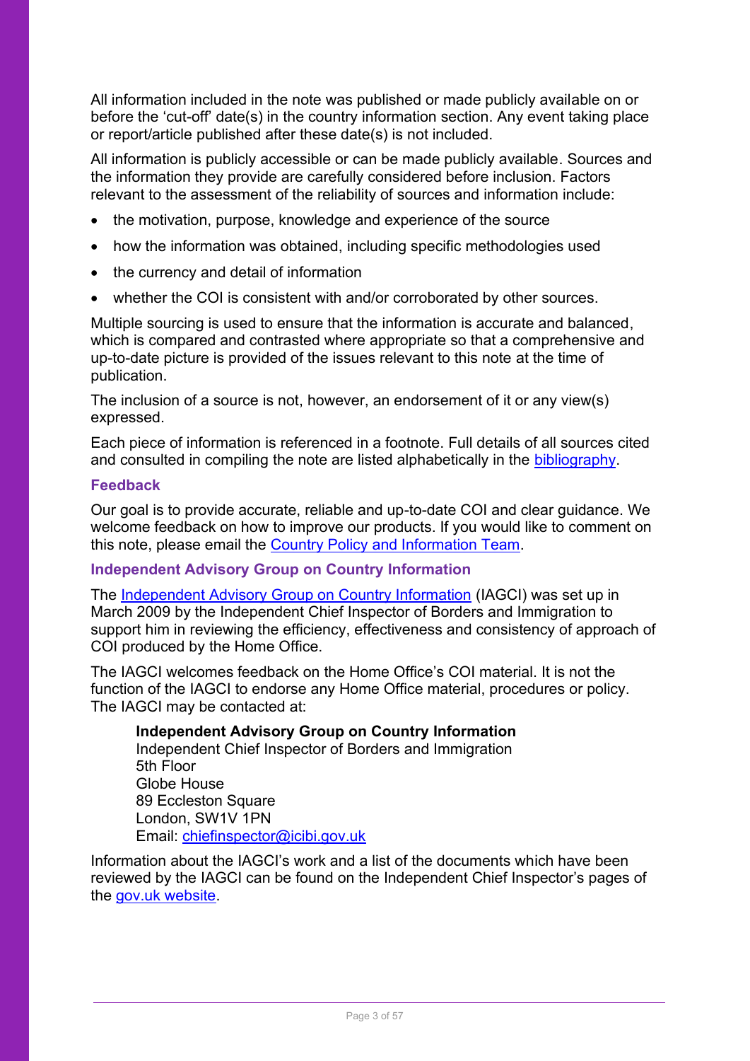All information included in the note was published or made publicly available on or before the 'cut-off' date(s) in the country information section. Any event taking place or report/article published after these date(s) is not included.

All information is publicly accessible or can be made publicly available. Sources and the information they provide are carefully considered before inclusion. Factors relevant to the assessment of the reliability of sources and information include:

- the motivation, purpose, knowledge and experience of the source
- how the information was obtained, including specific methodologies used
- the currency and detail of information
- whether the COI is consistent with and/or corroborated by other sources.

Multiple sourcing is used to ensure that the information is accurate and balanced, which is compared and contrasted where appropriate so that a comprehensive and up-to-date picture is provided of the issues relevant to this note at the time of publication.

The inclusion of a source is not, however, an endorsement of it or any view(s) expressed.

Each piece of information is referenced in a footnote. Full details of all sources cited and consulted in compiling the note are listed alphabetically in the bibliography.

### Feedback

Our goal is to provide accurate, reliable and up-to-date COI and clear guidance. We welcome feedback on how to improve our products. If you would like to comment on this note, please email the Country Policy and Information Team.

### Independent Advisory Group on Country Information

The Independent Advisory Group on Country Information (IAGCI) was set up in March 2009 by the Independent Chief Inspector of Borders and Immigration to support him in reviewing the efficiency, effectiveness and consistency of approach of COI produced by the Home Office.

The IAGCI welcomes feedback on the Home Office's COI material. It is not the function of the IAGCI to endorse any Home Office material, procedures or policy. The IAGCI may be contacted at:

**Independent Advisory Group on Country Information**
Independent Chief Inspector of Borders and Immigration
5th Floor
Globe House
89 Eccleston Square
London, SW1V 1PN
Email: chiefinspector@icibi.gov.uk

Information about the IAGCI's work and a list of the documents which have been reviewed by the IAGCI can be found on the Independent Chief Inspector's pages of the gov.uk website.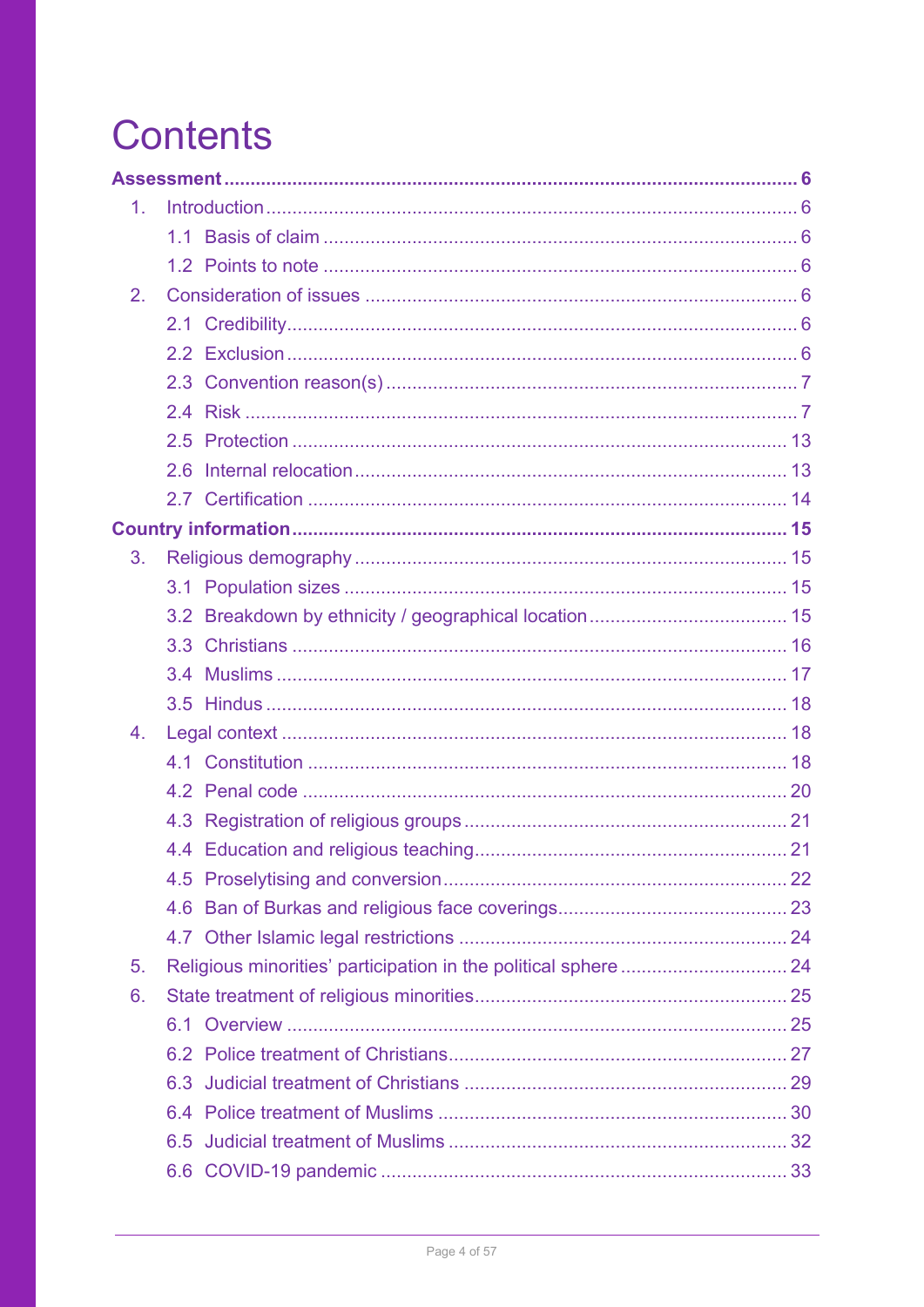# Contents

**Assessment** ........ **6**

1. Introduction ........ 6
   - 1.1 Basis of claim ........ 6
   - 1.2 Points to note ........ 6
2. Consideration of issues ........ 6
   - 2.1 Credibility ........ 6
   - 2.2 Exclusion ........ 6
   - 2.3 Convention reason(s) ........ 7
   - 2.4 Risk ........ 7
   - 2.5 Protection ........ 13
   - 2.6 Internal relocation ........ 13
   - 2.7 Certification ........ 14

**Country information** ........ **15**

3. Religious demography ........ 15
   - 3.1 Population sizes ........ 15
   - 3.2 Breakdown by ethnicity / geographical location ........ 15
   - 3.3 Christians ........ 16
   - 3.4 Muslims ........ 17
   - 3.5 Hindus ........ 18
4. Legal context ........ 18
   - 4.1 Constitution ........ 18
   - 4.2 Penal code ........ 20
   - 4.3 Registration of religious groups ........ 21
   - 4.4 Education and religious teaching ........ 21
   - 4.5 Proselytising and conversion ........ 22
   - 4.6 Ban of Burkas and religious face coverings ........ 23
   - 4.7 Other Islamic legal restrictions ........ 24
5. Religious minorities' participation in the political sphere ........ 24
6. State treatment of religious minorities ........ 25
   - 6.1 Overview ........ 25
   - 6.2 Police treatment of Christians ........ 27
   - 6.3 Judicial treatment of Christians ........ 29
   - 6.4 Police treatment of Muslims ........ 30
   - 6.5 Judicial treatment of Muslims ........ 32
   - 6.6 COVID-19 pandemic ........ 33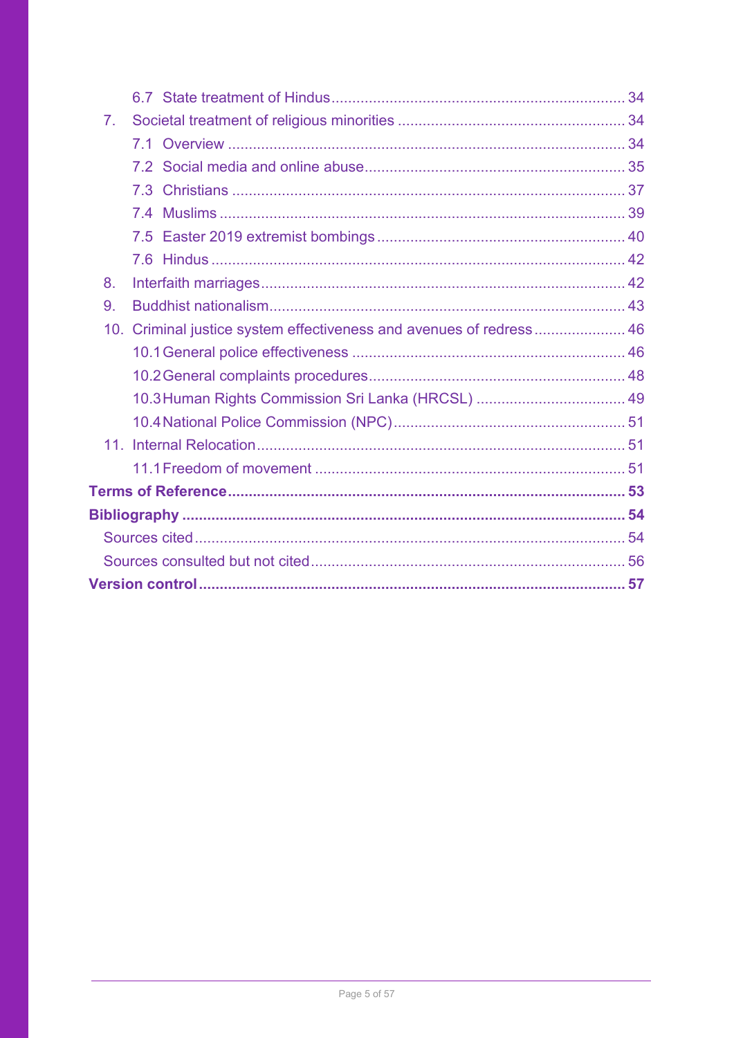6.7 State treatment of Hindus ........ 34

7. Societal treatment of religious minorities ........ 34

 7.1 Overview ........ 34

 7.2 Social media and online abuse ........ 35

 7.3 Christians ........ 37

 7.4 Muslims ........ 39

 7.5 Easter 2019 extremist bombings ........ 40

 7.6 Hindus ........ 42

8. Interfaith marriages ........ 42

9. Buddhist nationalism ........ 43

10. Criminal justice system effectiveness and avenues of redress ........ 46

 10.1 General police effectiveness ........ 46

 10.2 General complaints procedures ........ 48

 10.3 Human Rights Commission Sri Lanka (HRCSL) ........ 49

 10.4 National Police Commission (NPC) ........ 51

11. Internal Relocation ........ 51

 11.1 Freedom of movement ........ 51

**Terms of Reference ........ 53**

**Bibliography ........ 54**

Sources cited ........ 54

Sources consulted but not cited ........ 56

**Version control ........ 57**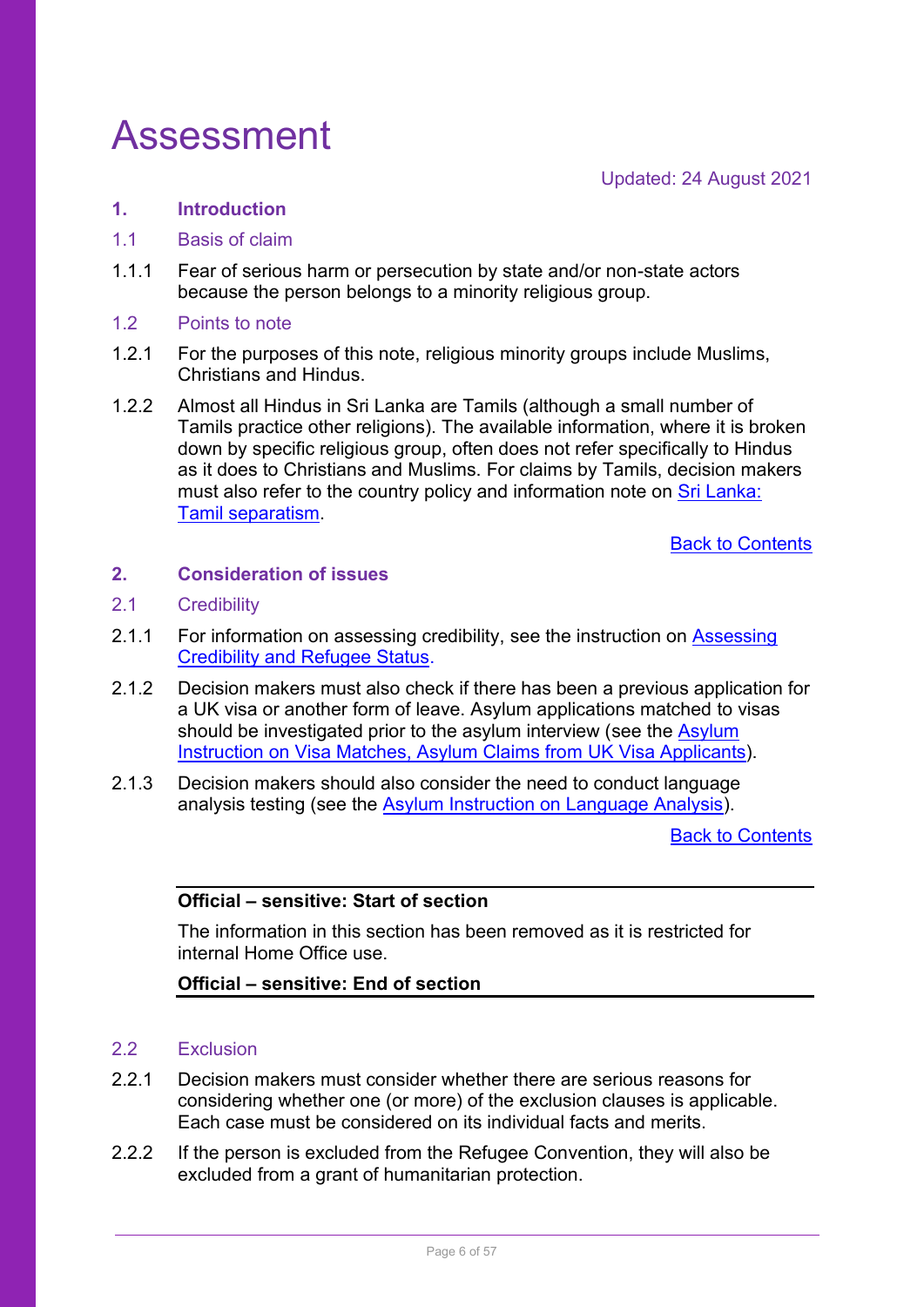# Assessment

Updated: 24 August 2021

## 1. Introduction

### 1.1 Basis of claim

1.1.1 Fear of serious harm or persecution by state and/or non-state actors because the person belongs to a minority religious group.

### 1.2 Points to note

1.2.1 For the purposes of this note, religious minority groups include Muslims, Christians and Hindus.

1.2.2 Almost all Hindus in Sri Lanka are Tamils (although a small number of Tamils practice other religions). The available information, where it is broken down by specific religious group, often does not refer specifically to Hindus as it does to Christians and Muslims. For claims by Tamils, decision makers must also refer to the country policy and information note on [Sri Lanka: Tamil separatism](#).

[Back to Contents](#)

## 2. Consideration of issues

### 2.1 Credibility

2.1.1 For information on assessing credibility, see the instruction on [Assessing Credibility and Refugee Status](#).

2.1.2 Decision makers must also check if there has been a previous application for a UK visa or another form of leave. Asylum applications matched to visas should be investigated prior to the asylum interview (see the [Asylum Instruction on Visa Matches, Asylum Claims from UK Visa Applicants](#)).

2.1.3 Decision makers should also consider the need to conduct language analysis testing (see the [Asylum Instruction on Language Analysis](#)).

[Back to Contents](#)

**Official – sensitive: Start of section**

The information in this section has been removed as it is restricted for internal Home Office use.

**Official – sensitive: End of section**

### 2.2 Exclusion

2.2.1 Decision makers must consider whether there are serious reasons for considering whether one (or more) of the exclusion clauses is applicable. Each case must be considered on its individual facts and merits.

2.2.2 If the person is excluded from the Refugee Convention, they will also be excluded from a grant of humanitarian protection.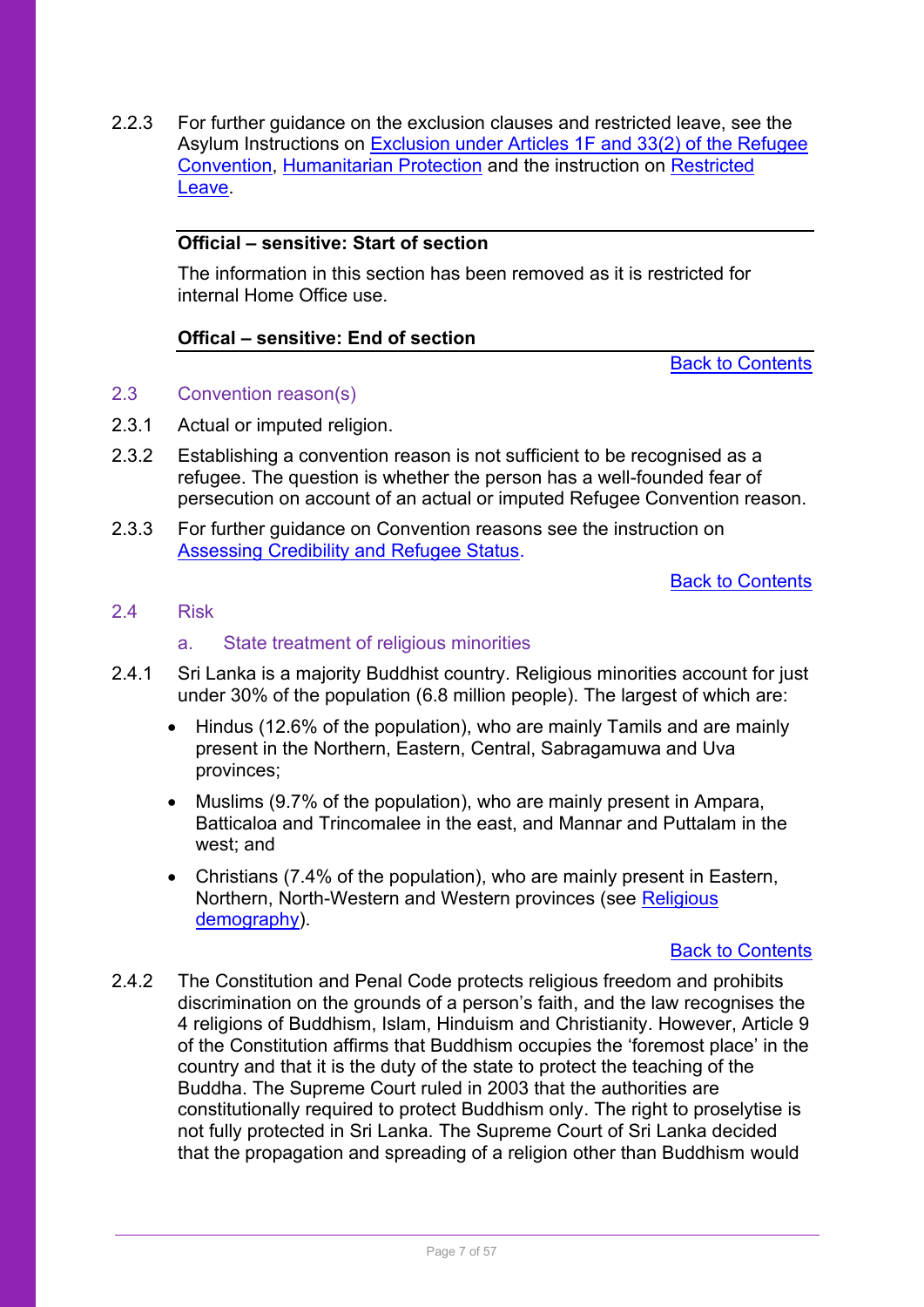2.2.3 For further guidance on the exclusion clauses and restricted leave, see the Asylum Instructions on [Exclusion under Articles 1F and 33(2) of the Refugee Convention](), [Humanitarian Protection]() and the instruction on [Restricted Leave]().

**Official – sensitive: Start of section**

The information in this section has been removed as it is restricted for internal Home Office use.

**Offical – sensitive: End of section**

[Back to Contents]()

## 2.3 Convention reason(s)

2.3.1 Actual or imputed religion.

2.3.2 Establishing a convention reason is not sufficient to be recognised as a refugee. The question is whether the person has a well-founded fear of persecution on account of an actual or imputed Refugee Convention reason.

2.3.3 For further guidance on Convention reasons see the instruction on [Assessing Credibility and Refugee Status]().

[Back to Contents]()

## 2.4 Risk

### a. State treatment of religious minorities

2.4.1 Sri Lanka is a majority Buddhist country. Religious minorities account for just under 30% of the population (6.8 million people). The largest of which are:

- Hindus (12.6% of the population), who are mainly Tamils and are mainly present in the Northern, Eastern, Central, Sabragamuwa and Uva provinces;
- Muslims (9.7% of the population), who are mainly present in Ampara, Batticaloa and Trincomalee in the east, and Mannar and Puttalam in the west; and
- Christians (7.4% of the population), who are mainly present in Eastern, Northern, North-Western and Western provinces (see [Religious demography]()).

[Back to Contents]()

2.4.2 The Constitution and Penal Code protects religious freedom and prohibits discrimination on the grounds of a person's faith, and the law recognises the 4 religions of Buddhism, Islam, Hinduism and Christianity. However, Article 9 of the Constitution affirms that Buddhism occupies the 'foremost place' in the country and that it is the duty of the state to protect the teaching of the Buddha. The Supreme Court ruled in 2003 that the authorities are constitutionally required to protect Buddhism only. The right to proselytise is not fully protected in Sri Lanka. The Supreme Court of Sri Lanka decided that the propagation and spreading of a religion other than Buddhism would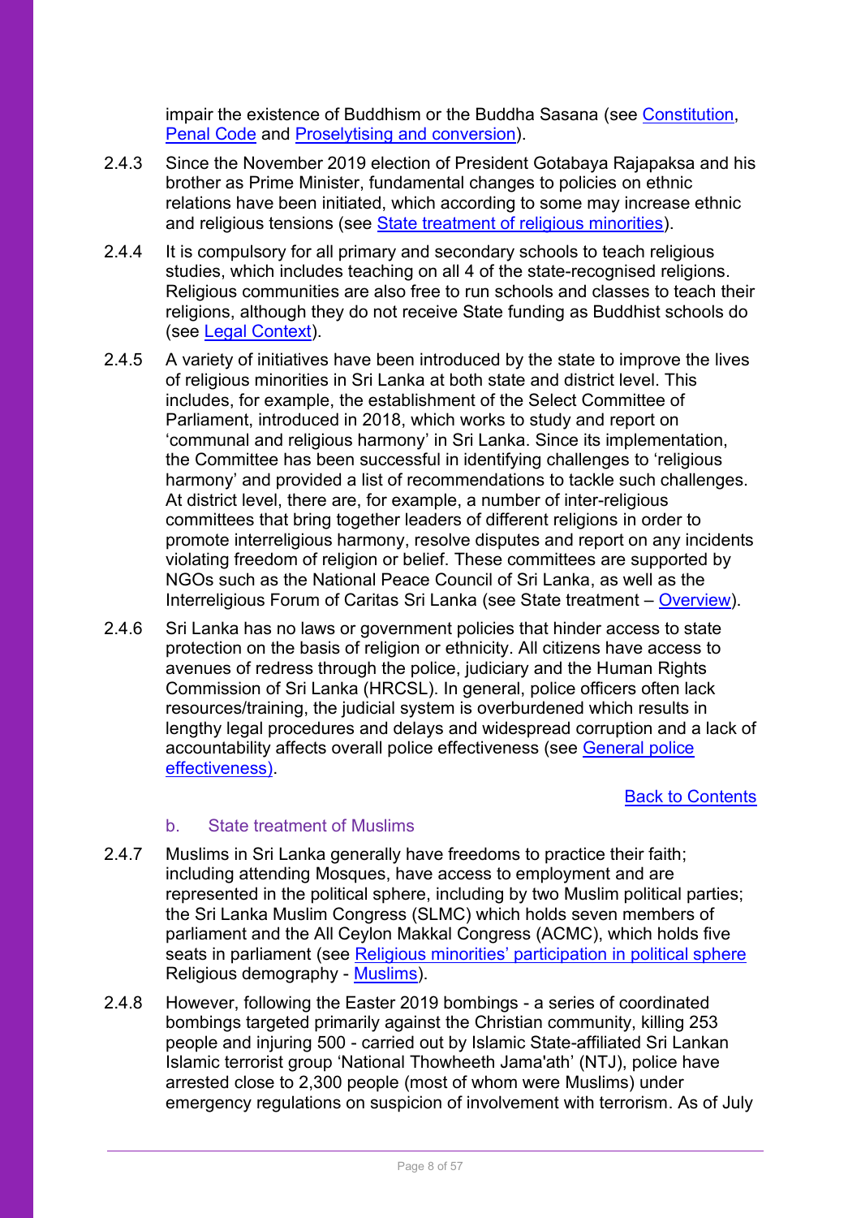impair the existence of Buddhism or the Buddha Sasana (see Constitution, Penal Code and Proselytising and conversion).

2.4.3 Since the November 2019 election of President Gotabaya Rajapaksa and his brother as Prime Minister, fundamental changes to policies on ethnic relations have been initiated, which according to some may increase ethnic and religious tensions (see State treatment of religious minorities).

2.4.4 It is compulsory for all primary and secondary schools to teach religious studies, which includes teaching on all 4 of the state-recognised religions. Religious communities are also free to run schools and classes to teach their religions, although they do not receive State funding as Buddhist schools do (see Legal Context).

2.4.5 A variety of initiatives have been introduced by the state to improve the lives of religious minorities in Sri Lanka at both state and district level. This includes, for example, the establishment of the Select Committee of Parliament, introduced in 2018, which works to study and report on 'communal and religious harmony' in Sri Lanka. Since its implementation, the Committee has been successful in identifying challenges to 'religious harmony' and provided a list of recommendations to tackle such challenges. At district level, there are, for example, a number of inter-religious committees that bring together leaders of different religions in order to promote interreligious harmony, resolve disputes and report on any incidents violating freedom of religion or belief. These committees are supported by NGOs such as the National Peace Council of Sri Lanka, as well as the Interreligious Forum of Caritas Sri Lanka (see State treatment – Overview).

2.4.6 Sri Lanka has no laws or government policies that hinder access to state protection on the basis of religion or ethnicity. All citizens have access to avenues of redress through the police, judiciary and the Human Rights Commission of Sri Lanka (HRCSL). In general, police officers often lack resources/training, the judicial system is overburdened which results in lengthy legal procedures and delays and widespread corruption and a lack of accountability affects overall police effectiveness (see General police effectiveness).

Back to Contents

### b. State treatment of Muslims

2.4.7 Muslims in Sri Lanka generally have freedoms to practice their faith; including attending Mosques, have access to employment and are represented in the political sphere, including by two Muslim political parties; the Sri Lanka Muslim Congress (SLMC) which holds seven members of parliament and the All Ceylon Makkal Congress (ACMC), which holds five seats in parliament (see Religious minorities' participation in political sphere Religious demography - Muslims).

2.4.8 However, following the Easter 2019 bombings - a series of coordinated bombings targeted primarily against the Christian community, killing 253 people and injuring 500 - carried out by Islamic State-affiliated Sri Lankan Islamic terrorist group 'National Thowheeth Jama'ath' (NTJ), police have arrested close to 2,300 people (most of whom were Muslims) under emergency regulations on suspicion of involvement with terrorism. As of July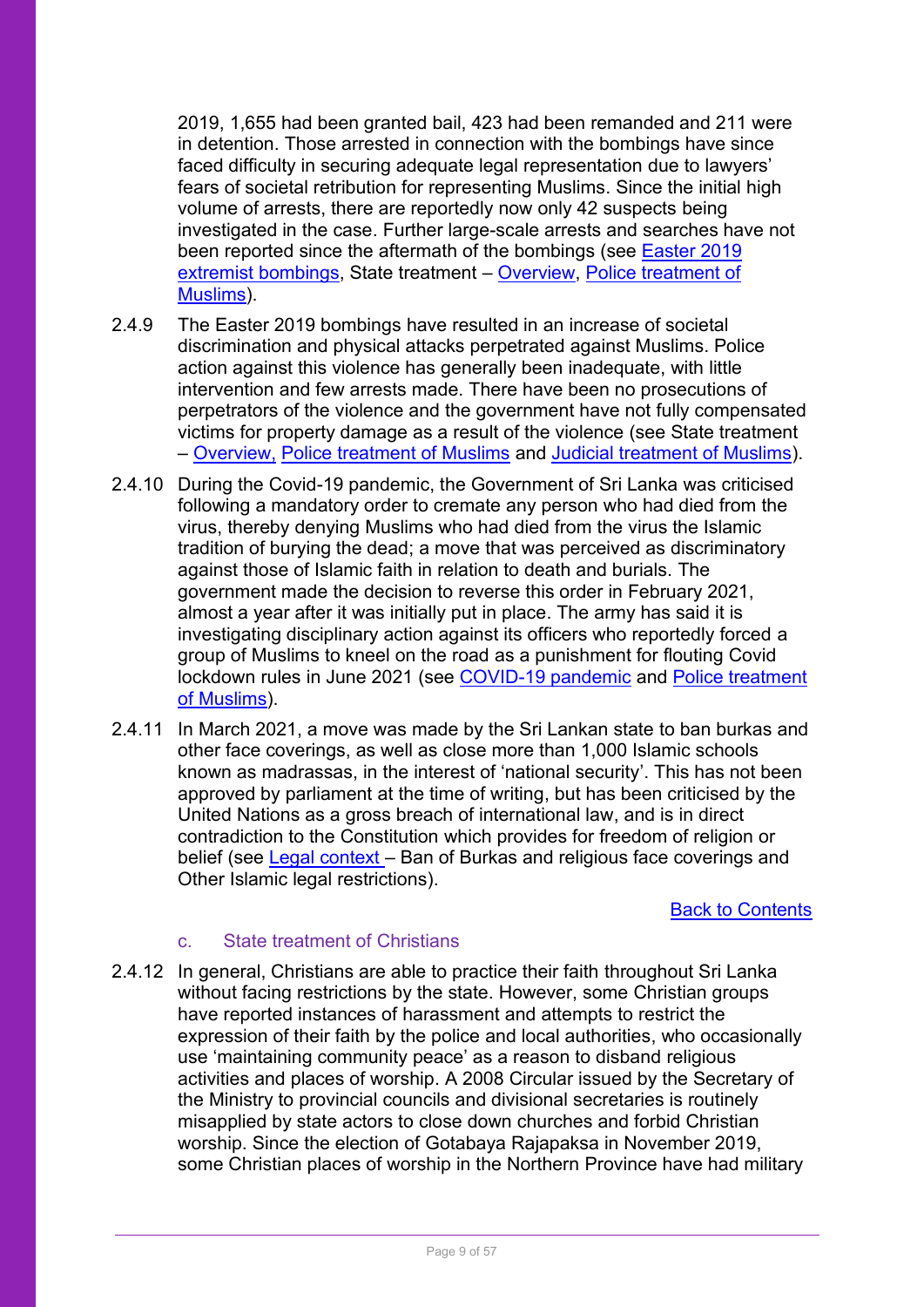2019, 1,655 had been granted bail, 423 had been remanded and 211 were in detention. Those arrested in connection with the bombings have since faced difficulty in securing adequate legal representation due to lawyers' fears of societal retribution for representing Muslims. Since the initial high volume of arrests, there are reportedly now only 42 suspects being investigated in the case. Further large-scale arrests and searches have not been reported since the aftermath of the bombings (see Easter 2019 extremist bombings, State treatment – Overview, Police treatment of Muslims).

2.4.9 The Easter 2019 bombings have resulted in an increase of societal discrimination and physical attacks perpetrated against Muslims. Police action against this violence has generally been inadequate, with little intervention and few arrests made. There have been no prosecutions of perpetrators of the violence and the government have not fully compensated victims for property damage as a result of the violence (see State treatment – Overview, Police treatment of Muslims and Judicial treatment of Muslims).

2.4.10 During the Covid-19 pandemic, the Government of Sri Lanka was criticised following a mandatory order to cremate any person who had died from the virus, thereby denying Muslims who had died from the virus the Islamic tradition of burying the dead; a move that was perceived as discriminatory against those of Islamic faith in relation to death and burials. The government made the decision to reverse this order in February 2021, almost a year after it was initially put in place. The army has said it is investigating disciplinary action against its officers who reportedly forced a group of Muslims to kneel on the road as a punishment for flouting Covid lockdown rules in June 2021 (see COVID-19 pandemic and Police treatment of Muslims).

2.4.11 In March 2021, a move was made by the Sri Lankan state to ban burkas and other face coverings, as well as close more than 1,000 Islamic schools known as madrassas, in the interest of 'national security'. This has not been approved by parliament at the time of writing, but has been criticised by the United Nations as a gross breach of international law, and is in direct contradiction to the Constitution which provides for freedom of religion or belief (see Legal context – Ban of Burkas and religious face coverings and Other Islamic legal restrictions).

Back to Contents

### c. State treatment of Christians

2.4.12 In general, Christians are able to practice their faith throughout Sri Lanka without facing restrictions by the state. However, some Christian groups have reported instances of harassment and attempts to restrict the expression of their faith by the police and local authorities, who occasionally use 'maintaining community peace' as a reason to disband religious activities and places of worship. A 2008 Circular issued by the Secretary of the Ministry to provincial councils and divisional secretaries is routinely misapplied by state actors to close down churches and forbid Christian worship. Since the election of Gotabaya Rajapaksa in November 2019, some Christian places of worship in the Northern Province have had military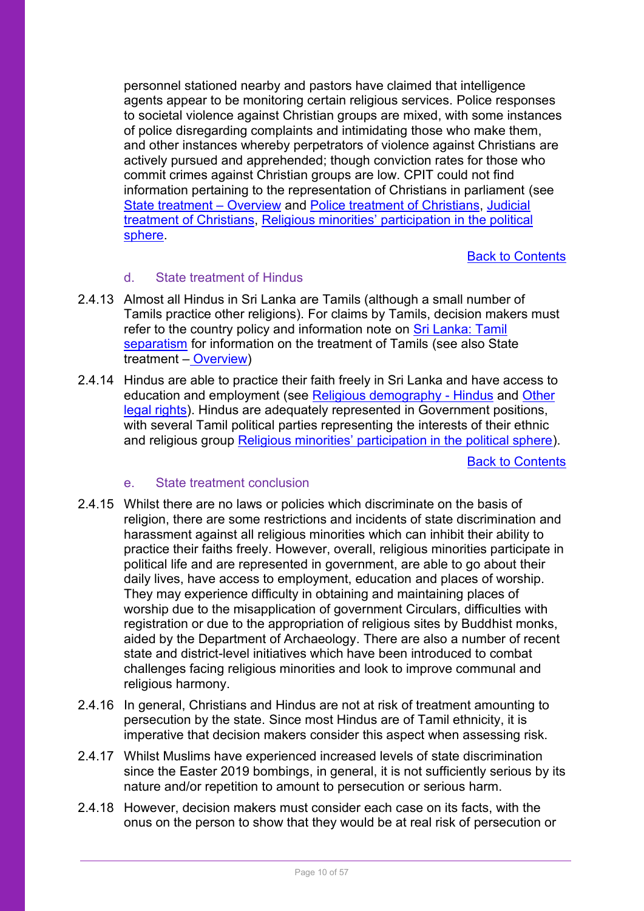personnel stationed nearby and pastors have claimed that intelligence agents appear to be monitoring certain religious services. Police responses to societal violence against Christian groups are mixed, with some instances of police disregarding complaints and intimidating those who make them, and other instances whereby perpetrators of violence against Christians are actively pursued and apprehended; though conviction rates for those who commit crimes against Christian groups are low. CPIT could not find information pertaining to the representation of Christians in parliament (see State treatment – Overview and Police treatment of Christians, Judicial treatment of Christians, Religious minorities' participation in the political sphere.

Back to Contents

### d. State treatment of Hindus

2.4.13 Almost all Hindus in Sri Lanka are Tamils (although a small number of Tamils practice other religions). For claims by Tamils, decision makers must refer to the country policy and information note on Sri Lanka: Tamil separatism for information on the treatment of Tamils (see also State treatment – Overview)

2.4.14 Hindus are able to practice their faith freely in Sri Lanka and have access to education and employment (see Religious demography - Hindus and Other legal rights). Hindus are adequately represented in Government positions, with several Tamil political parties representing the interests of their ethnic and religious group Religious minorities' participation in the political sphere).

Back to Contents

### e. State treatment conclusion

2.4.15 Whilst there are no laws or policies which discriminate on the basis of religion, there are some restrictions and incidents of state discrimination and harassment against all religious minorities which can inhibit their ability to practice their faiths freely. However, overall, religious minorities participate in political life and are represented in government, are able to go about their daily lives, have access to employment, education and places of worship. They may experience difficulty in obtaining and maintaining places of worship due to the misapplication of government Circulars, difficulties with registration or due to the appropriation of religious sites by Buddhist monks, aided by the Department of Archaeology. There are also a number of recent state and district-level initiatives which have been introduced to combat challenges facing religious minorities and look to improve communal and religious harmony.

2.4.16 In general, Christians and Hindus are not at risk of treatment amounting to persecution by the state. Since most Hindus are of Tamil ethnicity, it is imperative that decision makers consider this aspect when assessing risk.

2.4.17 Whilst Muslims have experienced increased levels of state discrimination since the Easter 2019 bombings, in general, it is not sufficiently serious by its nature and/or repetition to amount to persecution or serious harm.

2.4.18 However, decision makers must consider each case on its facts, with the onus on the person to show that they would be at real risk of persecution or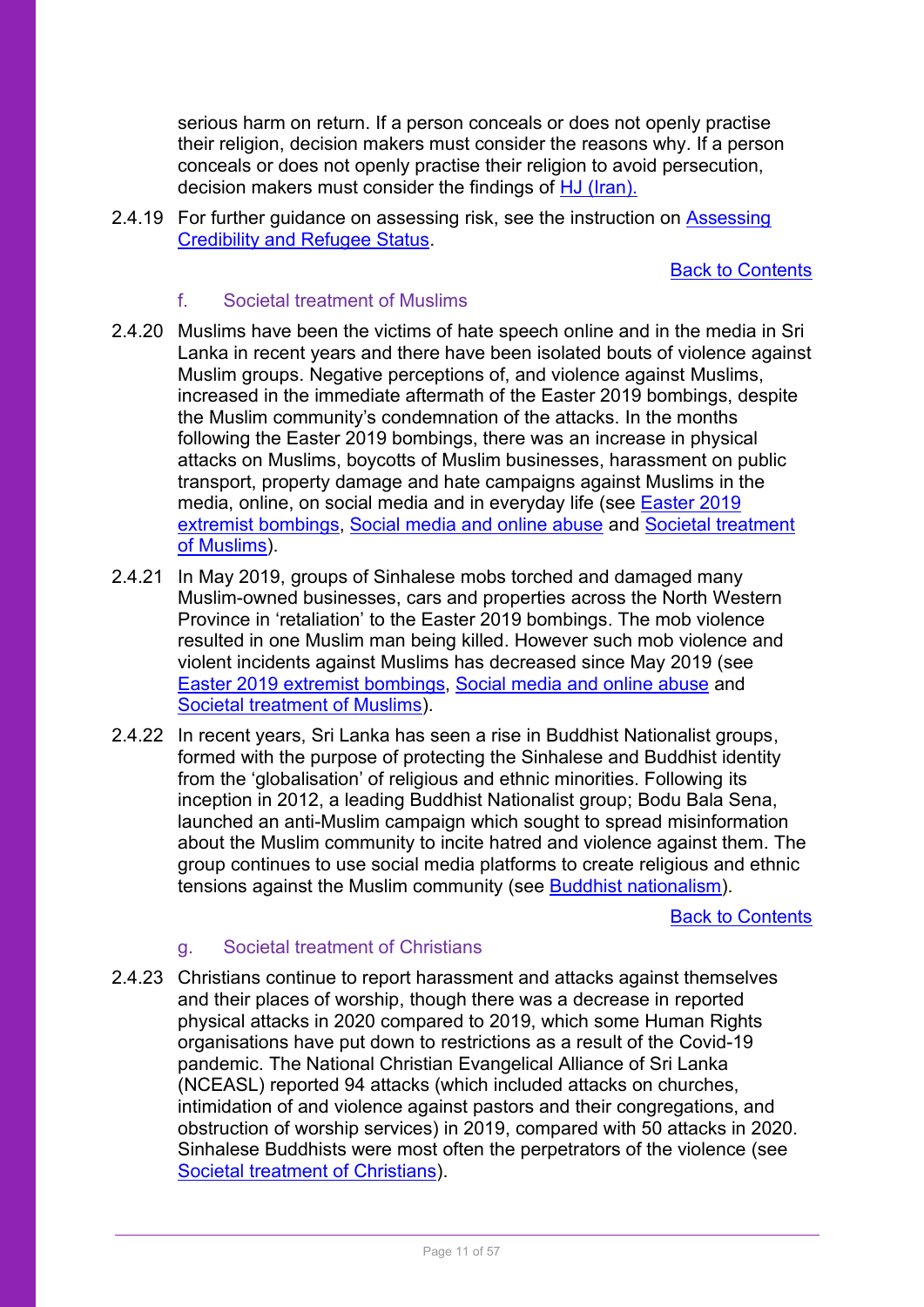serious harm on return. If a person conceals or does not openly practise their religion, decision makers must consider the reasons why. If a person conceals or does not openly practise their religion to avoid persecution, decision makers must consider the findings of [HJ (Iran).]()

2.4.19 For further guidance on assessing risk, see the instruction on [Assessing Credibility and Refugee Status]().

[Back to Contents]()

### f. Societal treatment of Muslims

2.4.20 Muslims have been the victims of hate speech online and in the media in Sri Lanka in recent years and there have been isolated bouts of violence against Muslim groups. Negative perceptions of, and violence against Muslims, increased in the immediate aftermath of the Easter 2019 bombings, despite the Muslim community's condemnation of the attacks. In the months following the Easter 2019 bombings, there was an increase in physical attacks on Muslims, boycotts of Muslim businesses, harassment on public transport, property damage and hate campaigns against Muslims in the media, online, on social media and in everyday life (see [Easter 2019 extremist bombings](), [Social media and online abuse]() and [Societal treatment of Muslims]()).

2.4.21 In May 2019, groups of Sinhalese mobs torched and damaged many Muslim-owned businesses, cars and properties across the North Western Province in 'retaliation' to the Easter 2019 bombings. The mob violence resulted in one Muslim man being killed. However such mob violence and violent incidents against Muslims has decreased since May 2019 (see [Easter 2019 extremist bombings](), [Social media and online abuse]() and [Societal treatment of Muslims]()).

2.4.22 In recent years, Sri Lanka has seen a rise in Buddhist Nationalist groups, formed with the purpose of protecting the Sinhalese and Buddhist identity from the 'globalisation' of religious and ethnic minorities. Following its inception in 2012, a leading Buddhist Nationalist group; Bodu Bala Sena, launched an anti-Muslim campaign which sought to spread misinformation about the Muslim community to incite hatred and violence against them. The group continues to use social media platforms to create religious and ethnic tensions against the Muslim community (see [Buddhist nationalism]()).

[Back to Contents]()

### g. Societal treatment of Christians

2.4.23 Christians continue to report harassment and attacks against themselves and their places of worship, though there was a decrease in reported physical attacks in 2020 compared to 2019, which some Human Rights organisations have put down to restrictions as a result of the Covid-19 pandemic. The National Christian Evangelical Alliance of Sri Lanka (NCEASL) reported 94 attacks (which included attacks on churches, intimidation of and violence against pastors and their congregations, and obstruction of worship services) in 2019, compared with 50 attacks in 2020. Sinhalese Buddhists were most often the perpetrators of the violence (see [Societal treatment of Christians]()).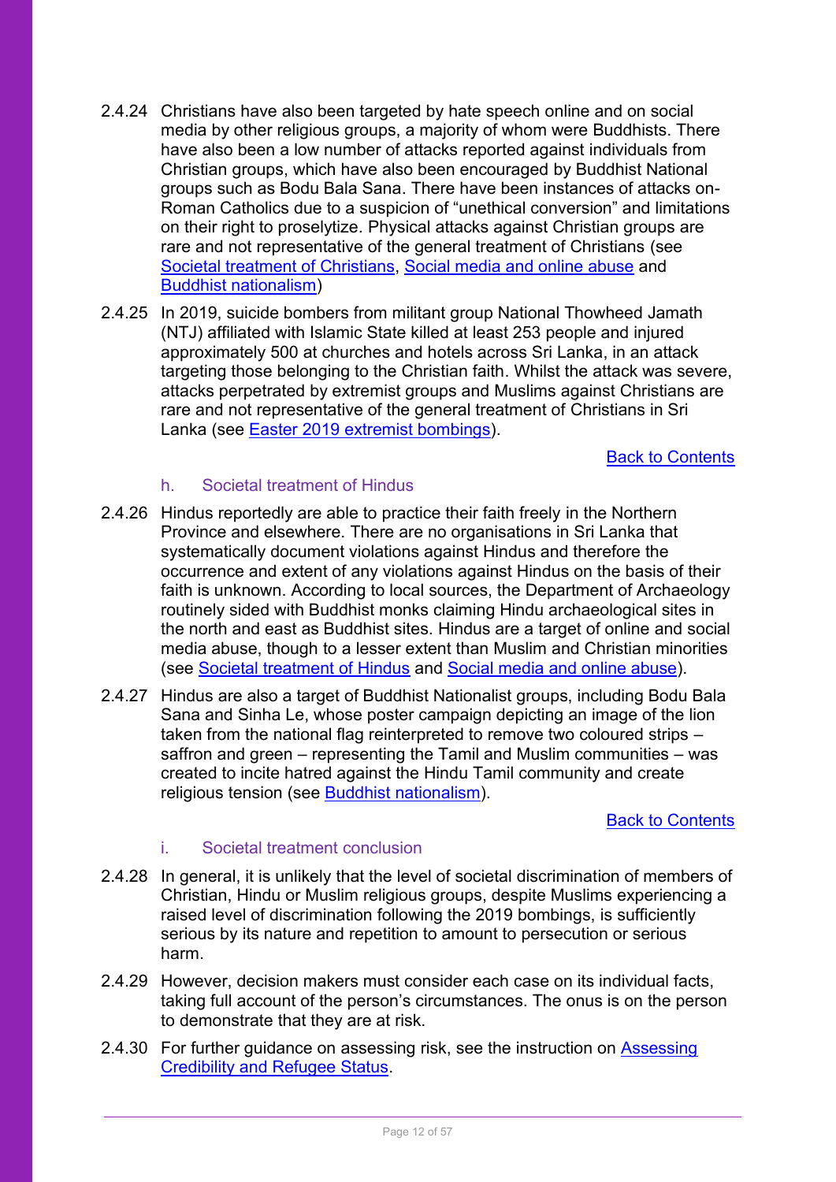2.4.24 Christians have also been targeted by hate speech online and on social media by other religious groups, a majority of whom were Buddhists. There have also been a low number of attacks reported against individuals from Christian groups, which have also been encouraged by Buddhist National groups such as Bodu Bala Sana. There have been instances of attacks on-Roman Catholics due to a suspicion of "unethical conversion" and limitations on their right to proselytize. Physical attacks against Christian groups are rare and not representative of the general treatment of Christians (see Societal treatment of Christians, Social media and online abuse and Buddhist nationalism)

2.4.25 In 2019, suicide bombers from militant group National Thowheed Jamath (NTJ) affiliated with Islamic State killed at least 253 people and injured approximately 500 at churches and hotels across Sri Lanka, in an attack targeting those belonging to the Christian faith. Whilst the attack was severe, attacks perpetrated by extremist groups and Muslims against Christians are rare and not representative of the general treatment of Christians in Sri Lanka (see Easter 2019 extremist bombings).

Back to Contents

### h. Societal treatment of Hindus

2.4.26 Hindus reportedly are able to practice their faith freely in the Northern Province and elsewhere. There are no organisations in Sri Lanka that systematically document violations against Hindus and therefore the occurrence and extent of any violations against Hindus on the basis of their faith is unknown. According to local sources, the Department of Archaeology routinely sided with Buddhist monks claiming Hindu archaeological sites in the north and east as Buddhist sites. Hindus are a target of online and social media abuse, though to a lesser extent than Muslim and Christian minorities (see Societal treatment of Hindus and Social media and online abuse).

2.4.27 Hindus are also a target of Buddhist Nationalist groups, including Bodu Bala Sana and Sinha Le, whose poster campaign depicting an image of the lion taken from the national flag reinterpreted to remove two coloured strips – saffron and green – representing the Tamil and Muslim communities – was created to incite hatred against the Hindu Tamil community and create religious tension (see Buddhist nationalism).

Back to Contents

### i. Societal treatment conclusion

2.4.28 In general, it is unlikely that the level of societal discrimination of members of Christian, Hindu or Muslim religious groups, despite Muslims experiencing a raised level of discrimination following the 2019 bombings, is sufficiently serious by its nature and repetition to amount to persecution or serious harm.

2.4.29 However, decision makers must consider each case on its individual facts, taking full account of the person's circumstances. The onus is on the person to demonstrate that they are at risk.

2.4.30 For further guidance on assessing risk, see the instruction on Assessing Credibility and Refugee Status.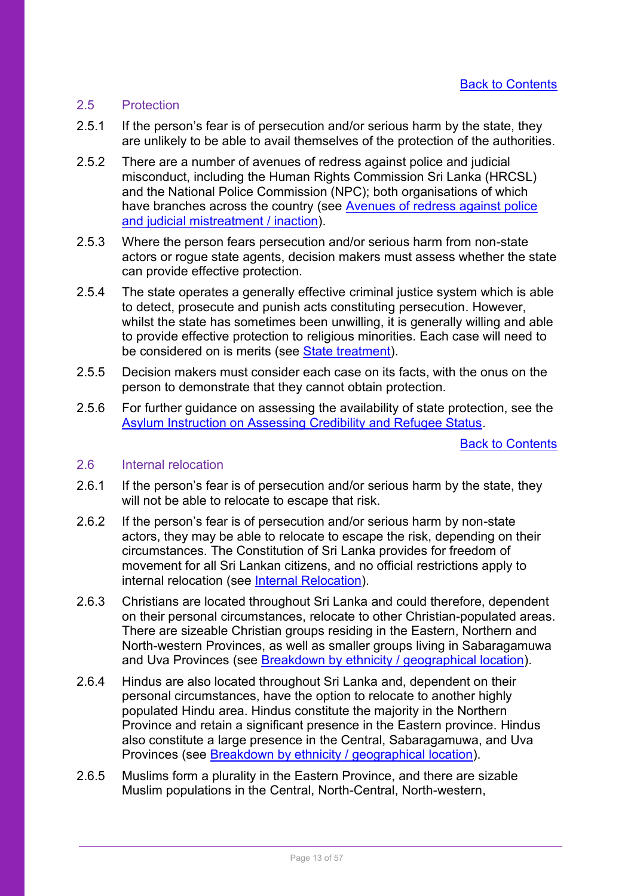[Back to Contents](#)

## 2.5 Protection

2.5.1 If the person's fear is of persecution and/or serious harm by the state, they are unlikely to be able to avail themselves of the protection of the authorities.

2.5.2 There are a number of avenues of redress against police and judicial misconduct, including the Human Rights Commission Sri Lanka (HRCSL) and the National Police Commission (NPC); both organisations of which have branches across the country (see [Avenues of redress against police and judicial mistreatment / inaction](#)).

2.5.3 Where the person fears persecution and/or serious harm from non-state actors or rogue state agents, decision makers must assess whether the state can provide effective protection.

2.5.4 The state operates a generally effective criminal justice system which is able to detect, prosecute and punish acts constituting persecution. However, whilst the state has sometimes been unwilling, it is generally willing and able to provide effective protection to religious minorities. Each case will need to be considered on is merits (see [State treatment](#)).

2.5.5 Decision makers must consider each case on its facts, with the onus on the person to demonstrate that they cannot obtain protection.

2.5.6 For further guidance on assessing the availability of state protection, see the [Asylum Instruction on Assessing Credibility and Refugee Status](#).

[Back to Contents](#)

## 2.6 Internal relocation

2.6.1 If the person's fear is of persecution and/or serious harm by the state, they will not be able to relocate to escape that risk.

2.6.2 If the person's fear is of persecution and/or serious harm by non-state actors, they may be able to relocate to escape the risk, depending on their circumstances. The Constitution of Sri Lanka provides for freedom of movement for all Sri Lankan citizens, and no official restrictions apply to internal relocation (see [Internal Relocation](#)).

2.6.3 Christians are located throughout Sri Lanka and could therefore, dependent on their personal circumstances, relocate to other Christian-populated areas. There are sizeable Christian groups residing in the Eastern, Northern and North-western Provinces, as well as smaller groups living in Sabaragamuwa and Uva Provinces (see [Breakdown by ethnicity / geographical location](#)).

2.6.4 Hindus are also located throughout Sri Lanka and, dependent on their personal circumstances, have the option to relocate to another highly populated Hindu area. Hindus constitute the majority in the Northern Province and retain a significant presence in the Eastern province. Hindus also constitute a large presence in the Central, Sabaragamuwa, and Uva Provinces (see [Breakdown by ethnicity / geographical location](#)).

2.6.5 Muslims form a plurality in the Eastern Province, and there are sizable Muslim populations in the Central, North-Central, North-western,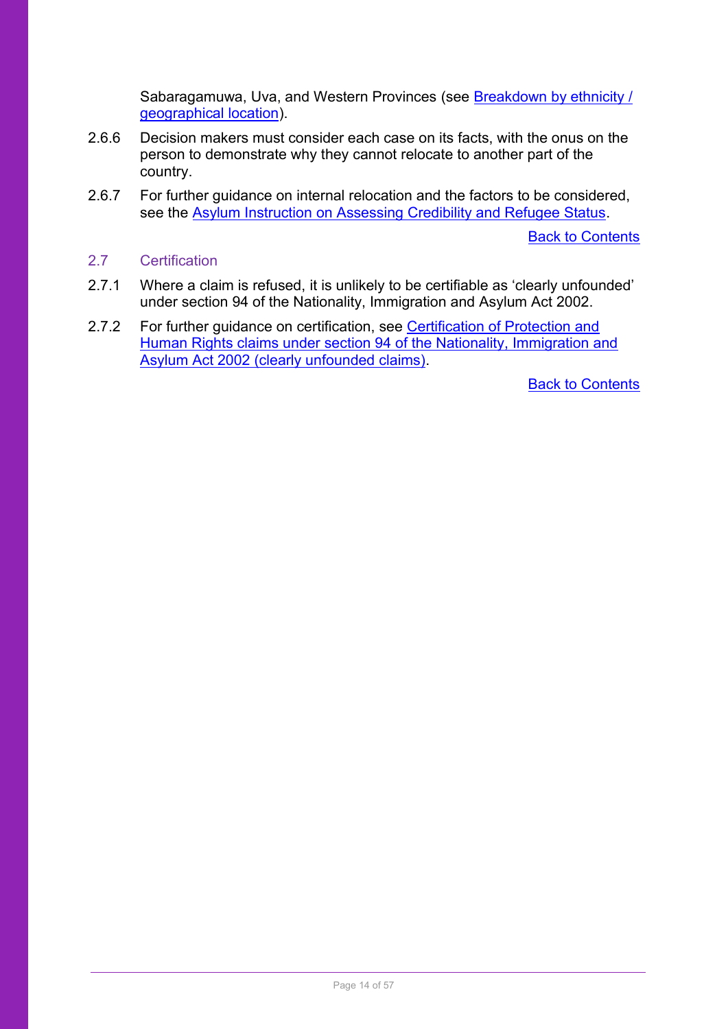Sabaragamuwa, Uva, and Western Provinces (see Breakdown by ethnicity / geographical location).

2.6.6 Decision makers must consider each case on its facts, with the onus on the person to demonstrate why they cannot relocate to another part of the country.

2.6.7 For further guidance on internal relocation and the factors to be considered, see the Asylum Instruction on Assessing Credibility and Refugee Status.

Back to Contents

## 2.7 Certification

2.7.1 Where a claim is refused, it is unlikely to be certifiable as 'clearly unfounded' under section 94 of the Nationality, Immigration and Asylum Act 2002.

2.7.2 For further guidance on certification, see Certification of Protection and Human Rights claims under section 94 of the Nationality, Immigration and Asylum Act 2002 (clearly unfounded claims).

Back to Contents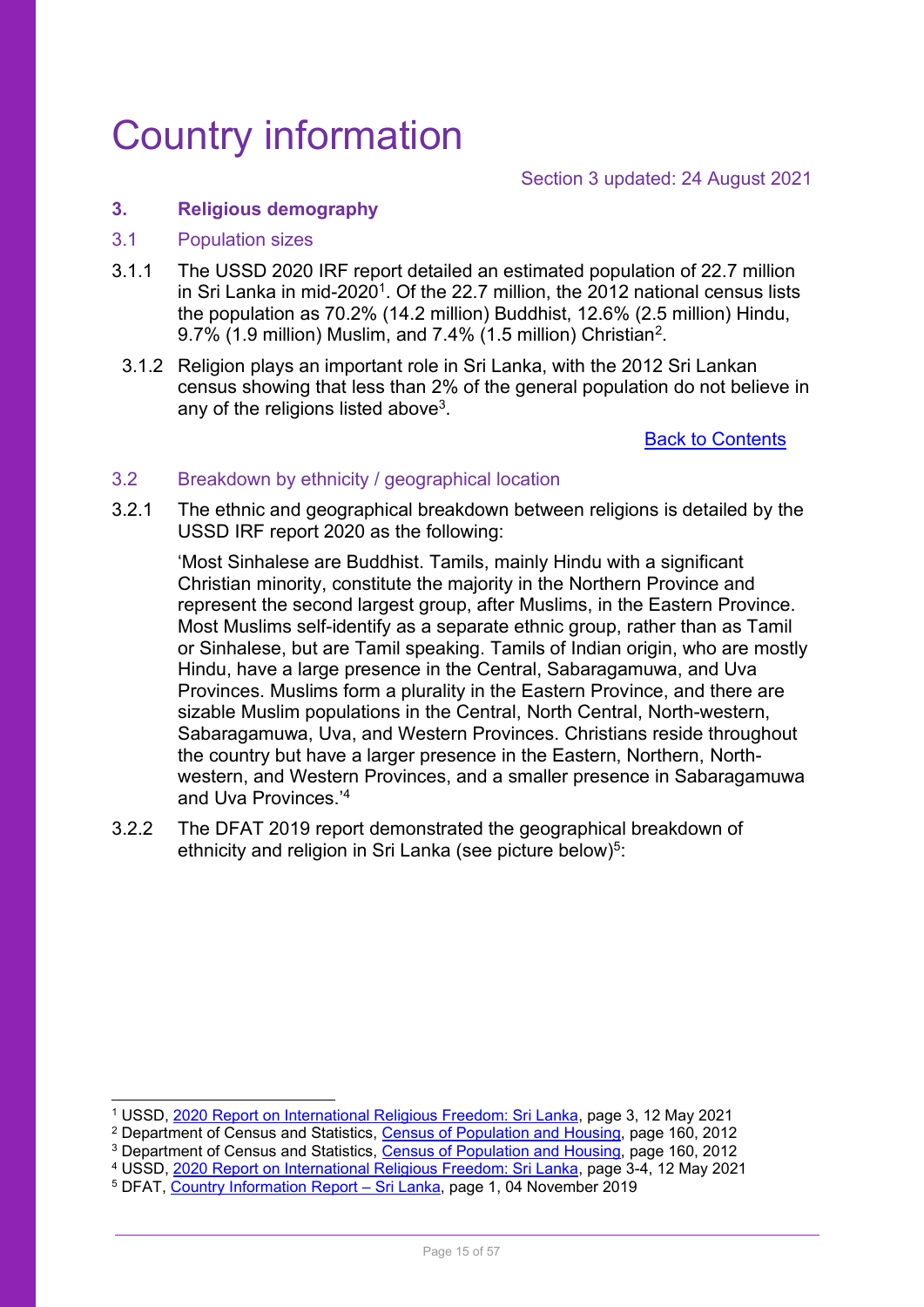# Country information

Section 3 updated: 24 August 2021

## 3. Religious demography

### 3.1 Population sizes

3.1.1 The USSD 2020 IRF report detailed an estimated population of 22.7 million in Sri Lanka in mid-2020[1]. Of the 22.7 million, the 2012 national census lists the population as 70.2% (14.2 million) Buddhist, 12.6% (2.5 million) Hindu, 9.7% (1.9 million) Muslim, and 7.4% (1.5 million) Christian[2].

3.1.2 Religion plays an important role in Sri Lanka, with the 2012 Sri Lankan census showing that less than 2% of the general population do not believe in any of the religions listed above[3].

Back to Contents

### 3.2 Breakdown by ethnicity / geographical location

3.2.1 The ethnic and geographical breakdown between religions is detailed by the USSD IRF report 2020 as the following:

> 'Most Sinhalese are Buddhist. Tamils, mainly Hindu with a significant Christian minority, constitute the majority in the Northern Province and represent the second largest group, after Muslims, in the Eastern Province. Most Muslims self-identify as a separate ethnic group, rather than as Tamil or Sinhalese, but are Tamil speaking. Tamils of Indian origin, who are mostly Hindu, have a large presence in the Central, Sabaragamuwa, and Uva Provinces. Muslims form a plurality in the Eastern Province, and there are sizable Muslim populations in the Central, North Central, North-western, Sabaragamuwa, Uva, and Western Provinces. Christians reside throughout the country but have a larger presence in the Eastern, Northern, North-western, and Western Provinces, and a smaller presence in Sabaragamuwa and Uva Provinces.'[4]

3.2.2 The DFAT 2019 report demonstrated the geographical breakdown of ethnicity and religion in Sri Lanka (see picture below)[5]:

---

[1] USSD, 2020 Report on International Religious Freedom: Sri Lanka, page 3, 12 May 2021
[2] Department of Census and Statistics, Census of Population and Housing, page 160, 2012
[3] Department of Census and Statistics, Census of Population and Housing, page 160, 2012
[4] USSD, 2020 Report on International Religious Freedom: Sri Lanka, page 3-4, 12 May 2021
[5] DFAT, Country Information Report – Sri Lanka, page 1, 04 November 2019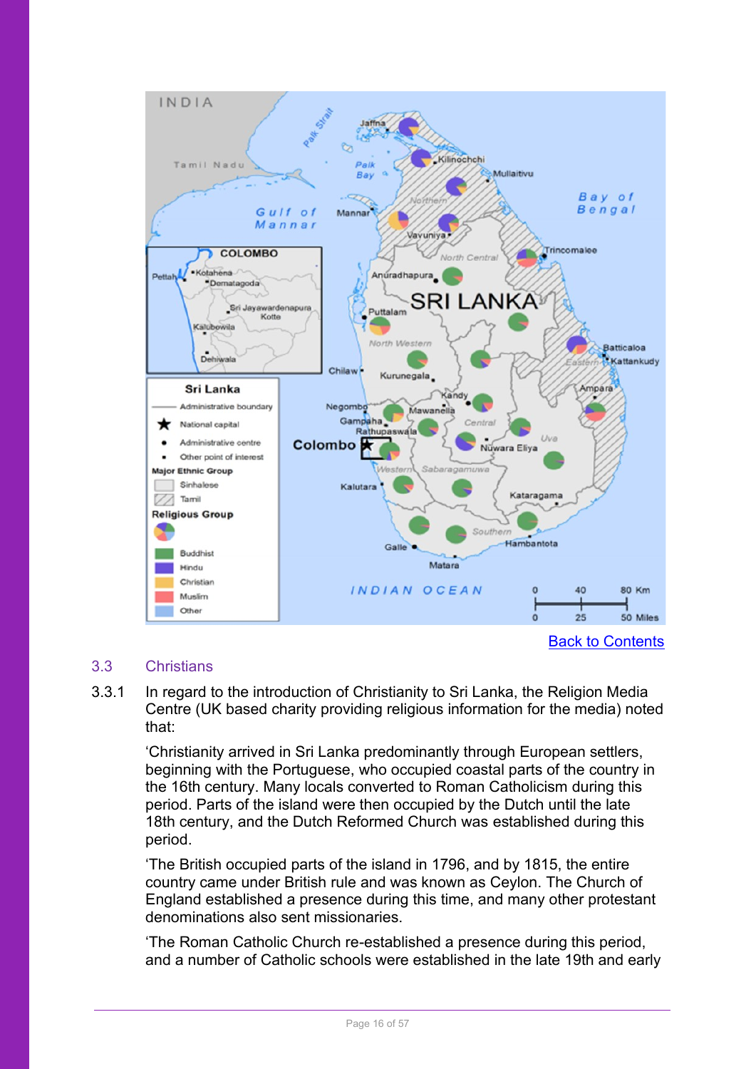INDIA

Tamil Nadu

Palk Strait

Palk Bay

Gulf of Mannar

Bay of Bengal

SRI LANKA

Jaffna

Kilinochchi

Mullaitivu

Northern

Mannar

Vavuniya

Trincomalee

North Central

Anuradhapura

Puttalam

North Western

Batticaloa

Kattankudy

Eastern

Chilaw

Kurunegala

Kandy

Ampara

Negombo

Mawanella

Gampaha

Rathupaswala

Central

Uva

Colombo

Nuwara Eliya

Western

Sabaragamuwa

Kalutara

Kataragama

Southern

Galle

Hambantota

Matara

INDIAN OCEAN

0 40 80 Km

0 25 50 Miles

COLOMBO

Pettah

Kotahena

Dematagoda

Sri Jayawardenapura Kotte

Kalubowila

Dehiwala

Sri Lanka

Administrative boundary

National capital

Administrative centre

Other point of interest

Major Ethnic Group

Sinhalese

Tamil

Religious Group

Buddhist

Hindu

Christian

Muslim

Other

Back to Contents

## 3.3 Christians

3.3.1 In regard to the introduction of Christianity to Sri Lanka, the Religion Media Centre (UK based charity providing religious information for the media) noted that:

> 'Christianity arrived in Sri Lanka predominantly through European settlers, beginning with the Portuguese, who occupied coastal parts of the country in the 16th century. Many locals converted to Roman Catholicism during this period. Parts of the island were then occupied by the Dutch until the late 18th century, and the Dutch Reformed Church was established during this period.
>
> 'The British occupied parts of the island in 1796, and by 1815, the entire country came under British rule and was known as Ceylon. The Church of England established a presence during this time, and many other protestant denominations also sent missionaries.
>
> 'The Roman Catholic Church re-established a presence during this period, and a number of Catholic schools were established in the late 19th and early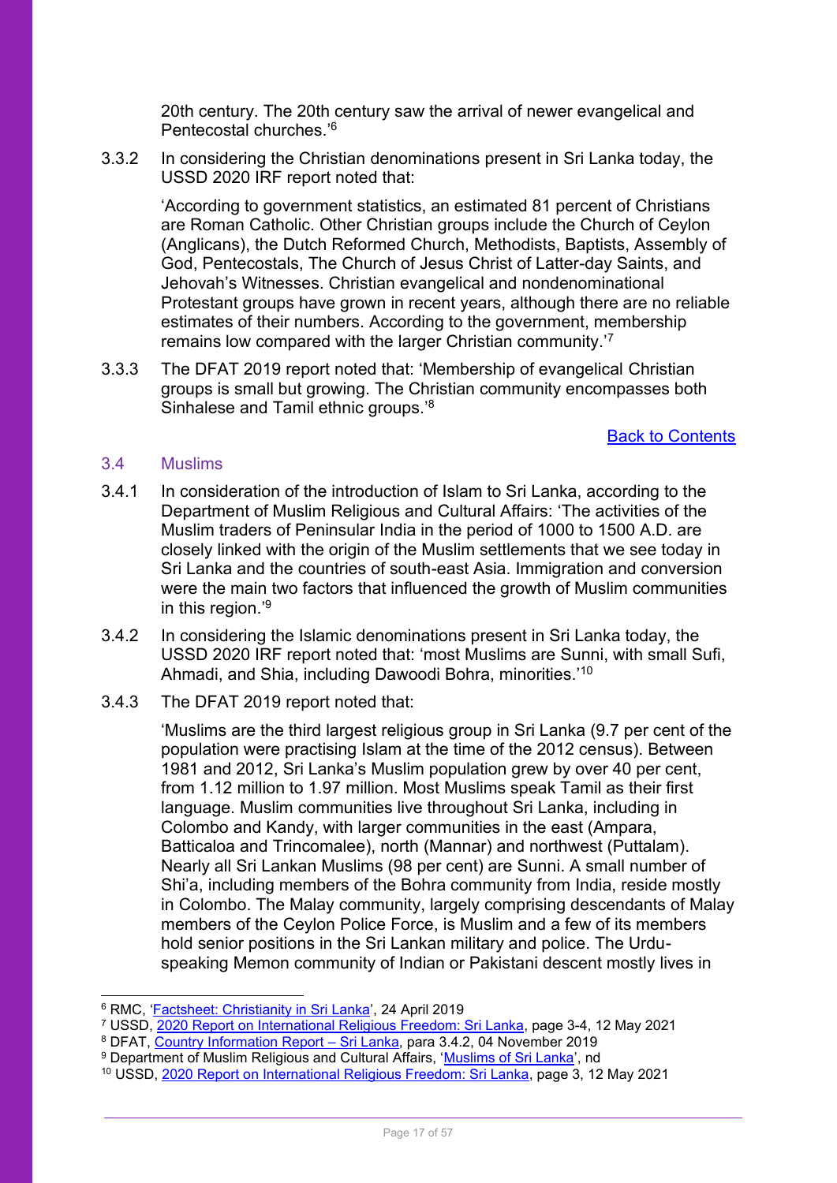20th century. The 20th century saw the arrival of newer evangelical and Pentecostal churches.'[6]

3.3.2 In considering the Christian denominations present in Sri Lanka today, the USSD 2020 IRF report noted that:

> 'According to government statistics, an estimated 81 percent of Christians are Roman Catholic. Other Christian groups include the Church of Ceylon (Anglicans), the Dutch Reformed Church, Methodists, Baptists, Assembly of God, Pentecostals, The Church of Jesus Christ of Latter-day Saints, and Jehovah's Witnesses. Christian evangelical and nondenominational Protestant groups have grown in recent years, although there are no reliable estimates of their numbers. According to the government, membership remains low compared with the larger Christian community.'[7]

3.3.3 The DFAT 2019 report noted that: 'Membership of evangelical Christian groups is small but growing. The Christian community encompasses both Sinhalese and Tamil ethnic groups.'[8]

[Back to Contents]

### 3.4 Muslims

3.4.1 In consideration of the introduction of Islam to Sri Lanka, according to the Department of Muslim Religious and Cultural Affairs: 'The activities of the Muslim traders of Peninsular India in the period of 1000 to 1500 A.D. are closely linked with the origin of the Muslim settlements that we see today in Sri Lanka and the countries of south-east Asia. Immigration and conversion were the main two factors that influenced the growth of Muslim communities in this region.'[9]

3.4.2 In considering the Islamic denominations present in Sri Lanka today, the USSD 2020 IRF report noted that: 'most Muslims are Sunni, with small Sufi, Ahmadi, and Shia, including Dawoodi Bohra, minorities.'[10]

3.4.3 The DFAT 2019 report noted that:

> 'Muslims are the third largest religious group in Sri Lanka (9.7 per cent of the population were practising Islam at the time of the 2012 census). Between 1981 and 2012, Sri Lanka's Muslim population grew by over 40 per cent, from 1.12 million to 1.97 million. Most Muslims speak Tamil as their first language. Muslim communities live throughout Sri Lanka, including in Colombo and Kandy, with larger communities in the east (Ampara, Batticaloa and Trincomalee), north (Mannar) and northwest (Puttalam). Nearly all Sri Lankan Muslims (98 per cent) are Sunni. A small number of Shi'a, including members of the Bohra community from India, reside mostly in Colombo. The Malay community, largely comprising descendants of Malay members of the Ceylon Police Force, is Muslim and a few of its members hold senior positions in the Sri Lankan military and police. The Urdu-speaking Memon community of Indian or Pakistani descent mostly lives in

---

[6] RMC, 'Factsheet: Christianity in Sri Lanka', 24 April 2019
[7] USSD, 2020 Report on International Religious Freedom: Sri Lanka, page 3-4, 12 May 2021
[8] DFAT, Country Information Report – Sri Lanka, para 3.4.2, 04 November 2019
[9] Department of Muslim Religious and Cultural Affairs, 'Muslims of Sri Lanka', nd
[10] USSD, 2020 Report on International Religious Freedom: Sri Lanka, page 3, 12 May 2021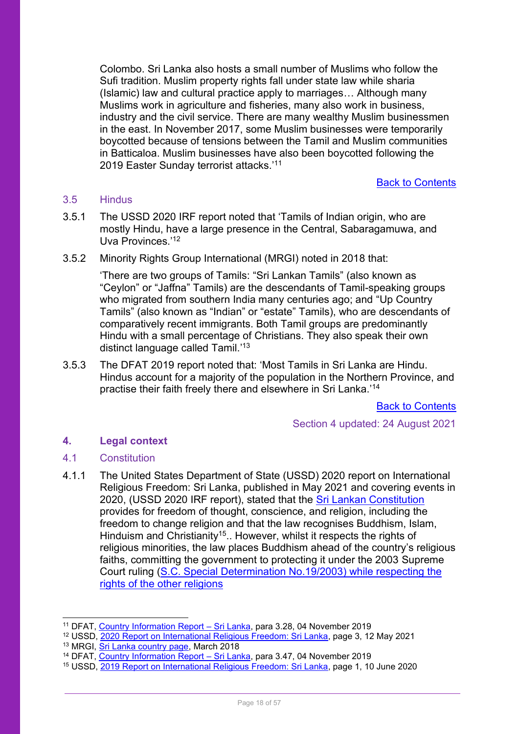Colombo. Sri Lanka also hosts a small number of Muslims who follow the Sufi tradition. Muslim property rights fall under state law while sharia (Islamic) law and cultural practice apply to marriages… Although many Muslims work in agriculture and fisheries, many also work in business, industry and the civil service. There are many wealthy Muslim businessmen in the east. In November 2017, some Muslim businesses were temporarily boycotted because of tensions between the Tamil and Muslim communities in Batticaloa. Muslim businesses have also been boycotted following the 2019 Easter Sunday terrorist attacks.'[11]

[Back to Contents](#)

### 3.5 Hindus

3.5.1 The USSD 2020 IRF report noted that 'Tamils of Indian origin, who are mostly Hindu, have a large presence in the Central, Sabaragamuwa, and Uva Provinces.'[12]

3.5.2 Minority Rights Group International (MRGI) noted in 2018 that:

'There are two groups of Tamils: "Sri Lankan Tamils" (also known as "Ceylon" or "Jaffna" Tamils) are the descendants of Tamil-speaking groups who migrated from southern India many centuries ago; and "Up Country Tamils" (also known as "Indian" or "estate" Tamils), who are descendants of comparatively recent immigrants. Both Tamil groups are predominantly Hindu with a small percentage of Christians. They also speak their own distinct language called Tamil.'[13]

3.5.3 The DFAT 2019 report noted that: 'Most Tamils in Sri Lanka are Hindu. Hindus account for a majority of the population in the Northern Province, and practise their faith freely there and elsewhere in Sri Lanka.'[14]

[Back to Contents](#)

Section 4 updated: 24 August 2021

## 4. Legal context

### 4.1 Constitution

4.1.1 The United States Department of State (USSD) 2020 report on International Religious Freedom: Sri Lanka, published in May 2021 and covering events in 2020, (USSD 2020 IRF report), stated that the [Sri Lankan Constitution](#) provides for freedom of thought, conscience, and religion, including the freedom to change religion and that the law recognises Buddhism, Islam, Hinduism and Christianity[15].. However, whilst it respects the rights of religious minorities, the law places Buddhism ahead of the country's religious faiths, committing the government to protecting it under the 2003 Supreme Court ruling ([S.C. Special Determination No.19/2003) while respecting the rights of the other religions](#)

---

[11] DFAT, [Country Information Report – Sri Lanka](#), para 3.28, 04 November 2019
[12] USSD, [2020 Report on International Religious Freedom: Sri Lanka](#), page 3, 12 May 2021
[13] MRGI, [Sri Lanka country page](#), March 2018
[14] DFAT, [Country Information Report – Sri Lanka](#), para 3.47, 04 November 2019
[15] USSD, [2019 Report on International Religious Freedom: Sri Lanka](#), page 1, 10 June 2020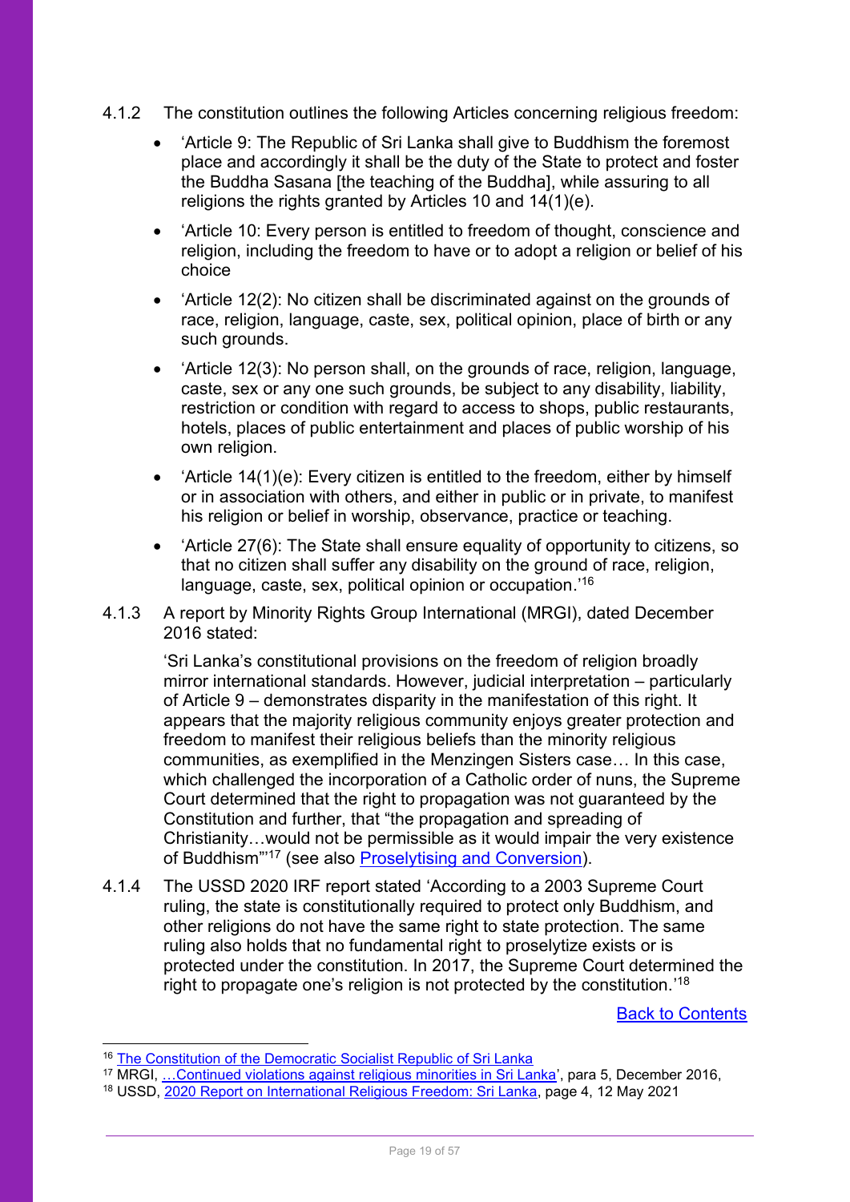4.1.2 The constitution outlines the following Articles concerning religious freedom:

- 'Article 9: The Republic of Sri Lanka shall give to Buddhism the foremost place and accordingly it shall be the duty of the State to protect and foster the Buddha Sasana [the teaching of the Buddha], while assuring to all religions the rights granted by Articles 10 and 14(1)(e).
- 'Article 10: Every person is entitled to freedom of thought, conscience and religion, including the freedom to have or to adopt a religion or belief of his choice
- 'Article 12(2): No citizen shall be discriminated against on the grounds of race, religion, language, caste, sex, political opinion, place of birth or any such grounds.
- 'Article 12(3): No person shall, on the grounds of race, religion, language, caste, sex or any one such grounds, be subject to any disability, liability, restriction or condition with regard to access to shops, public restaurants, hotels, places of public entertainment and places of public worship of his own religion.
- 'Article 14(1)(e): Every citizen is entitled to the freedom, either by himself or in association with others, and either in public or in private, to manifest his religion or belief in worship, observance, practice or teaching.
- 'Article 27(6): The State shall ensure equality of opportunity to citizens, so that no citizen shall suffer any disability on the ground of race, religion, language, caste, sex, political opinion or occupation.'[16]

4.1.3 A report by Minority Rights Group International (MRGI), dated December 2016 stated:

> 'Sri Lanka's constitutional provisions on the freedom of religion broadly mirror international standards. However, judicial interpretation – particularly of Article 9 – demonstrates disparity in the manifestation of this right. It appears that the majority religious community enjoys greater protection and freedom to manifest their religious beliefs than the minority religious communities, as exemplified in the Menzingen Sisters case… In this case, which challenged the incorporation of a Catholic order of nuns, the Supreme Court determined that the right to propagation was not guaranteed by the Constitution and further, that "the propagation and spreading of Christianity…would not be permissible as it would impair the very existence of Buddhism"'[17] (see also Proselytising and Conversion).

4.1.4 The USSD 2020 IRF report stated 'According to a 2003 Supreme Court ruling, the state is constitutionally required to protect only Buddhism, and other religions do not have the same right to state protection. The same ruling also holds that no fundamental right to proselytize exists or is protected under the constitution. In 2017, the Supreme Court determined the right to propagate one's religion is not protected by the constitution.'[18]

Back to Contents

---

[16] The Constitution of the Democratic Socialist Republic of Sri Lanka

[17] MRGI, '…Continued violations against religious minorities in Sri Lanka', para 5, December 2016,

[18] USSD, 2020 Report on International Religious Freedom: Sri Lanka, page 4, 12 May 2021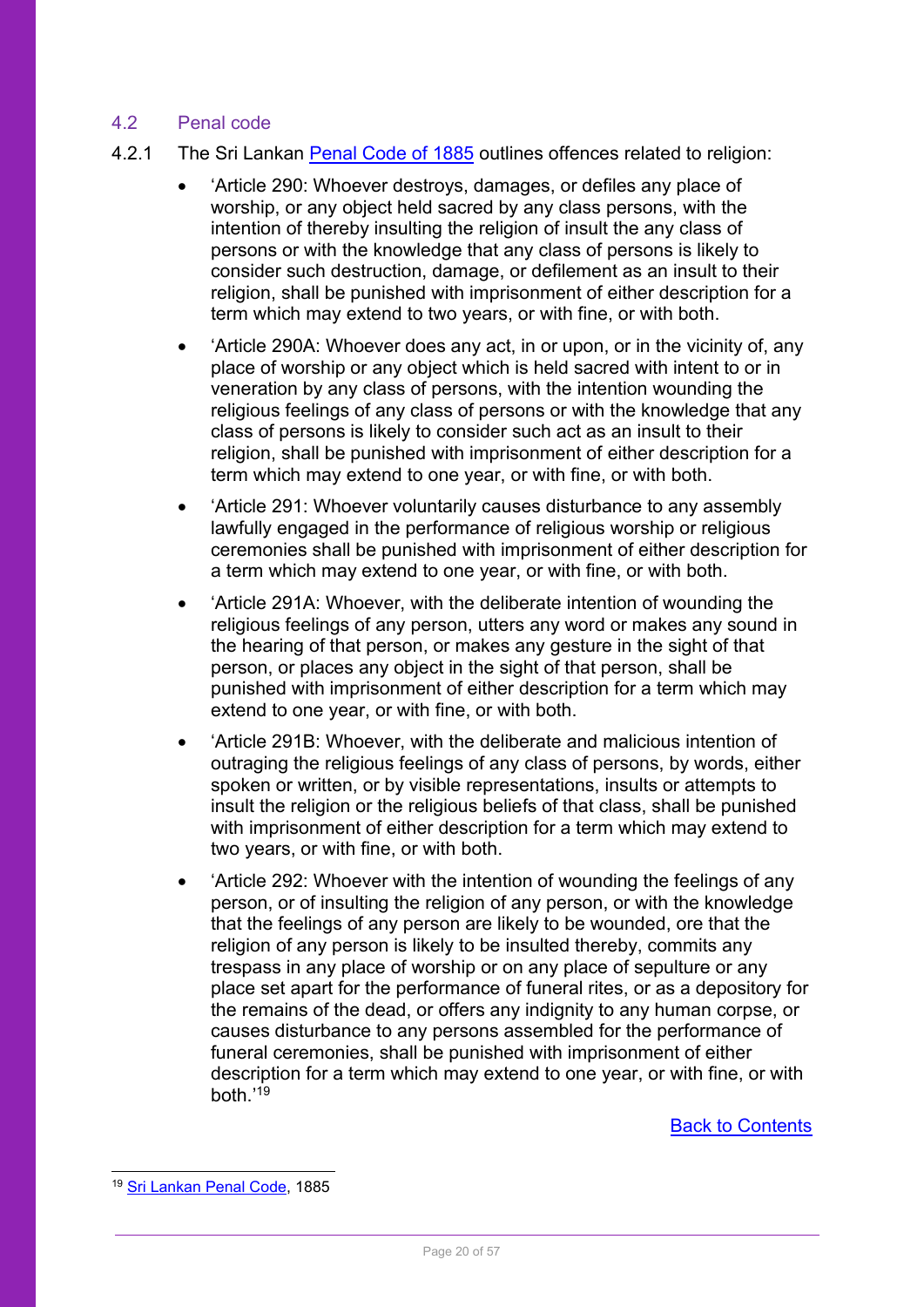## 4.2 Penal code

4.2.1 The Sri Lankan [Penal Code of 1885] outlines offences related to religion:

- 'Article 290: Whoever destroys, damages, or defiles any place of worship, or any object held sacred by any class persons, with the intention of thereby insulting the religion of insult the any class of persons or with the knowledge that any class of persons is likely to consider such destruction, damage, or defilement as an insult to their religion, shall be punished with imprisonment of either description for a term which may extend to two years, or with fine, or with both.
- 'Article 290A: Whoever does any act, in or upon, or in the vicinity of, any place of worship or any object which is held sacred with intent to or in veneration by any class of persons, with the intention wounding the religious feelings of any class of persons or with the knowledge that any class of persons is likely to consider such act as an insult to their religion, shall be punished with imprisonment of either description for a term which may extend to one year, or with fine, or with both.
- 'Article 291: Whoever voluntarily causes disturbance to any assembly lawfully engaged in the performance of religious worship or religious ceremonies shall be punished with imprisonment of either description for a term which may extend to one year, or with fine, or with both.
- 'Article 291A: Whoever, with the deliberate intention of wounding the religious feelings of any person, utters any word or makes any sound in the hearing of that person, or makes any gesture in the sight of that person, or places any object in the sight of that person, shall be punished with imprisonment of either description for a term which may extend to one year, or with fine, or with both.
- 'Article 291B: Whoever, with the deliberate and malicious intention of outraging the religious feelings of any class of persons, by words, either spoken or written, or by visible representations, insults or attempts to insult the religion or the religious beliefs of that class, shall be punished with imprisonment of either description for a term which may extend to two years, or with fine, or with both.
- 'Article 292: Whoever with the intention of wounding the feelings of any person, or of insulting the religion of any person, or with the knowledge that the feelings of any person are likely to be wounded, ore that the religion of any person is likely to be insulted thereby, commits any trespass in any place of worship or on any place of sepulture or any place set apart for the performance of funeral rites, or as a depository for the remains of the dead, or offers any indignity to any human corpse, or causes disturbance to any persons assembled for the performance of funeral ceremonies, shall be punished with imprisonment of either description for a term which may extend to one year, or with fine, or with both.'[19]

Back to Contents

[19] Sri Lankan Penal Code, 1885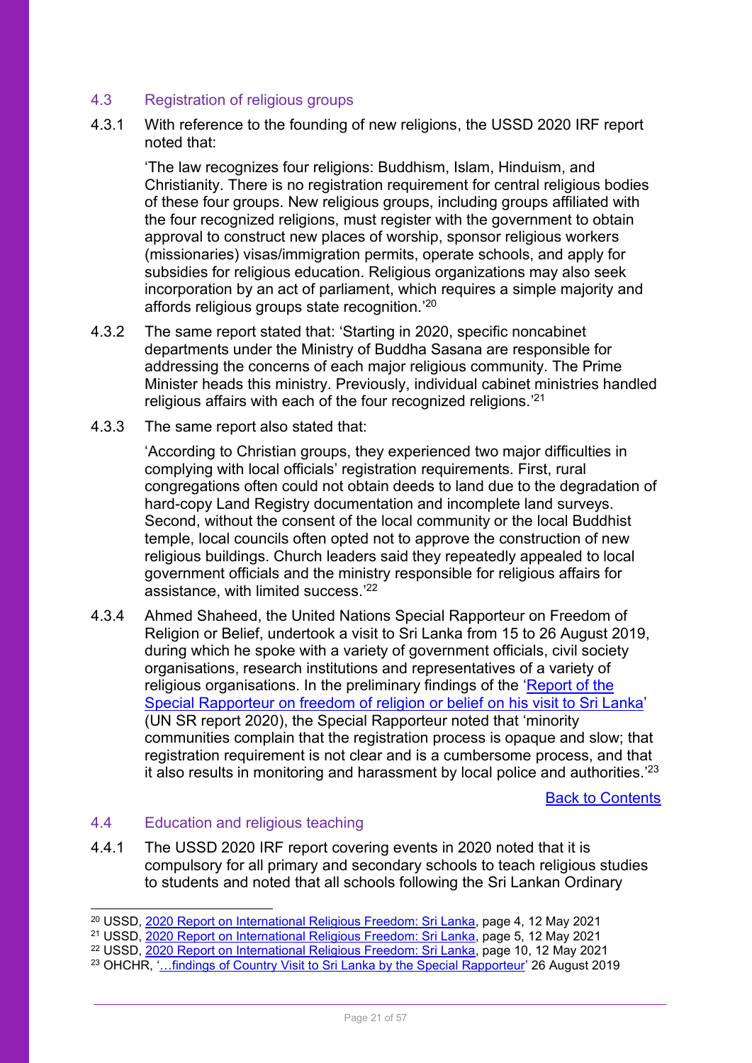## 4.3 Registration of religious groups

4.3.1 With reference to the founding of new religions, the USSD 2020 IRF report noted that:

> 'The law recognizes four religions: Buddhism, Islam, Hinduism, and Christianity. There is no registration requirement for central religious bodies of these four groups. New religious groups, including groups affiliated with the four recognized religions, must register with the government to obtain approval to construct new places of worship, sponsor religious workers (missionaries) visas/immigration permits, operate schools, and apply for subsidies for religious education. Religious organizations may also seek incorporation by an act of parliament, which requires a simple majority and affords religious groups state recognition.'[20]

4.3.2 The same report stated that: 'Starting in 2020, specific noncabinet departments under the Ministry of Buddha Sasana are responsible for addressing the concerns of each major religious community. The Prime Minister heads this ministry. Previously, individual cabinet ministries handled religious affairs with each of the four recognized religions.'[21]

4.3.3 The same report also stated that:

> 'According to Christian groups, they experienced two major difficulties in complying with local officials' registration requirements. First, rural congregations often could not obtain deeds to land due to the degradation of hard-copy Land Registry documentation and incomplete land surveys. Second, without the consent of the local community or the local Buddhist temple, local councils often opted not to approve the construction of new religious buildings. Church leaders said they repeatedly appealed to local government officials and the ministry responsible for religious affairs for assistance, with limited success.'[22]

4.3.4 Ahmed Shaheed, the United Nations Special Rapporteur on Freedom of Religion or Belief, undertook a visit to Sri Lanka from 15 to 26 August 2019, during which he spoke with a variety of government officials, civil society organisations, research institutions and representatives of a variety of religious organisations. In the preliminary findings of the '[Report of the Special Rapporteur on freedom of religion or belief on his visit to Sri Lanka]()' (UN SR report 2020), the Special Rapporteur noted that 'minority communities complain that the registration process is opaque and slow; that registration requirement is not clear and is a cumbersome process, and that it also results in monitoring and harassment by local police and authorities.'[23]

[Back to Contents]()

## 4.4 Education and religious teaching

4.4.1 The USSD 2020 IRF report covering events in 2020 noted that it is compulsory for all primary and secondary schools to teach religious studies to students and noted that all schools following the Sri Lankan Ordinary

---

[20] USSD, [2020 Report on International Religious Freedom: Sri Lanka](), page 4, 12 May 2021
[21] USSD, [2020 Report on International Religious Freedom: Sri Lanka](), page 5, 12 May 2021
[22] USSD, [2020 Report on International Religious Freedom: Sri Lanka](), page 10, 12 May 2021
[23] OHCHR, '[…findings of Country Visit to Sri Lanka by the Special Rapporteur]()' 26 August 2019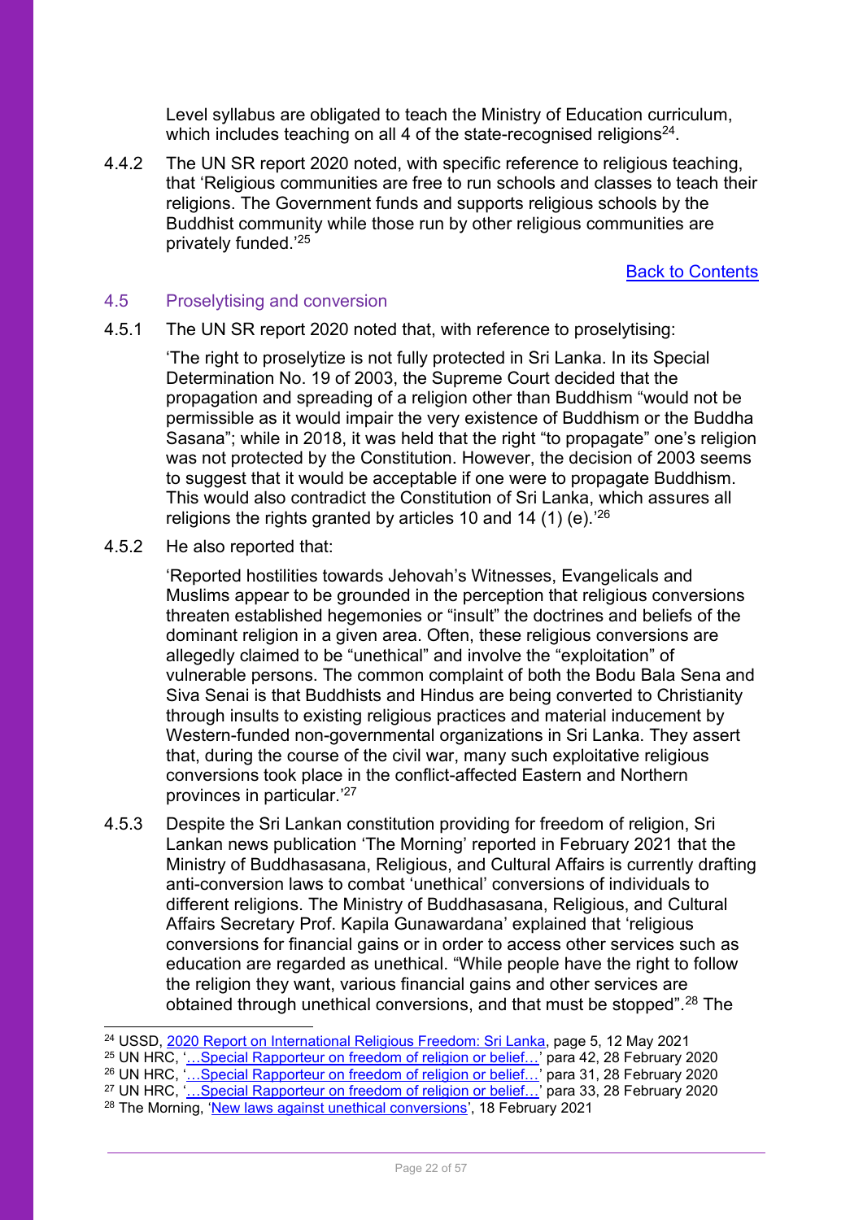Level syllabus are obligated to teach the Ministry of Education curriculum, which includes teaching on all 4 of the state-recognised religions[24].

4.4.2 The UN SR report 2020 noted, with specific reference to religious teaching, that 'Religious communities are free to run schools and classes to teach their religions. The Government funds and supports religious schools by the Buddhist community while those run by other religious communities are privately funded.'[25]

Back to Contents

### 4.5 Proselytising and conversion

4.5.1 The UN SR report 2020 noted that, with reference to proselytising:

> 'The right to proselytize is not fully protected in Sri Lanka. In its Special Determination No. 19 of 2003, the Supreme Court decided that the propagation and spreading of a religion other than Buddhism "would not be permissible as it would impair the very existence of Buddhism or the Buddha Sasana"; while in 2018, it was held that the right "to propagate" one's religion was not protected by the Constitution. However, the decision of 2003 seems to suggest that it would be acceptable if one were to propagate Buddhism. This would also contradict the Constitution of Sri Lanka, which assures all religions the rights granted by articles 10 and 14 (1) (e).'[26]

4.5.2 He also reported that:

> 'Reported hostilities towards Jehovah's Witnesses, Evangelicals and Muslims appear to be grounded in the perception that religious conversions threaten established hegemonies or "insult" the doctrines and beliefs of the dominant religion in a given area. Often, these religious conversions are allegedly claimed to be "unethical" and involve the "exploitation" of vulnerable persons. The common complaint of both the Bodu Bala Sena and Siva Senai is that Buddhists and Hindus are being converted to Christianity through insults to existing religious practices and material inducement by Western-funded non-governmental organizations in Sri Lanka. They assert that, during the course of the civil war, many such exploitative religious conversions took place in the conflict-affected Eastern and Northern provinces in particular.'[27]

4.5.3 Despite the Sri Lankan constitution providing for freedom of religion, Sri Lankan news publication 'The Morning' reported in February 2021 that the Ministry of Buddhasasana, Religious, and Cultural Affairs is currently drafting anti-conversion laws to combat 'unethical' conversions of individuals to different religions. The Ministry of Buddhasasana, Religious, and Cultural Affairs Secretary Prof. Kapila Gunawardana' explained that 'religious conversions for financial gains or in order to access other services such as education are regarded as unethical. "While people have the right to follow the religion they want, various financial gains and other services are obtained through unethical conversions, and that must be stopped".[28] The

---

[24] USSD, 2020 Report on International Religious Freedom: Sri Lanka, page 5, 12 May 2021

[25] UN HRC, '…Special Rapporteur on freedom of religion or belief…' para 42, 28 February 2020

[26] UN HRC, '…Special Rapporteur on freedom of religion or belief…' para 31, 28 February 2020

[27] UN HRC, '…Special Rapporteur on freedom of religion or belief…' para 33, 28 February 2020

[28] The Morning, 'New laws against unethical conversions', 18 February 2021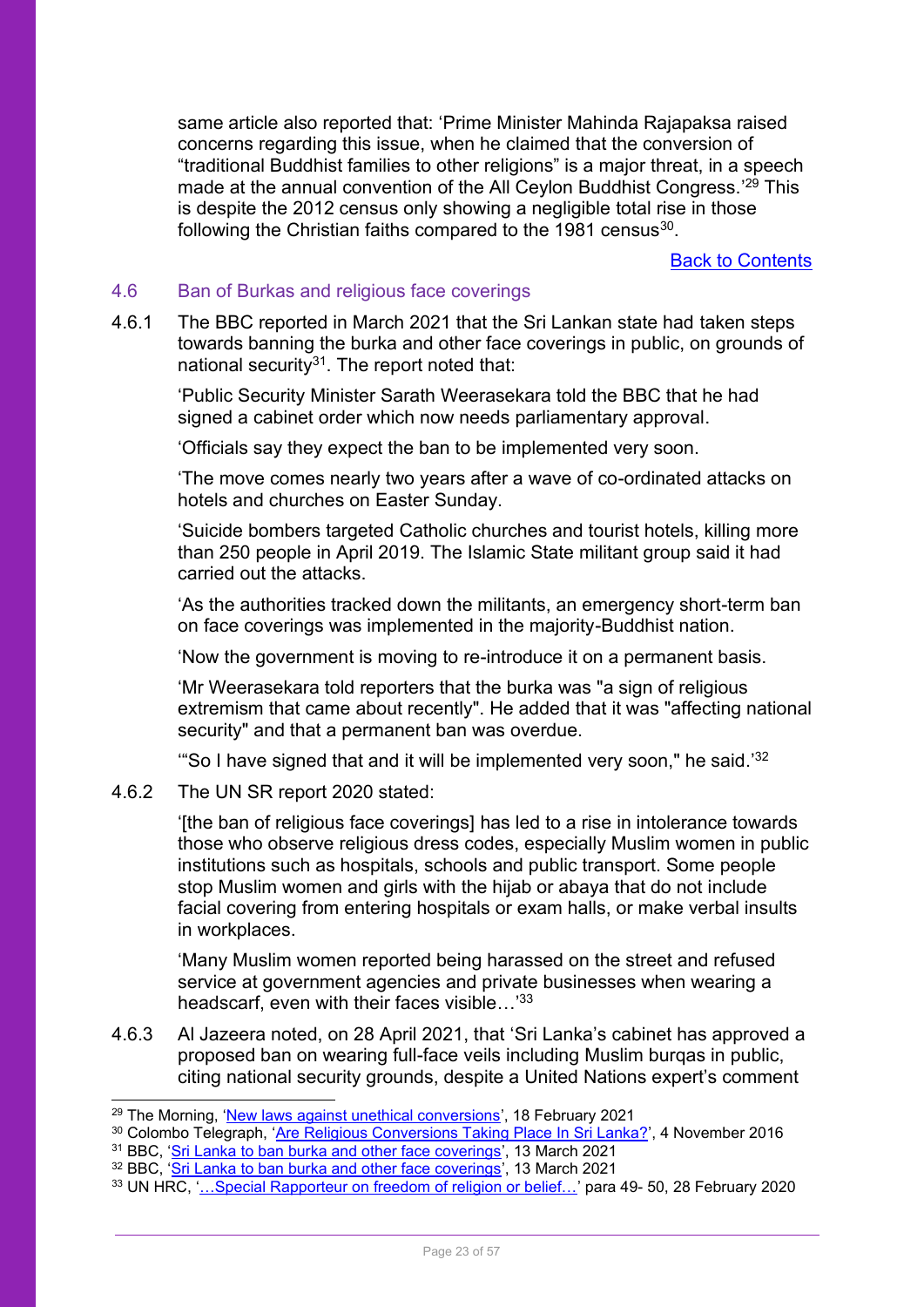same article also reported that: 'Prime Minister Mahinda Rajapaksa raised concerns regarding this issue, when he claimed that the conversion of "traditional Buddhist families to other religions" is a major threat, in a speech made at the annual convention of the All Ceylon Buddhist Congress.'[29] This is despite the 2012 census only showing a negligible total rise in those following the Christian faiths compared to the 1981 census[30].

Back to Contents

### 4.6 Ban of Burkas and religious face coverings

4.6.1 The BBC reported in March 2021 that the Sri Lankan state had taken steps towards banning the burka and other face coverings in public, on grounds of national security[31]. The report noted that:

> 'Public Security Minister Sarath Weerasekara told the BBC that he had signed a cabinet order which now needs parliamentary approval.
>
> 'Officials say they expect the ban to be implemented very soon.
>
> 'The move comes nearly two years after a wave of co-ordinated attacks on hotels and churches on Easter Sunday.
>
> 'Suicide bombers targeted Catholic churches and tourist hotels, killing more than 250 people in April 2019. The Islamic State militant group said it had carried out the attacks.
>
> 'As the authorities tracked down the militants, an emergency short-term ban on face coverings was implemented in the majority-Buddhist nation.
>
> 'Now the government is moving to re-introduce it on a permanent basis.
>
> 'Mr Weerasekara told reporters that the burka was "a sign of religious extremism that came about recently". He added that it was "affecting national security" and that a permanent ban was overdue.
>
> '"So I have signed that and it will be implemented very soon," he said.'[32]

4.6.2 The UN SR report 2020 stated:

> '[the ban of religious face coverings] has led to a rise in intolerance towards those who observe religious dress codes, especially Muslim women in public institutions such as hospitals, schools and public transport. Some people stop Muslim women and girls with the hijab or abaya that do not include facial covering from entering hospitals or exam halls, or make verbal insults in workplaces.
>
> 'Many Muslim women reported being harassed on the street and refused service at government agencies and private businesses when wearing a headscarf, even with their faces visible…'[33]

4.6.3 Al Jazeera noted, on 28 April 2021, that 'Sri Lanka's cabinet has approved a proposed ban on wearing full-face veils including Muslim burqas in public, citing national security grounds, despite a United Nations expert's comment

---

[29] The Morning, 'New laws against unethical conversions', 18 February 2021
[30] Colombo Telegraph, 'Are Religious Conversions Taking Place In Sri Lanka?', 4 November 2016
[31] BBC, 'Sri Lanka to ban burka and other face coverings', 13 March 2021
[32] BBC, 'Sri Lanka to ban burka and other face coverings', 13 March 2021
[33] UN HRC, '…Special Rapporteur on freedom of religion or belief…' para 49- 50, 28 February 2020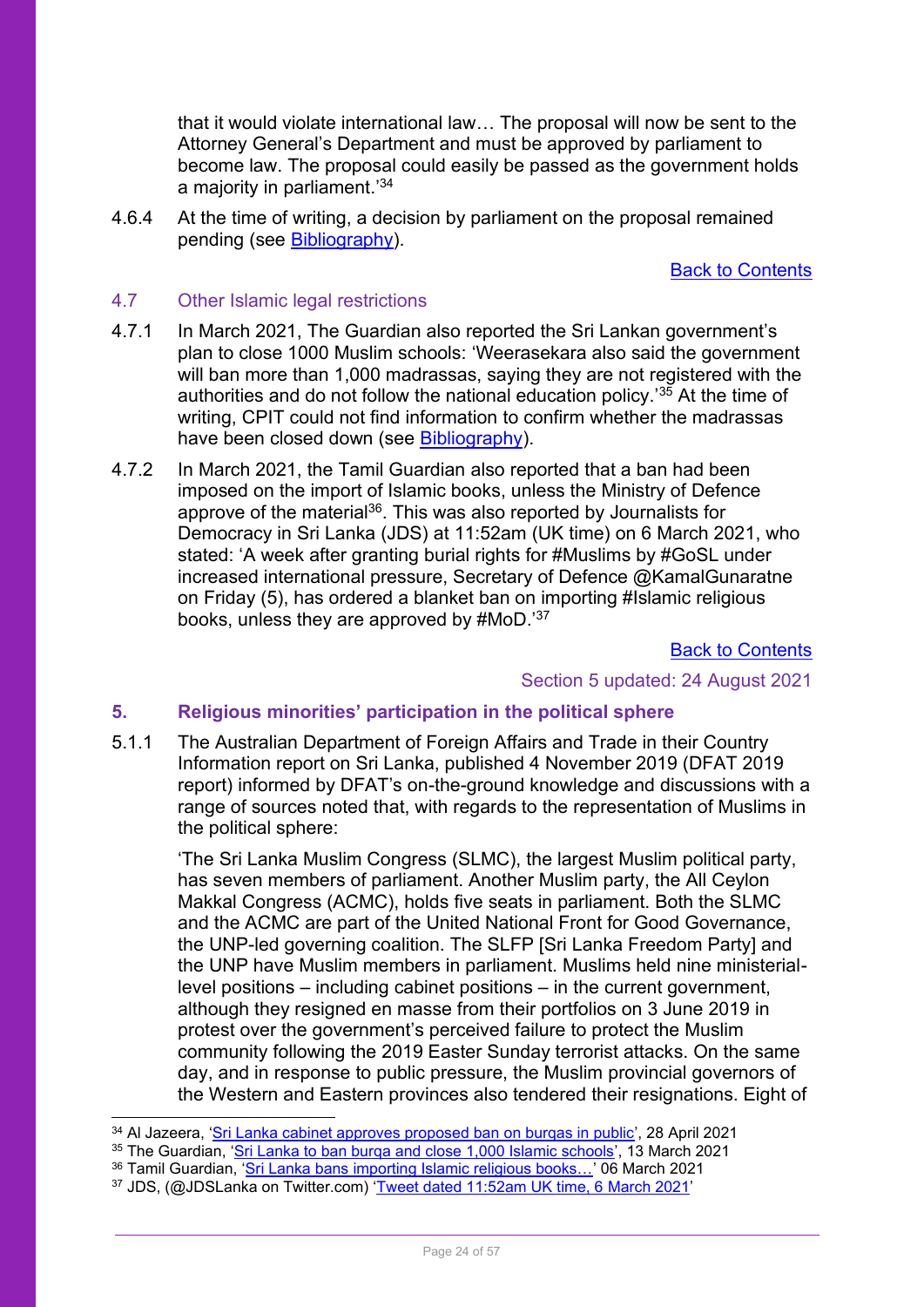that it would violate international law… The proposal will now be sent to the Attorney General's Department and must be approved by parliament to become law. The proposal could easily be passed as the government holds a majority in parliament.'[34]

4.6.4 At the time of writing, a decision by parliament on the proposal remained pending (see Bibliography).

Back to Contents

## 4.7 Other Islamic legal restrictions

4.7.1 In March 2021, The Guardian also reported the Sri Lankan government's plan to close 1000 Muslim schools: 'Weerasekara also said the government will ban more than 1,000 madrassas, saying they are not registered with the authorities and do not follow the national education policy.'[35] At the time of writing, CPIT could not find information to confirm whether the madrassas have been closed down (see Bibliography).

4.7.2 In March 2021, the Tamil Guardian also reported that a ban had been imposed on the import of Islamic books, unless the Ministry of Defence approve of the material[36]. This was also reported by Journalists for Democracy in Sri Lanka (JDS) at 11:52am (UK time) on 6 March 2021, who stated: 'A week after granting burial rights for #Muslims by #GoSL under increased international pressure, Secretary of Defence @KamalGunaratne on Friday (5), has ordered a blanket ban on importing #Islamic religious books, unless they are approved by #MoD.'[37]

Back to Contents

Section 5 updated: 24 August 2021

# 5. Religious minorities' participation in the political sphere

5.1.1 The Australian Department of Foreign Affairs and Trade in their Country Information report on Sri Lanka, published 4 November 2019 (DFAT 2019 report) informed by DFAT's on-the-ground knowledge and discussions with a range of sources noted that, with regards to the representation of Muslims in the political sphere:

'The Sri Lanka Muslim Congress (SLMC), the largest Muslim political party, has seven members of parliament. Another Muslim party, the All Ceylon Makkal Congress (ACMC), holds five seats in parliament. Both the SLMC and the ACMC are part of the United National Front for Good Governance, the UNP-led governing coalition. The SLFP [Sri Lanka Freedom Party] and the UNP have Muslim members in parliament. Muslims held nine ministerial-level positions – including cabinet positions – in the current government, although they resigned en masse from their portfolios on 3 June 2019 in protest over the government's perceived failure to protect the Muslim community following the 2019 Easter Sunday terrorist attacks. On the same day, and in response to public pressure, the Muslim provincial governors of the Western and Eastern provinces also tendered their resignations. Eight of

---

[34] Al Jazeera, 'Sri Lanka cabinet approves proposed ban on burqas in public', 28 April 2021
[35] The Guardian, 'Sri Lanka to ban burqa and close 1,000 Islamic schools', 13 March 2021
[36] Tamil Guardian, 'Sri Lanka bans importing Islamic religious books…' 06 March 2021
[37] JDS, (@JDSLanka on Twitter.com) 'Tweet dated 11:52am UK time, 6 March 2021'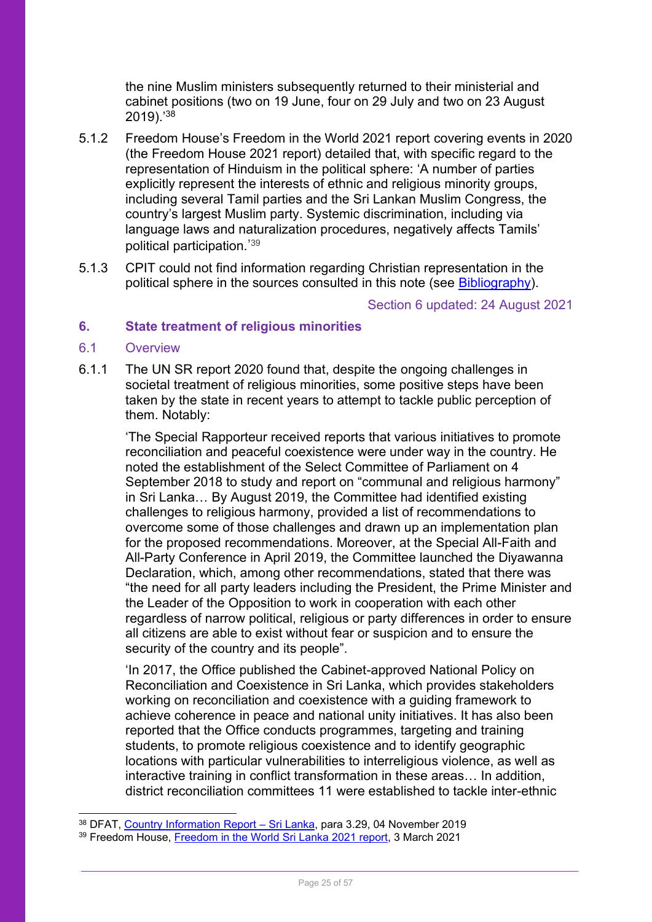the nine Muslim ministers subsequently returned to their ministerial and cabinet positions (two on 19 June, four on 29 July and two on 23 August 2019).'[38]

5.1.2 Freedom House's Freedom in the World 2021 report covering events in 2020 (the Freedom House 2021 report) detailed that, with specific regard to the representation of Hinduism in the political sphere: 'A number of parties explicitly represent the interests of ethnic and religious minority groups, including several Tamil parties and the Sri Lankan Muslim Congress, the country's largest Muslim party. Systemic discrimination, including via language laws and naturalization procedures, negatively affects Tamils' political participation.'[39]

5.1.3 CPIT could not find information regarding Christian representation in the political sphere in the sources consulted in this note (see [Bibliography]).

Section 6 updated: 24 August 2021

## 6. State treatment of religious minorities

### 6.1 Overview

6.1.1 The UN SR report 2020 found that, despite the ongoing challenges in societal treatment of religious minorities, some positive steps have been taken by the state in recent years to attempt to tackle public perception of them. Notably:

> 'The Special Rapporteur received reports that various initiatives to promote reconciliation and peaceful coexistence were under way in the country. He noted the establishment of the Select Committee of Parliament on 4 September 2018 to study and report on "communal and religious harmony" in Sri Lanka… By August 2019, the Committee had identified existing challenges to religious harmony, provided a list of recommendations to overcome some of those challenges and drawn up an implementation plan for the proposed recommendations. Moreover, at the Special All-Faith and All-Party Conference in April 2019, the Committee launched the Diyawanna Declaration, which, among other recommendations, stated that there was "the need for all party leaders including the President, the Prime Minister and the Leader of the Opposition to work in cooperation with each other regardless of narrow political, religious or party differences in order to ensure all citizens are able to exist without fear or suspicion and to ensure the security of the country and its people".
>
> 'In 2017, the Office published the Cabinet-approved National Policy on Reconciliation and Coexistence in Sri Lanka, which provides stakeholders working on reconciliation and coexistence with a guiding framework to achieve coherence in peace and national unity initiatives. It has also been reported that the Office conducts programmes, targeting and training students, to promote religious coexistence and to identify geographic locations with particular vulnerabilities to interreligious violence, as well as interactive training in conflict transformation in these areas… In addition, district reconciliation committees 11 were established to tackle inter-ethnic

---

[38] DFAT, Country Information Report – Sri Lanka, para 3.29, 04 November 2019

[39] Freedom House, Freedom in the World Sri Lanka 2021 report, 3 March 2021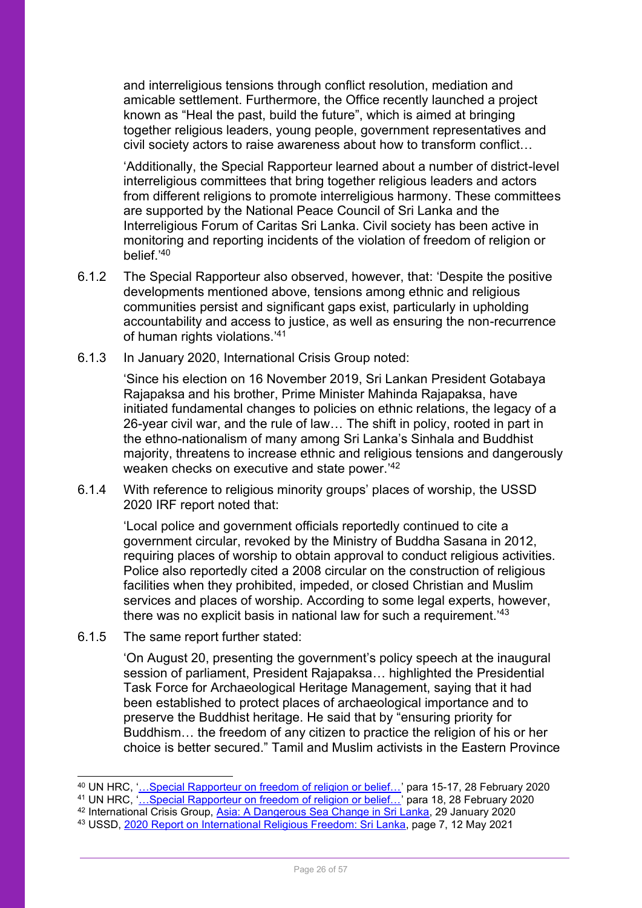and interreligious tensions through conflict resolution, mediation and amicable settlement. Furthermore, the Office recently launched a project known as "Heal the past, build the future", which is aimed at bringing together religious leaders, young people, government representatives and civil society actors to raise awareness about how to transform conflict…

'Additionally, the Special Rapporteur learned about a number of district-level interreligious committees that bring together religious leaders and actors from different religions to promote interreligious harmony. These committees are supported by the National Peace Council of Sri Lanka and the Interreligious Forum of Caritas Sri Lanka. Civil society has been active in monitoring and reporting incidents of the violation of freedom of religion or belief.'[40]

6.1.2 The Special Rapporteur also observed, however, that: 'Despite the positive developments mentioned above, tensions among ethnic and religious communities persist and significant gaps exist, particularly in upholding accountability and access to justice, as well as ensuring the non-recurrence of human rights violations.'[41]

6.1.3 In January 2020, International Crisis Group noted:

'Since his election on 16 November 2019, Sri Lankan President Gotabaya Rajapaksa and his brother, Prime Minister Mahinda Rajapaksa, have initiated fundamental changes to policies on ethnic relations, the legacy of a 26-year civil war, and the rule of law… The shift in policy, rooted in part in the ethno-nationalism of many among Sri Lanka's Sinhala and Buddhist majority, threatens to increase ethnic and religious tensions and dangerously weaken checks on executive and state power.'[42]

6.1.4 With reference to religious minority groups' places of worship, the USSD 2020 IRF report noted that:

'Local police and government officials reportedly continued to cite a government circular, revoked by the Ministry of Buddha Sasana in 2012, requiring places of worship to obtain approval to conduct religious activities. Police also reportedly cited a 2008 circular on the construction of religious facilities when they prohibited, impeded, or closed Christian and Muslim services and places of worship. According to some legal experts, however, there was no explicit basis in national law for such a requirement.'[43]

6.1.5 The same report further stated:

'On August 20, presenting the government's policy speech at the inaugural session of parliament, President Rajapaksa… highlighted the Presidential Task Force for Archaeological Heritage Management, saying that it had been established to protect places of archaeological importance and to preserve the Buddhist heritage. He said that by "ensuring priority for Buddhism… the freedom of any citizen to practice the religion of his or her choice is better secured." Tamil and Muslim activists in the Eastern Province

---

[40] UN HRC, '…Special Rapporteur on freedom of religion or belief…' para 15-17, 28 February 2020
[41] UN HRC, '…Special Rapporteur on freedom of religion or belief…' para 18, 28 February 2020
[42] International Crisis Group, Asia: A Dangerous Sea Change in Sri Lanka, 29 January 2020
[43] USSD, 2020 Report on International Religious Freedom: Sri Lanka, page 7, 12 May 2021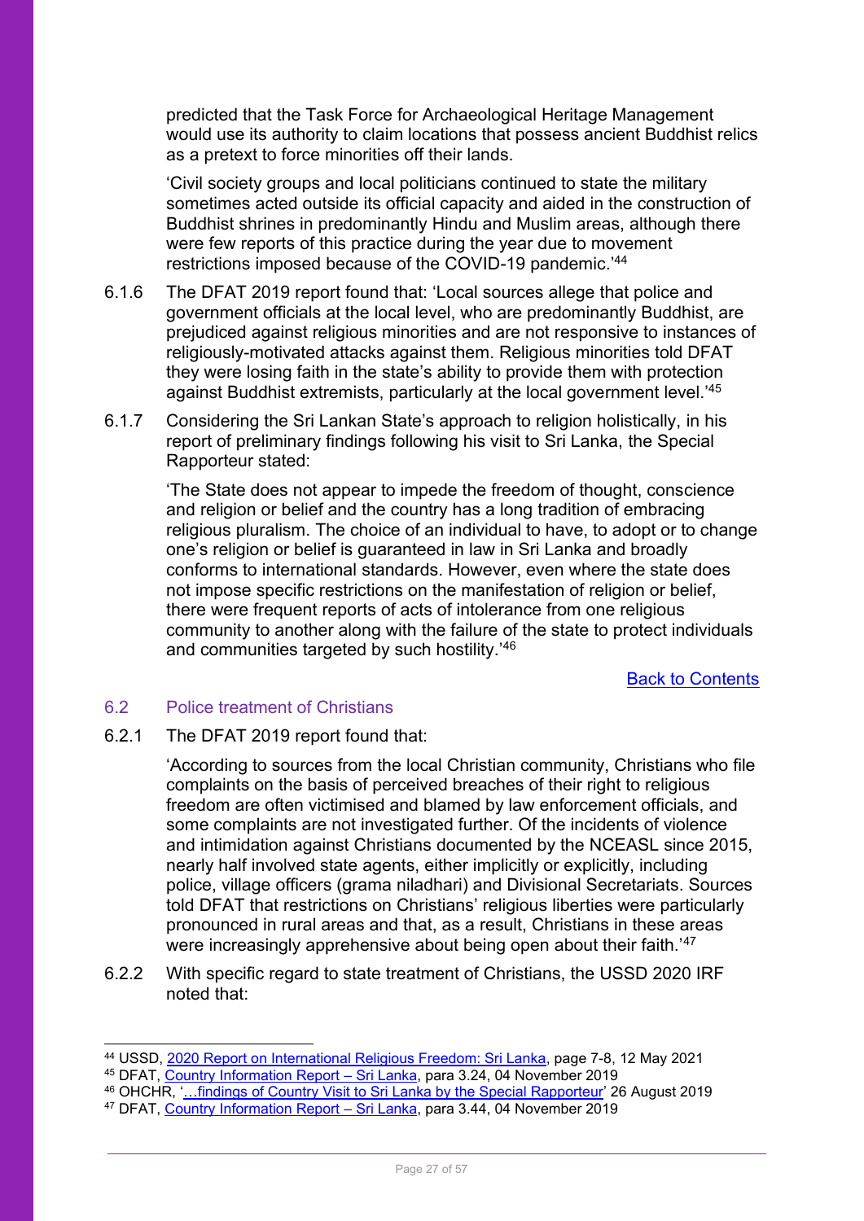predicted that the Task Force for Archaeological Heritage Management would use its authority to claim locations that possess ancient Buddhist relics as a pretext to force minorities off their lands.

'Civil society groups and local politicians continued to state the military sometimes acted outside its official capacity and aided in the construction of Buddhist shrines in predominantly Hindu and Muslim areas, although there were few reports of this practice during the year due to movement restrictions imposed because of the COVID-19 pandemic.'[44]

6.1.6 The DFAT 2019 report found that: 'Local sources allege that police and government officials at the local level, who are predominantly Buddhist, are prejudiced against religious minorities and are not responsive to instances of religiously-motivated attacks against them. Religious minorities told DFAT they were losing faith in the state's ability to provide them with protection against Buddhist extremists, particularly at the local government level.'[45]

6.1.7 Considering the Sri Lankan State's approach to religion holistically, in his report of preliminary findings following his visit to Sri Lanka, the Special Rapporteur stated:

'The State does not appear to impede the freedom of thought, conscience and religion or belief and the country has a long tradition of embracing religious pluralism. The choice of an individual to have, to adopt or to change one's religion or belief is guaranteed in law in Sri Lanka and broadly conforms to international standards. However, even where the state does not impose specific restrictions on the manifestation of religion or belief, there were frequent reports of acts of intolerance from one religious community to another along with the failure of the state to protect individuals and communities targeted by such hostility.'[46]

Back to Contents

## 6.2 Police treatment of Christians

6.2.1 The DFAT 2019 report found that:

'According to sources from the local Christian community, Christians who file complaints on the basis of perceived breaches of their right to religious freedom are often victimised and blamed by law enforcement officials, and some complaints are not investigated further. Of the incidents of violence and intimidation against Christians documented by the NCEASL since 2015, nearly half involved state agents, either implicitly or explicitly, including police, village officers (grama niladhari) and Divisional Secretariats. Sources told DFAT that restrictions on Christians' religious liberties were particularly pronounced in rural areas and that, as a result, Christians in these areas were increasingly apprehensive about being open about their faith.'[47]

6.2.2 With specific regard to state treatment of Christians, the USSD 2020 IRF noted that:

---

[44] USSD, 2020 Report on International Religious Freedom: Sri Lanka, page 7-8, 12 May 2021

[45] DFAT, Country Information Report – Sri Lanka, para 3.24, 04 November 2019

[46] OHCHR, '…findings of Country Visit to Sri Lanka by the Special Rapporteur' 26 August 2019

[47] DFAT, Country Information Report – Sri Lanka, para 3.44, 04 November 2019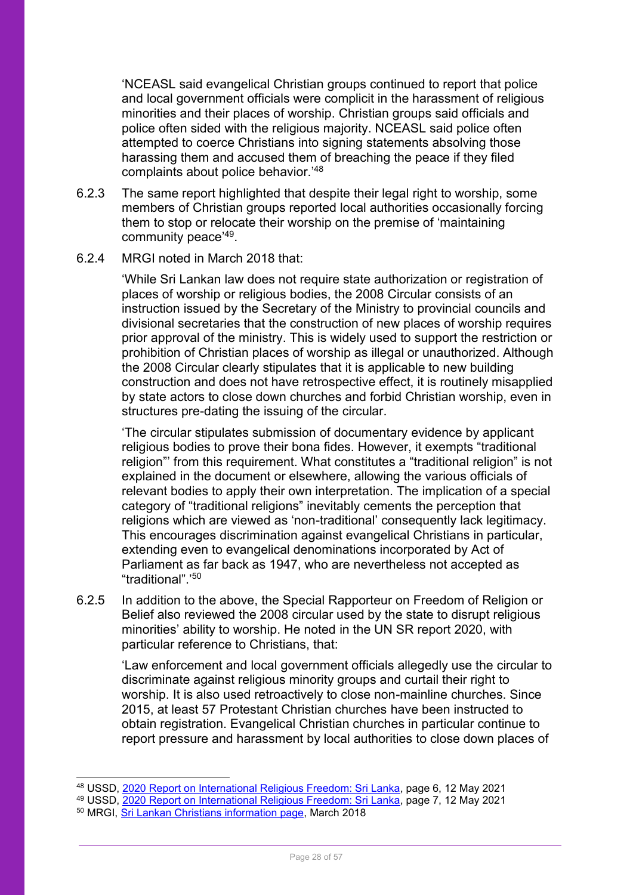'NCEASL said evangelical Christian groups continued to report that police and local government officials were complicit in the harassment of religious minorities and their places of worship. Christian groups said officials and police often sided with the religious majority. NCEASL said police often attempted to coerce Christians into signing statements absolving those harassing them and accused them of breaching the peace if they filed complaints about police behavior.'[48]

6.2.3 The same report highlighted that despite their legal right to worship, some members of Christian groups reported local authorities occasionally forcing them to stop or relocate their worship on the premise of 'maintaining community peace'[49].

6.2.4 MRGI noted in March 2018 that:

> 'While Sri Lankan law does not require state authorization or registration of places of worship or religious bodies, the 2008 Circular consists of an instruction issued by the Secretary of the Ministry to provincial councils and divisional secretaries that the construction of new places of worship requires prior approval of the ministry. This is widely used to support the restriction or prohibition of Christian places of worship as illegal or unauthorized. Although the 2008 Circular clearly stipulates that it is applicable to new building construction and does not have retrospective effect, it is routinely misapplied by state actors to close down churches and forbid Christian worship, even in structures pre-dating the issuing of the circular.
>
> 'The circular stipulates submission of documentary evidence by applicant religious bodies to prove their bona fides. However, it exempts "traditional religion"' from this requirement. What constitutes a "traditional religion" is not explained in the document or elsewhere, allowing the various officials of relevant bodies to apply their own interpretation. The implication of a special category of "traditional religions" inevitably cements the perception that religions which are viewed as 'non-traditional' consequently lack legitimacy. This encourages discrimination against evangelical Christians in particular, extending even to evangelical denominations incorporated by Act of Parliament as far back as 1947, who are nevertheless not accepted as "traditional".'[50]

6.2.5 In addition to the above, the Special Rapporteur on Freedom of Religion or Belief also reviewed the 2008 circular used by the state to disrupt religious minorities' ability to worship. He noted in the UN SR report 2020, with particular reference to Christians, that:

> 'Law enforcement and local government officials allegedly use the circular to discriminate against religious minority groups and curtail their right to worship. It is also used retroactively to close non-mainline churches. Since 2015, at least 57 Protestant Christian churches have been instructed to obtain registration. Evangelical Christian churches in particular continue to report pressure and harassment by local authorities to close down places of

---

[48] USSD, 2020 Report on International Religious Freedom: Sri Lanka, page 6, 12 May 2021

[49] USSD, 2020 Report on International Religious Freedom: Sri Lanka, page 7, 12 May 2021

[50] MRGI, Sri Lankan Christians information page, March 2018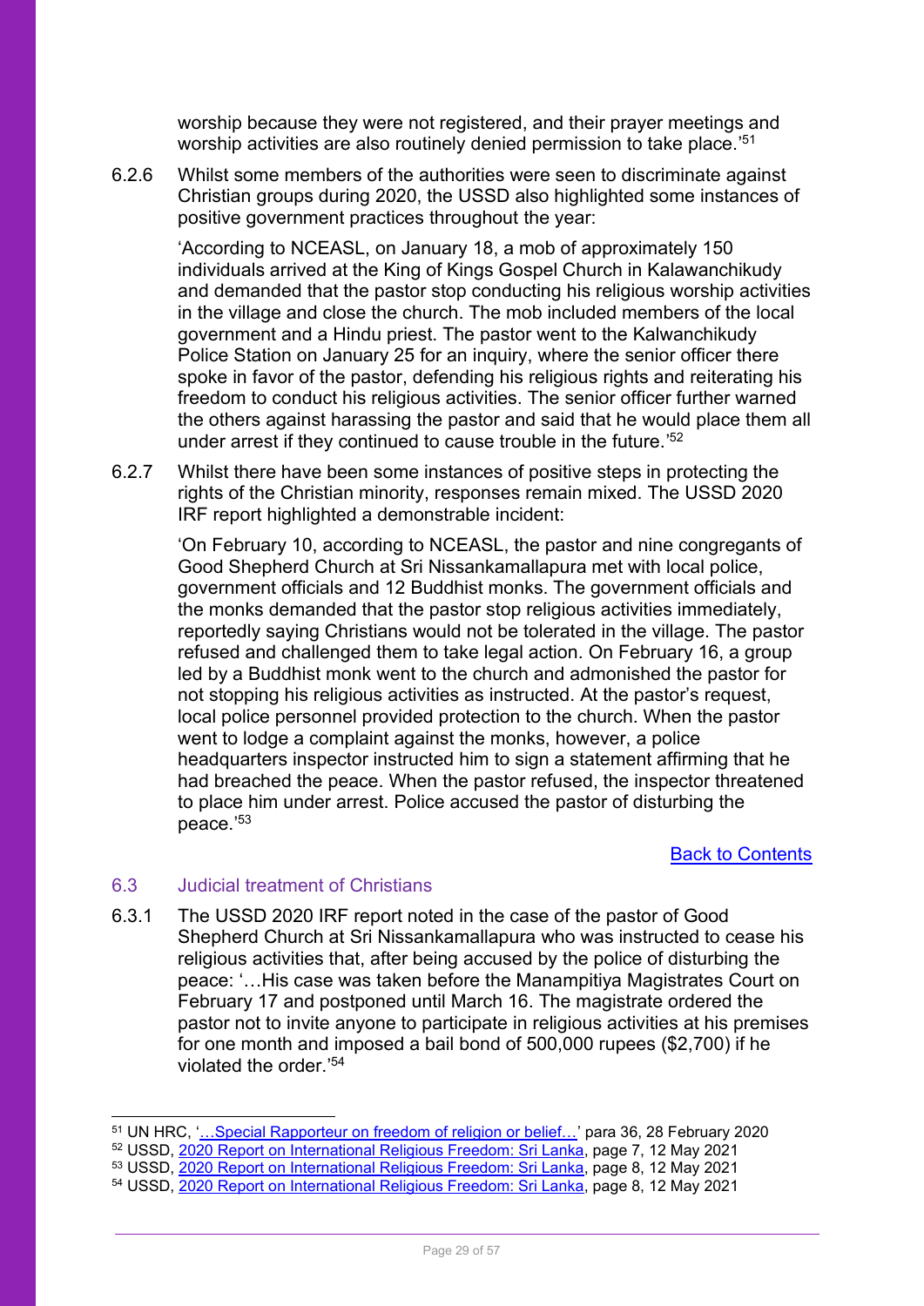worship because they were not registered, and their prayer meetings and worship activities are also routinely denied permission to take place.'[51]

6.2.6 Whilst some members of the authorities were seen to discriminate against Christian groups during 2020, the USSD also highlighted some instances of positive government practices throughout the year:

> 'According to NCEASL, on January 18, a mob of approximately 150 individuals arrived at the King of Kings Gospel Church in Kalawanchikudy and demanded that the pastor stop conducting his religious worship activities in the village and close the church. The mob included members of the local government and a Hindu priest. The pastor went to the Kalwanchikudy Police Station on January 25 for an inquiry, where the senior officer there spoke in favor of the pastor, defending his religious rights and reiterating his freedom to conduct his religious activities. The senior officer further warned the others against harassing the pastor and said that he would place them all under arrest if they continued to cause trouble in the future.'[52]

6.2.7 Whilst there have been some instances of positive steps in protecting the rights of the Christian minority, responses remain mixed. The USSD 2020 IRF report highlighted a demonstrable incident:

> 'On February 10, according to NCEASL, the pastor and nine congregants of Good Shepherd Church at Sri Nissankamallapura met with local police, government officials and 12 Buddhist monks. The government officials and the monks demanded that the pastor stop religious activities immediately, reportedly saying Christians would not be tolerated in the village. The pastor refused and challenged them to take legal action. On February 16, a group led by a Buddhist monk went to the church and admonished the pastor for not stopping his religious activities as instructed. At the pastor's request, local police personnel provided protection to the church. When the pastor went to lodge a complaint against the monks, however, a police headquarters inspector instructed him to sign a statement affirming that he had breached the peace. When the pastor refused, the inspector threatened to place him under arrest. Police accused the pastor of disturbing the peace.'[53]

Back to Contents

## 6.3 Judicial treatment of Christians

6.3.1 The USSD 2020 IRF report noted in the case of the pastor of Good Shepherd Church at Sri Nissankamallapura who was instructed to cease his religious activities that, after being accused by the police of disturbing the peace: '…His case was taken before the Manampitiya Magistrates Court on February 17 and postponed until March 16. The magistrate ordered the pastor not to invite anyone to participate in religious activities at his premises for one month and imposed a bail bond of 500,000 rupees ($2,700) if he violated the order.'[54]

---

[51] UN HRC, '…Special Rapporteur on freedom of religion or belief…' para 36, 28 February 2020

[52] USSD, 2020 Report on International Religious Freedom: Sri Lanka, page 7, 12 May 2021

[53] USSD, 2020 Report on International Religious Freedom: Sri Lanka, page 8, 12 May 2021

[54] USSD, 2020 Report on International Religious Freedom: Sri Lanka, page 8, 12 May 2021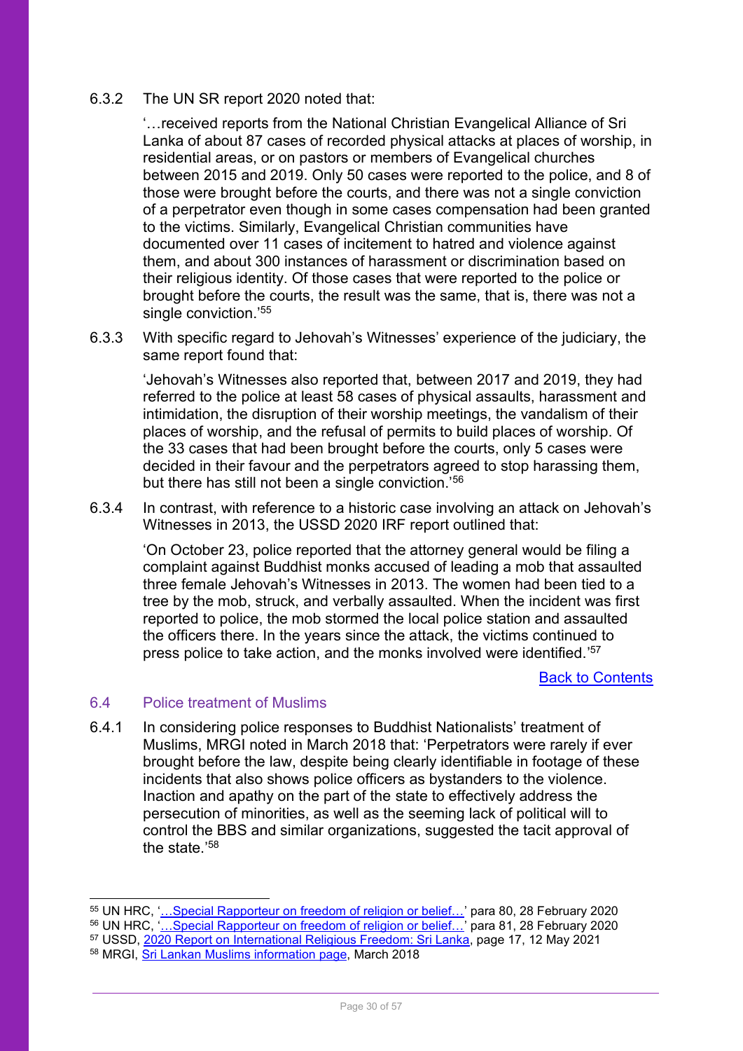6.3.2 The UN SR report 2020 noted that:

> '…received reports from the National Christian Evangelical Alliance of Sri Lanka of about 87 cases of recorded physical attacks at places of worship, in residential areas, or on pastors or members of Evangelical churches between 2015 and 2019. Only 50 cases were reported to the police, and 8 of those were brought before the courts, and there was not a single conviction of a perpetrator even though in some cases compensation had been granted to the victims. Similarly, Evangelical Christian communities have documented over 11 cases of incitement to hatred and violence against them, and about 300 instances of harassment or discrimination based on their religious identity. Of those cases that were reported to the police or brought before the courts, the result was the same, that is, there was not a single conviction.'[55]

6.3.3 With specific regard to Jehovah's Witnesses' experience of the judiciary, the same report found that:

> 'Jehovah's Witnesses also reported that, between 2017 and 2019, they had referred to the police at least 58 cases of physical assaults, harassment and intimidation, the disruption of their worship meetings, the vandalism of their places of worship, and the refusal of permits to build places of worship. Of the 33 cases that had been brought before the courts, only 5 cases were decided in their favour and the perpetrators agreed to stop harassing them, but there has still not been a single conviction.'[56]

6.3.4 In contrast, with reference to a historic case involving an attack on Jehovah's Witnesses in 2013, the USSD 2020 IRF report outlined that:

> 'On October 23, police reported that the attorney general would be filing a complaint against Buddhist monks accused of leading a mob that assaulted three female Jehovah's Witnesses in 2013. The women had been tied to a tree by the mob, struck, and verbally assaulted. When the incident was first reported to police, the mob stormed the local police station and assaulted the officers there. In the years since the attack, the victims continued to press police to take action, and the monks involved were identified.'[57]

[Back to Contents]

## 6.4 Police treatment of Muslims

6.4.1 In considering police responses to Buddhist Nationalists' treatment of Muslims, MRGI noted in March 2018 that: 'Perpetrators were rarely if ever brought before the law, despite being clearly identifiable in footage of these incidents that also shows police officers as bystanders to the violence. Inaction and apathy on the part of the state to effectively address the persecution of minorities, as well as the seeming lack of political will to control the BBS and similar organizations, suggested the tacit approval of the state.'[58]

---

[55] UN HRC, '…Special Rapporteur on freedom of religion or belief…' para 80, 28 February 2020
[56] UN HRC, '…Special Rapporteur on freedom of religion or belief…' para 81, 28 February 2020
[57] USSD, 2020 Report on International Religious Freedom: Sri Lanka, page 17, 12 May 2021
[58] MRGI, Sri Lankan Muslims information page, March 2018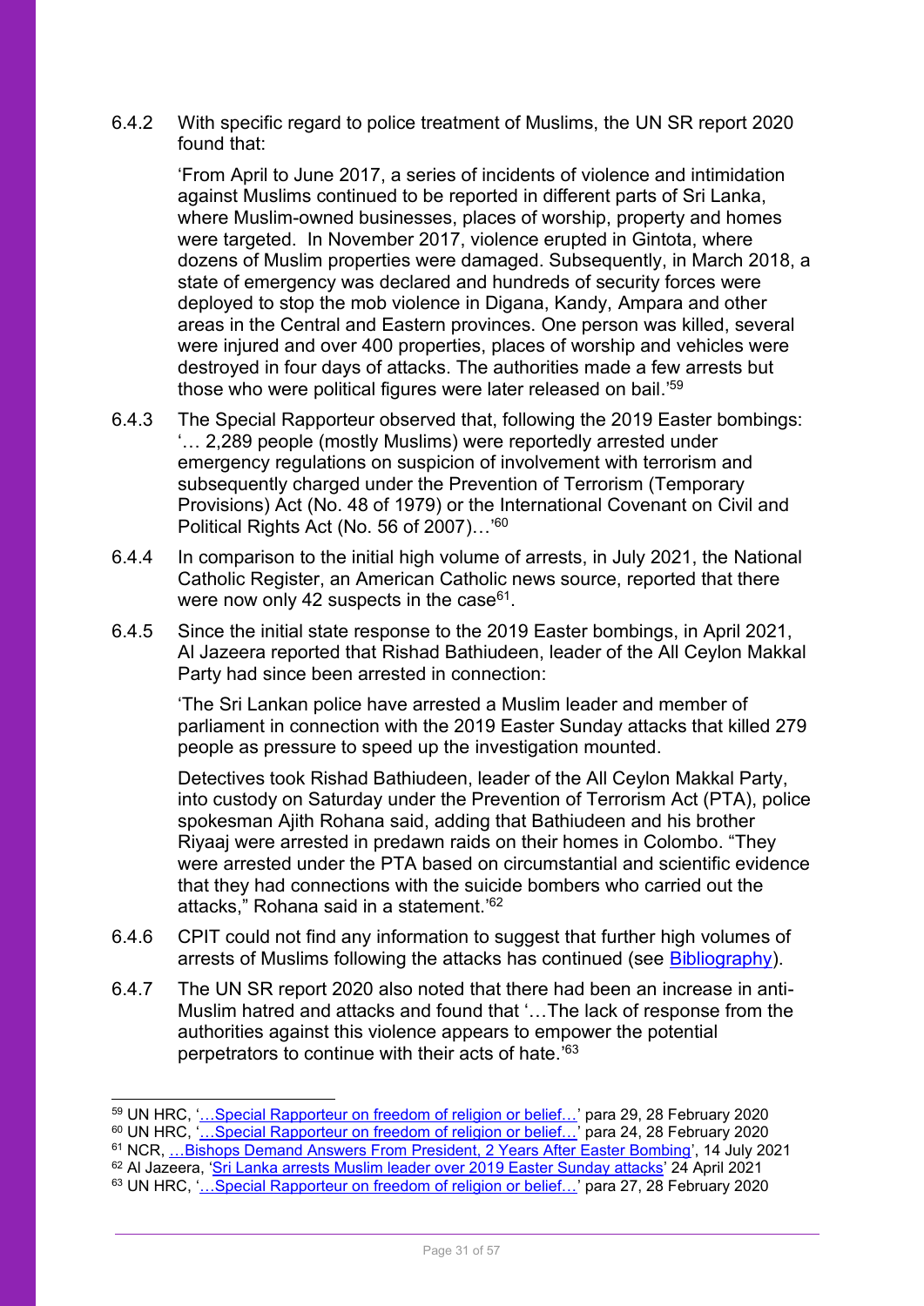6.4.2 With specific regard to police treatment of Muslims, the UN SR report 2020 found that:

> 'From April to June 2017, a series of incidents of violence and intimidation against Muslims continued to be reported in different parts of Sri Lanka, where Muslim-owned businesses, places of worship, property and homes were targeted. In November 2017, violence erupted in Gintota, where dozens of Muslim properties were damaged. Subsequently, in March 2018, a state of emergency was declared and hundreds of security forces were deployed to stop the mob violence in Digana, Kandy, Ampara and other areas in the Central and Eastern provinces. One person was killed, several were injured and over 400 properties, places of worship and vehicles were destroyed in four days of attacks. The authorities made a few arrests but those who were political figures were later released on bail.'[59]

6.4.3 The Special Rapporteur observed that, following the 2019 Easter bombings: '… 2,289 people (mostly Muslims) were reportedly arrested under emergency regulations on suspicion of involvement with terrorism and subsequently charged under the Prevention of Terrorism (Temporary Provisions) Act (No. 48 of 1979) or the International Covenant on Civil and Political Rights Act (No. 56 of 2007)…'[60]

6.4.4 In comparison to the initial high volume of arrests, in July 2021, the National Catholic Register, an American Catholic news source, reported that there were now only 42 suspects in the case[61].

6.4.5 Since the initial state response to the 2019 Easter bombings, in April 2021, Al Jazeera reported that Rishad Bathiudeen, leader of the All Ceylon Makkal Party had since been arrested in connection:

> 'The Sri Lankan police have arrested a Muslim leader and member of parliament in connection with the 2019 Easter Sunday attacks that killed 279 people as pressure to speed up the investigation mounted.
>
> Detectives took Rishad Bathiudeen, leader of the All Ceylon Makkal Party, into custody on Saturday under the Prevention of Terrorism Act (PTA), police spokesman Ajith Rohana said, adding that Bathiudeen and his brother Riyaaj were arrested in predawn raids on their homes in Colombo. "They were arrested under the PTA based on circumstantial and scientific evidence that they had connections with the suicide bombers who carried out the attacks," Rohana said in a statement.'[62]

6.4.6 CPIT could not find any information to suggest that further high volumes of arrests of Muslims following the attacks has continued (see Bibliography).

6.4.7 The UN SR report 2020 also noted that there had been an increase in anti-Muslim hatred and attacks and found that '…The lack of response from the authorities against this violence appears to empower the potential perpetrators to continue with their acts of hate.'[63]

---

[59] UN HRC, '…Special Rapporteur on freedom of religion or belief…' para 29, 28 February 2020

[60] UN HRC, '…Special Rapporteur on freedom of religion or belief…' para 24, 28 February 2020

[61] NCR, …Bishops Demand Answers From President, 2 Years After Easter Bombing', 14 July 2021

[62] Al Jazeera, 'Sri Lanka arrests Muslim leader over 2019 Easter Sunday attacks' 24 April 2021

[63] UN HRC, '…Special Rapporteur on freedom of religion or belief…' para 27, 28 February 2020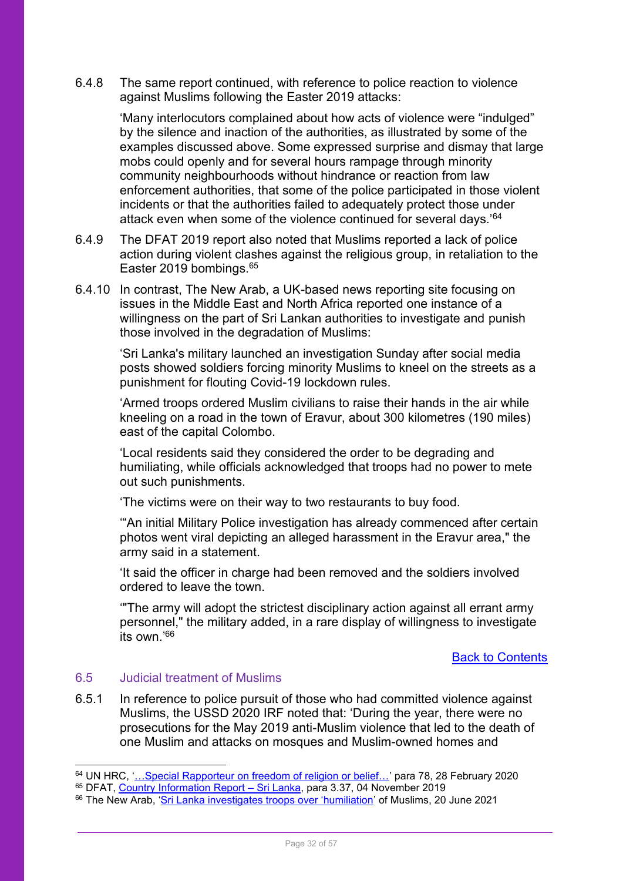6.4.8 The same report continued, with reference to police reaction to violence against Muslims following the Easter 2019 attacks:

> 'Many interlocutors complained about how acts of violence were "indulged" by the silence and inaction of the authorities, as illustrated by some of the examples discussed above. Some expressed surprise and dismay that large mobs could openly and for several hours rampage through minority community neighbourhoods without hindrance or reaction from law enforcement authorities, that some of the police participated in those violent incidents or that the authorities failed to adequately protect those under attack even when some of the violence continued for several days.'[64]

6.4.9 The DFAT 2019 report also noted that Muslims reported a lack of police action during violent clashes against the religious group, in retaliation to the Easter 2019 bombings.[65]

6.4.10 In contrast, The New Arab, a UK-based news reporting site focusing on issues in the Middle East and North Africa reported one instance of a willingness on the part of Sri Lankan authorities to investigate and punish those involved in the degradation of Muslims:

> 'Sri Lanka's military launched an investigation Sunday after social media posts showed soldiers forcing minority Muslims to kneel on the streets as a punishment for flouting Covid-19 lockdown rules.
>
> 'Armed troops ordered Muslim civilians to raise their hands in the air while kneeling on a road in the town of Eravur, about 300 kilometres (190 miles) east of the capital Colombo.
>
> 'Local residents said they considered the order to be degrading and humiliating, while officials acknowledged that troops had no power to mete out such punishments.
>
> 'The victims were on their way to two restaurants to buy food.
>
> '"An initial Military Police investigation has already commenced after certain photos went viral depicting an alleged harassment in the Eravur area," the army said in a statement.
>
> 'It said the officer in charge had been removed and the soldiers involved ordered to leave the town.
>
> '"The army will adopt the strictest disciplinary action against all errant army personnel," the military added, in a rare display of willingness to investigate its own.'[66]

[Back to Contents]

## 6.5 Judicial treatment of Muslims

6.5.1 In reference to police pursuit of those who had committed violence against Muslims, the USSD 2020 IRF noted that: 'During the year, there were no prosecutions for the May 2019 anti-Muslim violence that led to the death of one Muslim and attacks on mosques and Muslim-owned homes and

---

[64] UN HRC, '…Special Rapporteur on freedom of religion or belief…' para 78, 28 February 2020

[65] DFAT, Country Information Report – Sri Lanka, para 3.37, 04 November 2019

[66] The New Arab, 'Sri Lanka investigates troops over 'humiliation' of Muslims, 20 June 2021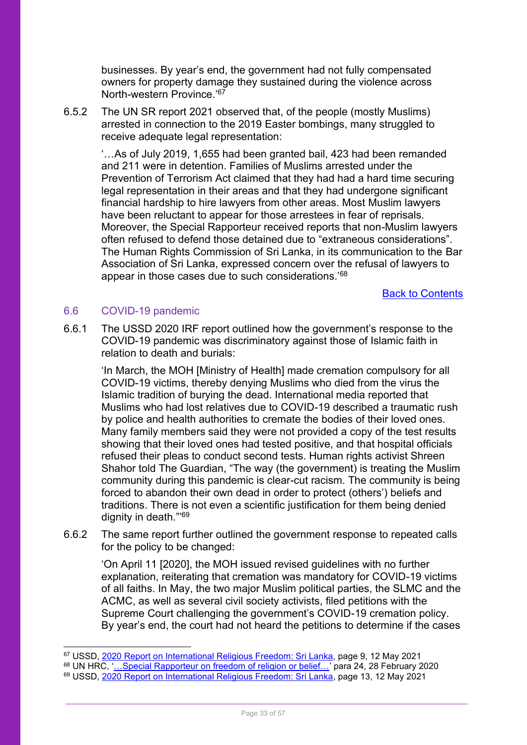businesses. By year's end, the government had not fully compensated owners for property damage they sustained during the violence across North-western Province.'[67]

6.5.2 The UN SR report 2021 observed that, of the people (mostly Muslims) arrested in connection to the 2019 Easter bombings, many struggled to receive adequate legal representation:

> '…As of July 2019, 1,655 had been granted bail, 423 had been remanded and 211 were in detention. Families of Muslims arrested under the Prevention of Terrorism Act claimed that they had had a hard time securing legal representation in their areas and that they had undergone significant financial hardship to hire lawyers from other areas. Most Muslim lawyers have been reluctant to appear for those arrestees in fear of reprisals. Moreover, the Special Rapporteur received reports that non-Muslim lawyers often refused to defend those detained due to "extraneous considerations". The Human Rights Commission of Sri Lanka, in its communication to the Bar Association of Sri Lanka, expressed concern over the refusal of lawyers to appear in those cases due to such considerations.'[68]

Back to Contents

## 6.6 COVID-19 pandemic

6.6.1 The USSD 2020 IRF report outlined how the government's response to the COVID-19 pandemic was discriminatory against those of Islamic faith in relation to death and burials:

> 'In March, the MOH [Ministry of Health] made cremation compulsory for all COVID-19 victims, thereby denying Muslims who died from the virus the Islamic tradition of burying the dead. International media reported that Muslims who had lost relatives due to COVID-19 described a traumatic rush by police and health authorities to cremate the bodies of their loved ones. Many family members said they were not provided a copy of the test results showing that their loved ones had tested positive, and that hospital officials refused their pleas to conduct second tests. Human rights activist Shreen Shahor told The Guardian, "The way (the government) is treating the Muslim community during this pandemic is clear-cut racism. The community is being forced to abandon their own dead in order to protect (others') beliefs and traditions. There is not even a scientific justification for them being denied dignity in death."'[69]

6.6.2 The same report further outlined the government response to repeated calls for the policy to be changed:

> 'On April 11 [2020], the MOH issued revised guidelines with no further explanation, reiterating that cremation was mandatory for COVID-19 victims of all faiths. In May, the two major Muslim political parties, the SLMC and the ACMC, as well as several civil society activists, filed petitions with the Supreme Court challenging the government's COVID-19 cremation policy. By year's end, the court had not heard the petitions to determine if the cases

---

[67] USSD, 2020 Report on International Religious Freedom: Sri Lanka, page 9, 12 May 2021

[68] UN HRC, '…Special Rapporteur on freedom of religion or belief…' para 24, 28 February 2020

[69] USSD, 2020 Report on International Religious Freedom: Sri Lanka, page 13, 12 May 2021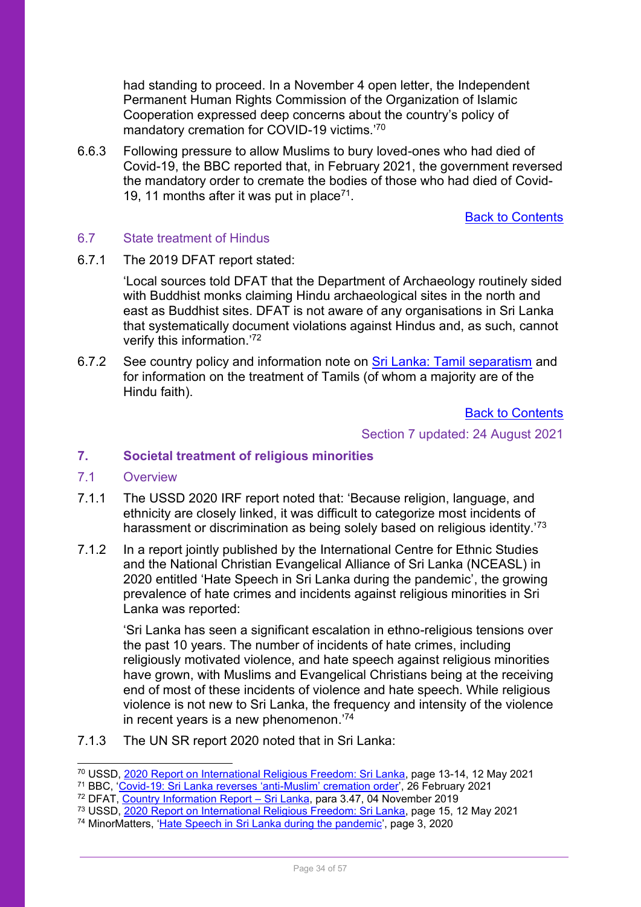had standing to proceed. In a November 4 open letter, the Independent Permanent Human Rights Commission of the Organization of Islamic Cooperation expressed deep concerns about the country's policy of mandatory cremation for COVID-19 victims.'[70]

6.6.3 Following pressure to allow Muslims to bury loved-ones who had died of Covid-19, the BBC reported that, in February 2021, the government reversed the mandatory order to cremate the bodies of those who had died of Covid-19, 11 months after it was put in place[71].

[Back to Contents](#)

### 6.7 State treatment of Hindus

6.7.1 The 2019 DFAT report stated:

> 'Local sources told DFAT that the Department of Archaeology routinely sided with Buddhist monks claiming Hindu archaeological sites in the north and east as Buddhist sites. DFAT is not aware of any organisations in Sri Lanka that systematically document violations against Hindus and, as such, cannot verify this information.'[72]

6.7.2 See country policy and information note on [Sri Lanka: Tamil separatism](#) and for information on the treatment of Tamils (of whom a majority are of the Hindu faith).

[Back to Contents](#)

Section 7 updated: 24 August 2021

## 7. Societal treatment of religious minorities

### 7.1 Overview

7.1.1 The USSD 2020 IRF report noted that: 'Because religion, language, and ethnicity are closely linked, it was difficult to categorize most incidents of harassment or discrimination as being solely based on religious identity.'[73]

7.1.2 In a report jointly published by the International Centre for Ethnic Studies and the National Christian Evangelical Alliance of Sri Lanka (NCEASL) in 2020 entitled 'Hate Speech in Sri Lanka during the pandemic', the growing prevalence of hate crimes and incidents against religious minorities in Sri Lanka was reported:

> 'Sri Lanka has seen a significant escalation in ethno-religious tensions over the past 10 years. The number of incidents of hate crimes, including religiously motivated violence, and hate speech against religious minorities have grown, with Muslims and Evangelical Christians being at the receiving end of most of these incidents of violence and hate speech. While religious violence is not new to Sri Lanka, the frequency and intensity of the violence in recent years is a new phenomenon.'[74]

7.1.3 The UN SR report 2020 noted that in Sri Lanka:

---

[70] USSD, [2020 Report on International Religious Freedom: Sri Lanka](#), page 13-14, 12 May 2021

[71] BBC, '[Covid-19: Sri Lanka reverses 'anti-Muslim' cremation order](#)', 26 February 2021

[72] DFAT, [Country Information Report – Sri Lanka](#), para 3.47, 04 November 2019

[73] USSD, [2020 Report on International Religious Freedom: Sri Lanka](#), page 15, 12 May 2021

[74] MinorMatters, '[Hate Speech in Sri Lanka during the pandemic](#)', page 3, 2020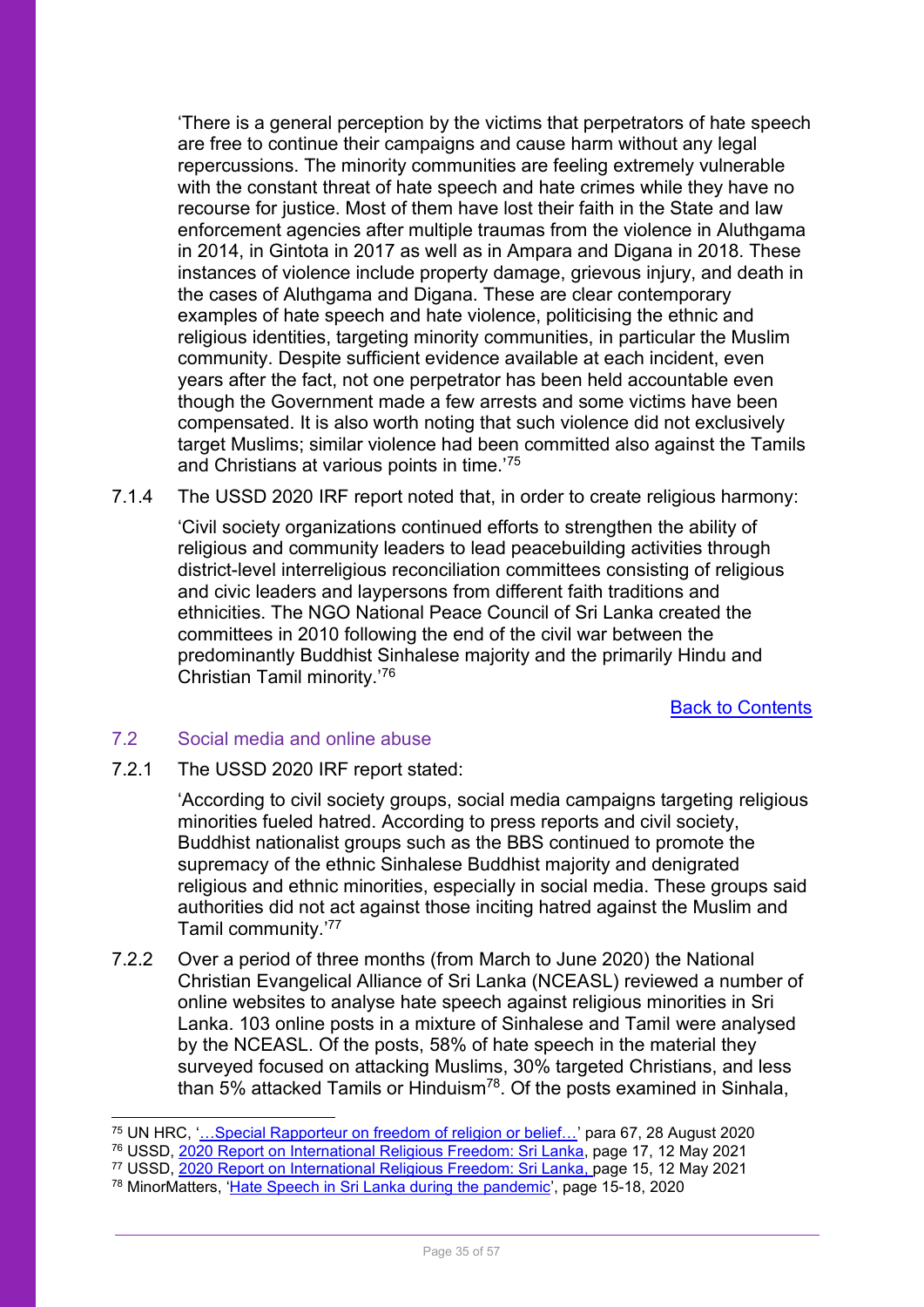'There is a general perception by the victims that perpetrators of hate speech are free to continue their campaigns and cause harm without any legal repercussions. The minority communities are feeling extremely vulnerable with the constant threat of hate speech and hate crimes while they have no recourse for justice. Most of them have lost their faith in the State and law enforcement agencies after multiple traumas from the violence in Aluthgama in 2014, in Gintota in 2017 as well as in Ampara and Digana in 2018. These instances of violence include property damage, grievous injury, and death in the cases of Aluthgama and Digana. These are clear contemporary examples of hate speech and hate violence, politicising the ethnic and religious identities, targeting minority communities, in particular the Muslim community. Despite sufficient evidence available at each incident, even years after the fact, not one perpetrator has been held accountable even though the Government made a few arrests and some victims have been compensated. It is also worth noting that such violence did not exclusively target Muslims; similar violence had been committed also against the Tamils and Christians at various points in time.'[75]

7.1.4 The USSD 2020 IRF report noted that, in order to create religious harmony:

'Civil society organizations continued efforts to strengthen the ability of religious and community leaders to lead peacebuilding activities through district-level interreligious reconciliation committees consisting of religious and civic leaders and laypersons from different faith traditions and ethnicities. The NGO National Peace Council of Sri Lanka created the committees in 2010 following the end of the civil war between the predominantly Buddhist Sinhalese majority and the primarily Hindu and Christian Tamil minority.'[76]

[Back to Contents]

## 7.2 Social media and online abuse

7.2.1 The USSD 2020 IRF report stated:

'According to civil society groups, social media campaigns targeting religious minorities fueled hatred. According to press reports and civil society, Buddhist nationalist groups such as the BBS continued to promote the supremacy of the ethnic Sinhalese Buddhist majority and denigrated religious and ethnic minorities, especially in social media. These groups said authorities did not act against those inciting hatred against the Muslim and Tamil community.'[77]

7.2.2 Over a period of three months (from March to June 2020) the National Christian Evangelical Alliance of Sri Lanka (NCEASL) reviewed a number of online websites to analyse hate speech against religious minorities in Sri Lanka. 103 online posts in a mixture of Sinhalese and Tamil were analysed by the NCEASL. Of the posts, 58% of hate speech in the material they surveyed focused on attacking Muslims, 30% targeted Christians, and less than 5% attacked Tamils or Hinduism[78]. Of the posts examined in Sinhala,

---

[75] UN HRC, '…Special Rapporteur on freedom of religion or belief…' para 67, 28 August 2020
[76] USSD, 2020 Report on International Religious Freedom: Sri Lanka, page 17, 12 May 2021
[77] USSD, 2020 Report on International Religious Freedom: Sri Lanka, page 15, 12 May 2021
[78] MinorMatters, 'Hate Speech in Sri Lanka during the pandemic', page 15-18, 2020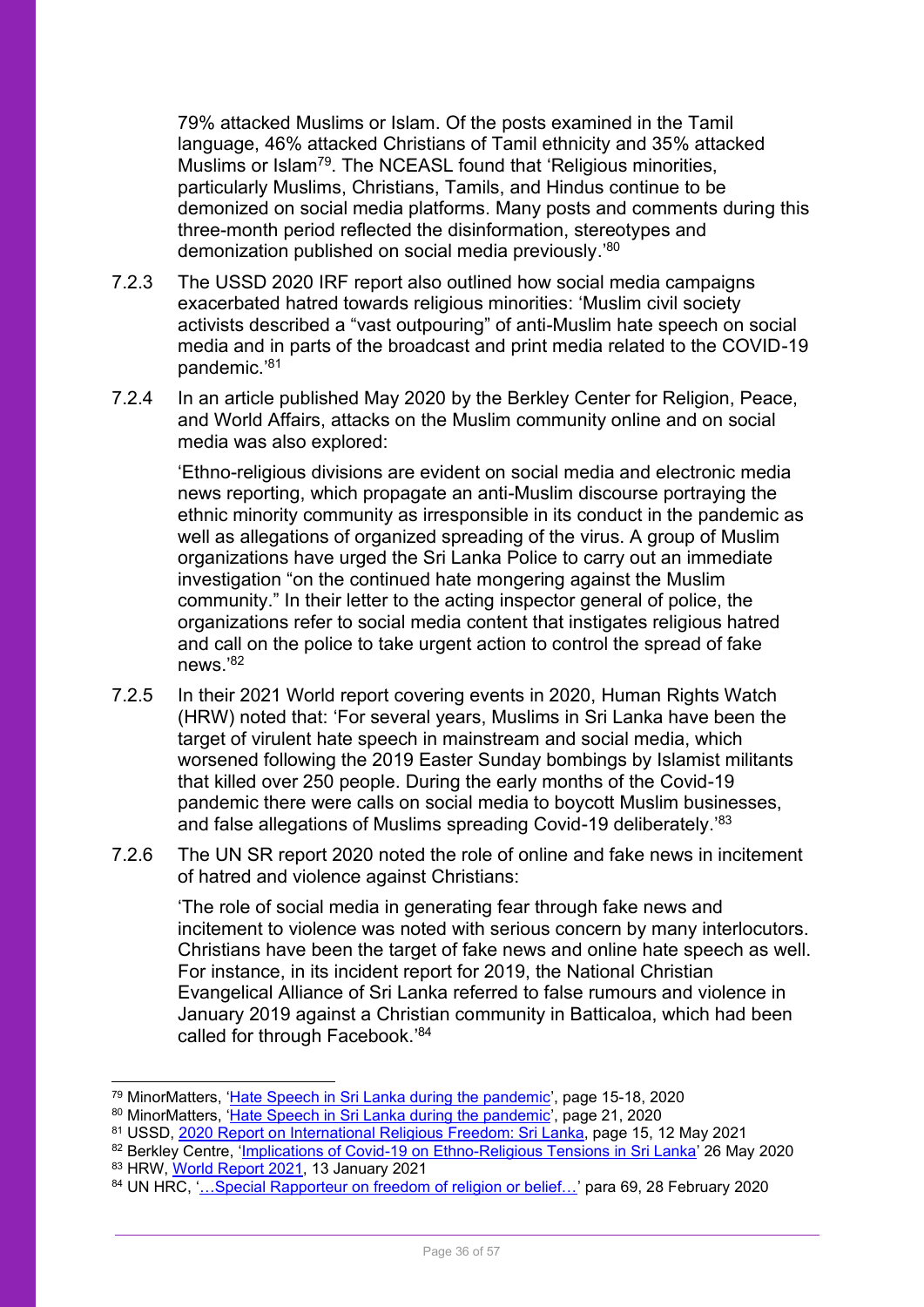79% attacked Muslims or Islam. Of the posts examined in the Tamil language, 46% attacked Christians of Tamil ethnicity and 35% attacked Muslims or Islam[79]. The NCEASL found that 'Religious minorities, particularly Muslims, Christians, Tamils, and Hindus continue to be demonized on social media platforms. Many posts and comments during this three-month period reflected the disinformation, stereotypes and demonization published on social media previously.'[80]

7.2.3 The USSD 2020 IRF report also outlined how social media campaigns exacerbated hatred towards religious minorities: 'Muslim civil society activists described a "vast outpouring" of anti-Muslim hate speech on social media and in parts of the broadcast and print media related to the COVID-19 pandemic.'[81]

7.2.4 In an article published May 2020 by the Berkley Center for Religion, Peace, and World Affairs, attacks on the Muslim community online and on social media was also explored:

> 'Ethno-religious divisions are evident on social media and electronic media news reporting, which propagate an anti-Muslim discourse portraying the ethnic minority community as irresponsible in its conduct in the pandemic as well as allegations of organized spreading of the virus. A group of Muslim organizations have urged the Sri Lanka Police to carry out an immediate investigation "on the continued hate mongering against the Muslim community." In their letter to the acting inspector general of police, the organizations refer to social media content that instigates religious hatred and call on the police to take urgent action to control the spread of fake news.'[82]

7.2.5 In their 2021 World report covering events in 2020, Human Rights Watch (HRW) noted that: 'For several years, Muslims in Sri Lanka have been the target of virulent hate speech in mainstream and social media, which worsened following the 2019 Easter Sunday bombings by Islamist militants that killed over 250 people. During the early months of the Covid-19 pandemic there were calls on social media to boycott Muslim businesses, and false allegations of Muslims spreading Covid-19 deliberately.'[83]

7.2.6 The UN SR report 2020 noted the role of online and fake news in incitement of hatred and violence against Christians:

> 'The role of social media in generating fear through fake news and incitement to violence was noted with serious concern by many interlocutors. Christians have been the target of fake news and online hate speech as well. For instance, in its incident report for 2019, the National Christian Evangelical Alliance of Sri Lanka referred to false rumours and violence in January 2019 against a Christian community in Batticaloa, which had been called for through Facebook.'[84]

---

[79] MinorMatters, 'Hate Speech in Sri Lanka during the pandemic', page 15-18, 2020
[80] MinorMatters, 'Hate Speech in Sri Lanka during the pandemic', page 21, 2020
[81] USSD, 2020 Report on International Religious Freedom: Sri Lanka, page 15, 12 May 2021
[82] Berkley Centre, 'Implications of Covid-19 on Ethno-Religious Tensions in Sri Lanka' 26 May 2020
[83] HRW, World Report 2021, 13 January 2021
[84] UN HRC, '…Special Rapporteur on freedom of religion or belief…' para 69, 28 February 2020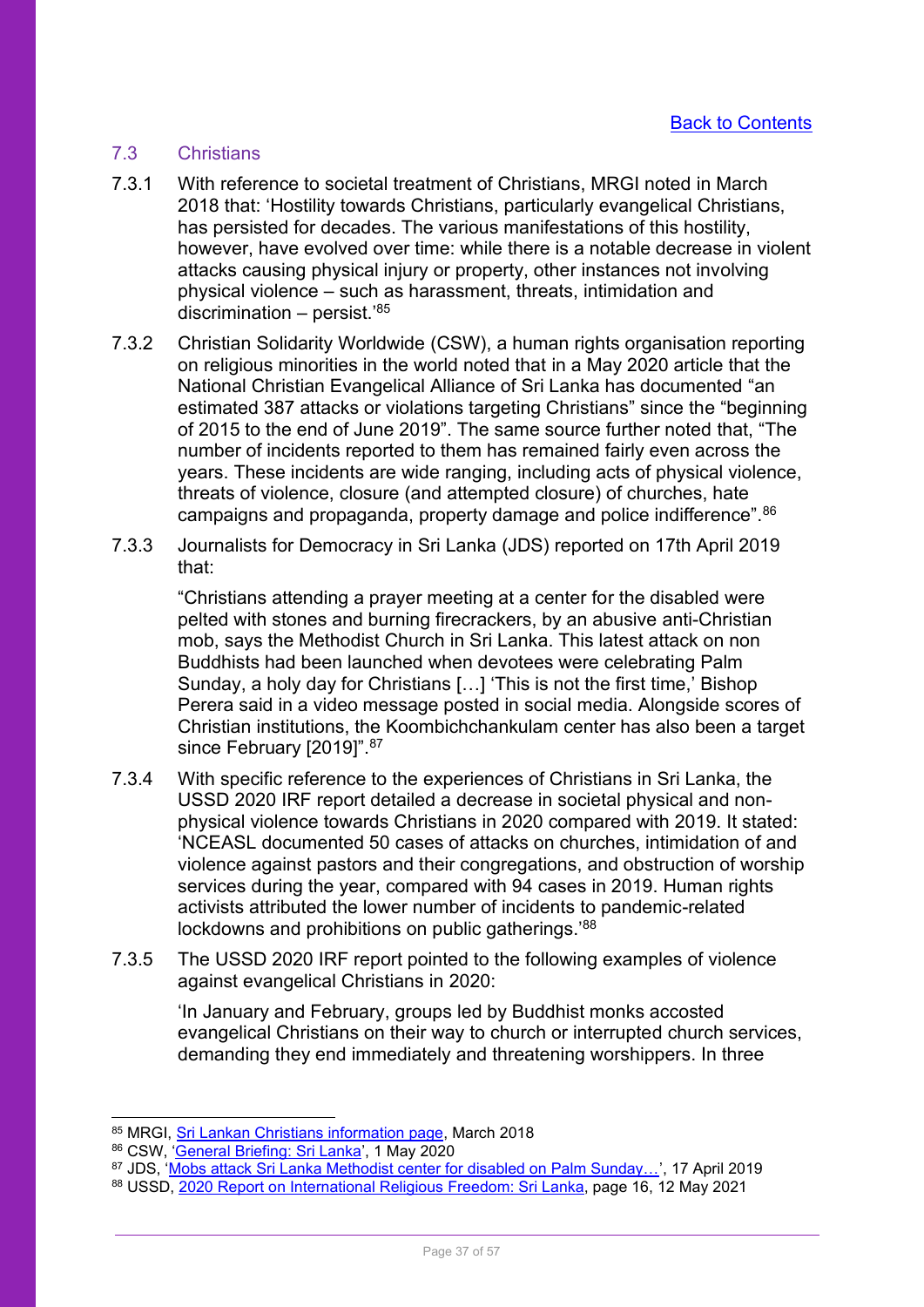### 7.3 Christians

7.3.1 With reference to societal treatment of Christians, MRGI noted in March 2018 that: 'Hostility towards Christians, particularly evangelical Christians, has persisted for decades. The various manifestations of this hostility, however, have evolved over time: while there is a notable decrease in violent attacks causing physical injury or property, other instances not involving physical violence – such as harassment, threats, intimidation and discrimination – persist.'[85]

7.3.2 Christian Solidarity Worldwide (CSW), a human rights organisation reporting on religious minorities in the world noted that in a May 2020 article that the National Christian Evangelical Alliance of Sri Lanka has documented "an estimated 387 attacks or violations targeting Christians" since the "beginning of 2015 to the end of June 2019". The same source further noted that, "The number of incidents reported to them has remained fairly even across the years. These incidents are wide ranging, including acts of physical violence, threats of violence, closure (and attempted closure) of churches, hate campaigns and propaganda, property damage and police indifference".[86]

7.3.3 Journalists for Democracy in Sri Lanka (JDS) reported on 17th April 2019 that:

> "Christians attending a prayer meeting at a center for the disabled were pelted with stones and burning firecrackers, by an abusive anti-Christian mob, says the Methodist Church in Sri Lanka. This latest attack on non Buddhists had been launched when devotees were celebrating Palm Sunday, a holy day for Christians […] 'This is not the first time,' Bishop Perera said in a video message posted in social media. Alongside scores of Christian institutions, the Koombichchankulam center has also been a target since February [2019]".[87]

7.3.4 With specific reference to the experiences of Christians in Sri Lanka, the USSD 2020 IRF report detailed a decrease in societal physical and non-physical violence towards Christians in 2020 compared with 2019. It stated: 'NCEASL documented 50 cases of attacks on churches, intimidation of and violence against pastors and their congregations, and obstruction of worship services during the year, compared with 94 cases in 2019. Human rights activists attributed the lower number of incidents to pandemic-related lockdowns and prohibitions on public gatherings.'[88]

7.3.5 The USSD 2020 IRF report pointed to the following examples of violence against evangelical Christians in 2020:

> 'In January and February, groups led by Buddhist monks accosted evangelical Christians on their way to church or interrupted church services, demanding they end immediately and threatening worshippers. In three

---

[85] MRGI, Sri Lankan Christians information page, March 2018

[86] CSW, 'General Briefing: Sri Lanka', 1 May 2020

[87] JDS, 'Mobs attack Sri Lanka Methodist center for disabled on Palm Sunday…', 17 April 2019

[88] USSD, 2020 Report on International Religious Freedom: Sri Lanka, page 16, 12 May 2021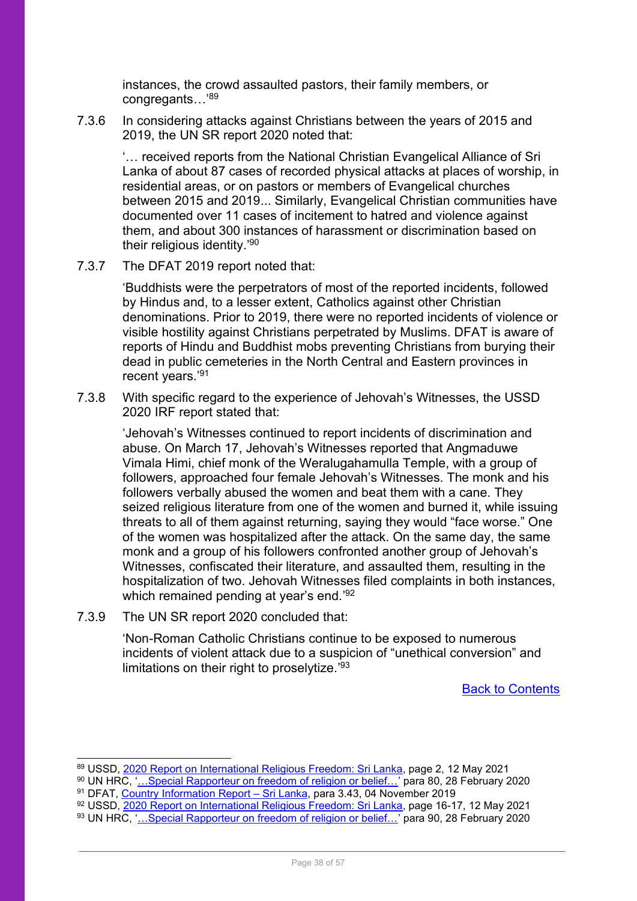instances, the crowd assaulted pastors, their family members, or congregants…'[89]

7.3.6 In considering attacks against Christians between the years of 2015 and 2019, the UN SR report 2020 noted that:

> '… received reports from the National Christian Evangelical Alliance of Sri Lanka of about 87 cases of recorded physical attacks at places of worship, in residential areas, or on pastors or members of Evangelical churches between 2015 and 2019... Similarly, Evangelical Christian communities have documented over 11 cases of incitement to hatred and violence against them, and about 300 instances of harassment or discrimination based on their religious identity.'[90]

7.3.7 The DFAT 2019 report noted that:

> 'Buddhists were the perpetrators of most of the reported incidents, followed by Hindus and, to a lesser extent, Catholics against other Christian denominations. Prior to 2019, there were no reported incidents of violence or visible hostility against Christians perpetrated by Muslims. DFAT is aware of reports of Hindu and Buddhist mobs preventing Christians from burying their dead in public cemeteries in the North Central and Eastern provinces in recent years.'[91]

7.3.8 With specific regard to the experience of Jehovah's Witnesses, the USSD 2020 IRF report stated that:

> 'Jehovah's Witnesses continued to report incidents of discrimination and abuse. On March 17, Jehovah's Witnesses reported that Angmaduwe Vimala Himi, chief monk of the Weralugahamulla Temple, with a group of followers, approached four female Jehovah's Witnesses. The monk and his followers verbally abused the women and beat them with a cane. They seized religious literature from one of the women and burned it, while issuing threats to all of them against returning, saying they would "face worse." One of the women was hospitalized after the attack. On the same day, the same monk and a group of his followers confronted another group of Jehovah's Witnesses, confiscated their literature, and assaulted them, resulting in the hospitalization of two. Jehovah Witnesses filed complaints in both instances, which remained pending at year's end.'[92]

7.3.9 The UN SR report 2020 concluded that:

> 'Non-Roman Catholic Christians continue to be exposed to numerous incidents of violent attack due to a suspicion of "unethical conversion" and limitations on their right to proselytize.'[93]

[Back to Contents]

---

[89] USSD, [2020 Report on International Religious Freedom: Sri Lanka], page 2, 12 May 2021
[90] UN HRC, '[…Special Rapporteur on freedom of religion or belief…]' para 80, 28 February 2020
[91] DFAT, [Country Information Report – Sri Lanka], para 3.43, 04 November 2019
[92] USSD, [2020 Report on International Religious Freedom: Sri Lanka], page 16-17, 12 May 2021
[93] UN HRC, '[…Special Rapporteur on freedom of religion or belief…]' para 90, 28 February 2020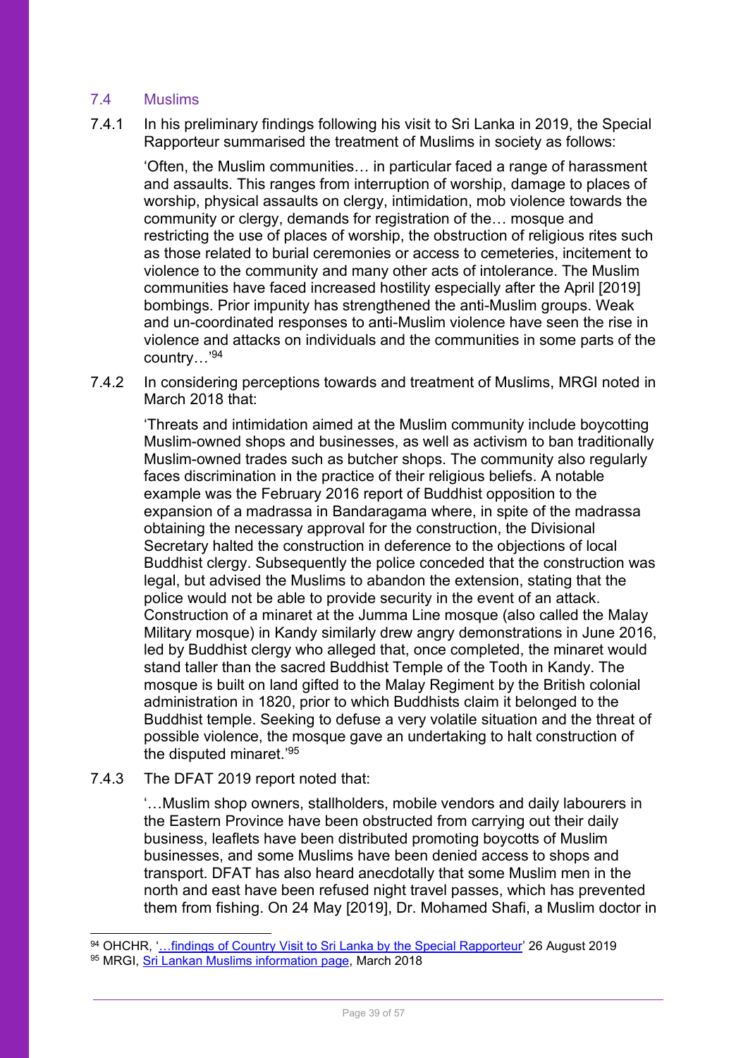### 7.4 Muslims

7.4.1 In his preliminary findings following his visit to Sri Lanka in 2019, the Special Rapporteur summarised the treatment of Muslims in society as follows:

> 'Often, the Muslim communities… in particular faced a range of harassment and assaults. This ranges from interruption of worship, damage to places of worship, physical assaults on clergy, intimidation, mob violence towards the community or clergy, demands for registration of the… mosque and restricting the use of places of worship, the obstruction of religious rites such as those related to burial ceremonies or access to cemeteries, incitement to violence to the community and many other acts of intolerance. The Muslim communities have faced increased hostility especially after the April [2019] bombings. Prior impunity has strengthened the anti-Muslim groups. Weak and un-coordinated responses to anti-Muslim violence have seen the rise in violence and attacks on individuals and the communities in some parts of the country…'[94]

7.4.2 In considering perceptions towards and treatment of Muslims, MRGI noted in March 2018 that:

> 'Threats and intimidation aimed at the Muslim community include boycotting Muslim-owned shops and businesses, as well as activism to ban traditionally Muslim-owned trades such as butcher shops. The community also regularly faces discrimination in the practice of their religious beliefs. A notable example was the February 2016 report of Buddhist opposition to the expansion of a madrassa in Bandaragama where, in spite of the madrassa obtaining the necessary approval for the construction, the Divisional Secretary halted the construction in deference to the objections of local Buddhist clergy. Subsequently the police conceded that the construction was legal, but advised the Muslims to abandon the extension, stating that the police would not be able to provide security in the event of an attack. Construction of a minaret at the Jumma Line mosque (also called the Malay Military mosque) in Kandy similarly drew angry demonstrations in June 2016, led by Buddhist clergy who alleged that, once completed, the minaret would stand taller than the sacred Buddhist Temple of the Tooth in Kandy. The mosque is built on land gifted to the Malay Regiment by the British colonial administration in 1820, prior to which Buddhists claim it belonged to the Buddhist temple. Seeking to defuse a very volatile situation and the threat of possible violence, the mosque gave an undertaking to halt construction of the disputed minaret.'[95]

7.4.3 The DFAT 2019 report noted that:

> '…Muslim shop owners, stallholders, mobile vendors and daily labourers in the Eastern Province have been obstructed from carrying out their daily business, leaflets have been distributed promoting boycotts of Muslim businesses, and some Muslims have been denied access to shops and transport. DFAT has also heard anecdotally that some Muslim men in the north and east have been refused night travel passes, which has prevented them from fishing. On 24 May [2019], Dr. Mohamed Shafi, a Muslim doctor in

---

[94] OHCHR, '…findings of Country Visit to Sri Lanka by the Special Rapporteur' 26 August 2019

[95] MRGI, Sri Lankan Muslims information page, March 2018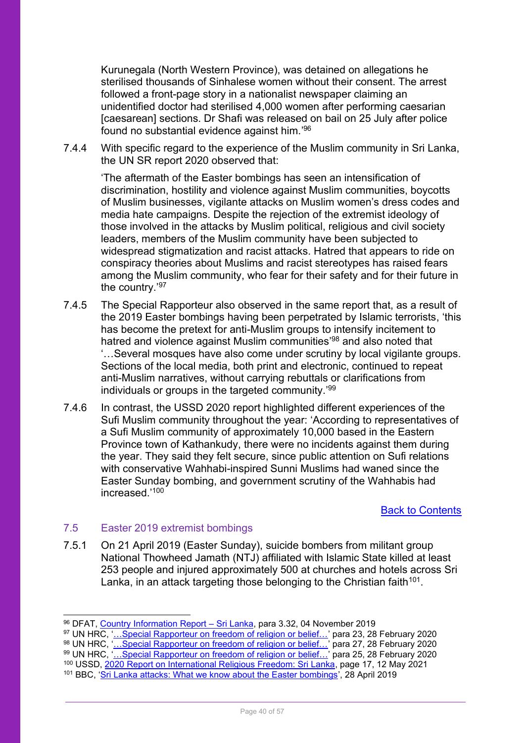Kurunegala (North Western Province), was detained on allegations he sterilised thousands of Sinhalese women without their consent. The arrest followed a front-page story in a nationalist newspaper claiming an unidentified doctor had sterilised 4,000 women after performing caesarian [caesarean] sections. Dr Shafi was released on bail on 25 July after police found no substantial evidence against him.'[96]

7.4.4 With specific regard to the experience of the Muslim community in Sri Lanka, the UN SR report 2020 observed that:

> 'The aftermath of the Easter bombings has seen an intensification of discrimination, hostility and violence against Muslim communities, boycotts of Muslim businesses, vigilante attacks on Muslim women's dress codes and media hate campaigns. Despite the rejection of the extremist ideology of those involved in the attacks by Muslim political, religious and civil society leaders, members of the Muslim community have been subjected to widespread stigmatization and racist attacks. Hatred that appears to ride on conspiracy theories about Muslims and racist stereotypes has raised fears among the Muslim community, who fear for their safety and for their future in the country.'[97]

7.4.5 The Special Rapporteur also observed in the same report that, as a result of the 2019 Easter bombings having been perpetrated by Islamic terrorists, 'this has become the pretext for anti-Muslim groups to intensify incitement to hatred and violence against Muslim communities'[98] and also noted that '…Several mosques have also come under scrutiny by local vigilante groups. Sections of the local media, both print and electronic, continued to repeat anti-Muslim narratives, without carrying rebuttals or clarifications from individuals or groups in the targeted community.'[99]

7.4.6 In contrast, the USSD 2020 report highlighted different experiences of the Sufi Muslim community throughout the year: 'According to representatives of a Sufi Muslim community of approximately 10,000 based in the Eastern Province town of Kathankudy, there were no incidents against them during the year. They said they felt secure, since public attention on Sufi relations with conservative Wahhabi-inspired Sunni Muslims had waned since the Easter Sunday bombing, and government scrutiny of the Wahhabis had increased.'[100]

[Back to Contents]

## 7.5 Easter 2019 extremist bombings

7.5.1 On 21 April 2019 (Easter Sunday), suicide bombers from militant group National Thoweed Jamath (NTJ) affiliated with Islamic State killed at least 253 people and injured approximately 500 at churches and hotels across Sri Lanka, in an attack targeting those belonging to the Christian faith[101].

---

[96] DFAT, Country Information Report – Sri Lanka, para 3.32, 04 November 2019
[97] UN HRC, '…Special Rapporteur on freedom of religion or belief…' para 23, 28 February 2020
[98] UN HRC, '…Special Rapporteur on freedom of religion or belief…' para 27, 28 February 2020
[99] UN HRC, '…Special Rapporteur on freedom of religion or belief…' para 25, 28 February 2020
[100] USSD, 2020 Report on International Religious Freedom: Sri Lanka, page 17, 12 May 2021
[101] BBC, 'Sri Lanka attacks: What we know about the Easter bombings', 28 April 2019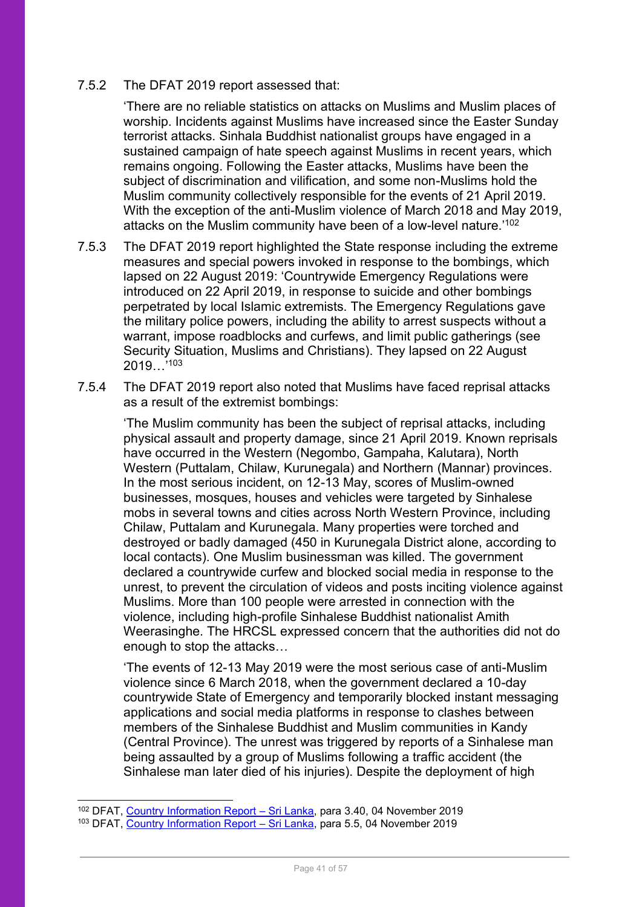7.5.2 The DFAT 2019 report assessed that:

> 'There are no reliable statistics on attacks on Muslims and Muslim places of worship. Incidents against Muslims have increased since the Easter Sunday terrorist attacks. Sinhala Buddhist nationalist groups have engaged in a sustained campaign of hate speech against Muslims in recent years, which remains ongoing. Following the Easter attacks, Muslims have been the subject of discrimination and vilification, and some non-Muslims hold the Muslim community collectively responsible for the events of 21 April 2019. With the exception of the anti-Muslim violence of March 2018 and May 2019, attacks on the Muslim community have been of a low-level nature.'[102]

7.5.3 The DFAT 2019 report highlighted the State response including the extreme measures and special powers invoked in response to the bombings, which lapsed on 22 August 2019: 'Countrywide Emergency Regulations were introduced on 22 April 2019, in response to suicide and other bombings perpetrated by local Islamic extremists. The Emergency Regulations gave the military police powers, including the ability to arrest suspects without a warrant, impose roadblocks and curfews, and limit public gatherings (see Security Situation, Muslims and Christians). They lapsed on 22 August 2019…'[103]

7.5.4 The DFAT 2019 report also noted that Muslims have faced reprisal attacks as a result of the extremist bombings:

> 'The Muslim community has been the subject of reprisal attacks, including physical assault and property damage, since 21 April 2019. Known reprisals have occurred in the Western (Negombo, Gampaha, Kalutara), North Western (Puttalam, Chilaw, Kurunegala) and Northern (Mannar) provinces. In the most serious incident, on 12-13 May, scores of Muslim-owned businesses, mosques, houses and vehicles were targeted by Sinhalese mobs in several towns and cities across North Western Province, including Chilaw, Puttalam and Kurunegala. Many properties were torched and destroyed or badly damaged (450 in Kurunegala District alone, according to local contacts). One Muslim businessman was killed. The government declared a countrywide curfew and blocked social media in response to the unrest, to prevent the circulation of videos and posts inciting violence against Muslims. More than 100 people were arrested in connection with the violence, including high-profile Sinhalese Buddhist nationalist Amith Weerasinghe. The HRCSL expressed concern that the authorities did not do enough to stop the attacks…
>
> 'The events of 12-13 May 2019 were the most serious case of anti-Muslim violence since 6 March 2018, when the government declared a 10-day countrywide State of Emergency and temporarily blocked instant messaging applications and social media platforms in response to clashes between members of the Sinhalese Buddhist and Muslim communities in Kandy (Central Province). The unrest was triggered by reports of a Sinhalese man being assaulted by a group of Muslims following a traffic accident (the Sinhalese man later died of his injuries). Despite the deployment of high

---

[102] DFAT, Country Information Report – Sri Lanka, para 3.40, 04 November 2019

[103] DFAT, Country Information Report – Sri Lanka, para 5.5, 04 November 2019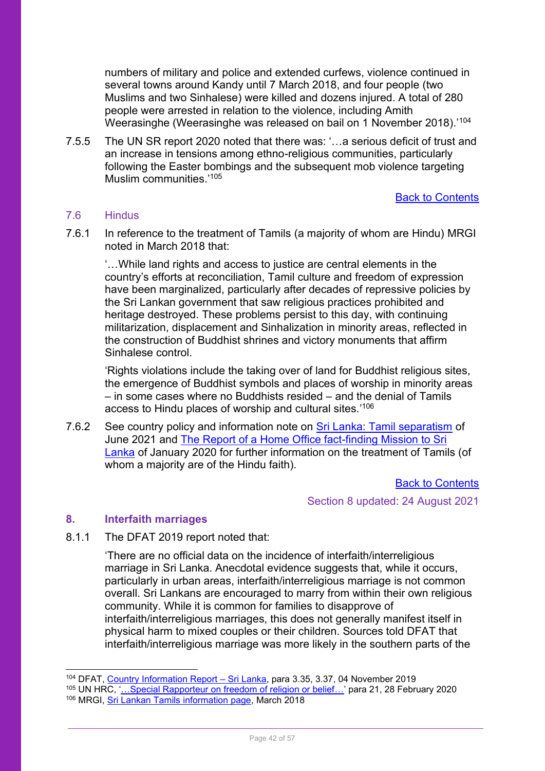numbers of military and police and extended curfews, violence continued in several towns around Kandy until 7 March 2018, and four people (two Muslims and two Sinhalese) were killed and dozens injured. A total of 280 people were arrested in relation to the violence, including Amith Weerasinghe (Weerasinghe was released on bail on 1 November 2018).'[104]

7.5.5 The UN SR report 2020 noted that there was: '…a serious deficit of trust and an increase in tensions among ethno-religious communities, particularly following the Easter bombings and the subsequent mob violence targeting Muslim communities.'[105]

Back to Contents

### 7.6 Hindus

7.6.1 In reference to the treatment of Tamils (a majority of whom are Hindu) MRGI noted in March 2018 that:

> '…While land rights and access to justice are central elements in the country's efforts at reconciliation, Tamil culture and freedom of expression have been marginalized, particularly after decades of repressive policies by the Sri Lankan government that saw religious practices prohibited and heritage destroyed. These problems persist to this day, with continuing militarization, displacement and Sinhalization in minority areas, reflected in the construction of Buddhist shrines and victory monuments that affirm Sinhalese control.
>
> 'Rights violations include the taking over of land for Buddhist religious sites, the emergence of Buddhist symbols and places of worship in minority areas – in some cases where no Buddhists resided – and the denial of Tamils access to Hindu places of worship and cultural sites.'[106]

7.6.2 See country policy and information note on Sri Lanka: Tamil separatism of June 2021 and The Report of a Home Office fact-finding Mission to Sri Lanka of January 2020 for further information on the treatment of Tamils (of whom a majority are of the Hindu faith).

Back to Contents

Section 8 updated: 24 August 2021

## 8. Interfaith marriages

8.1.1 The DFAT 2019 report noted that:

> 'There are no official data on the incidence of interfaith/interreligious marriage in Sri Lanka. Anecdotal evidence suggests that, while it occurs, particularly in urban areas, interfaith/interreligious marriage is not common overall. Sri Lankans are encouraged to marry from within their own religious community. While it is common for families to disapprove of interfaith/interreligious marriages, this does not generally manifest itself in physical harm to mixed couples or their children. Sources told DFAT that interfaith/interreligious marriage was more likely in the southern parts of the

---

[104] DFAT, Country Information Report – Sri Lanka, para 3.35, 3.37, 04 November 2019

[105] UN HRC, '…Special Rapporteur on freedom of religion or belief…' para 21, 28 February 2020

[106] MRGI, Sri Lankan Tamils information page, March 2018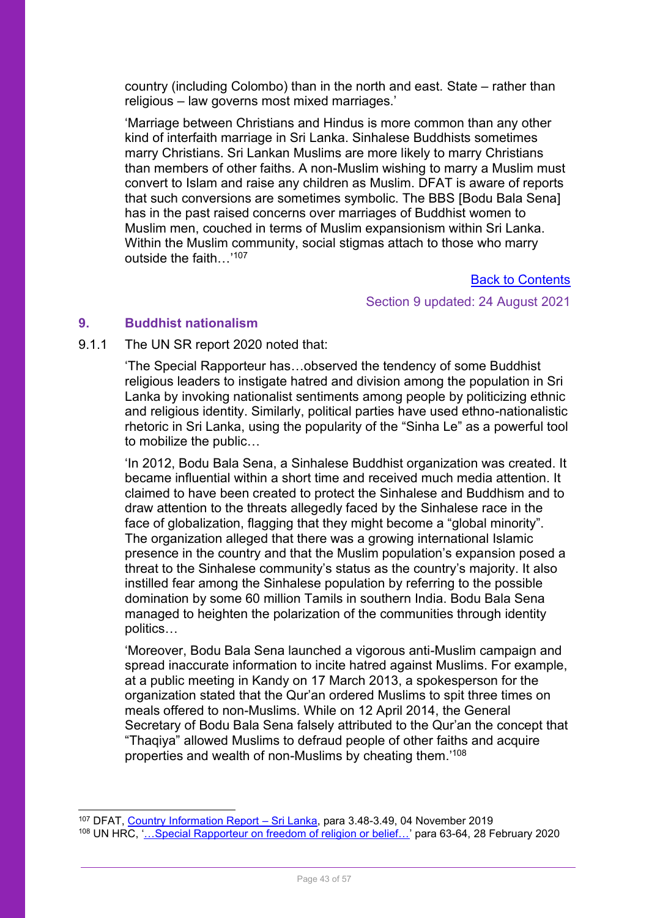country (including Colombo) than in the north and east. State – rather than religious – law governs most mixed marriages.'

'Marriage between Christians and Hindus is more common than any other kind of interfaith marriage in Sri Lanka. Sinhalese Buddhists sometimes marry Christians. Sri Lankan Muslims are more likely to marry Christians than members of other faiths. A non-Muslim wishing to marry a Muslim must convert to Islam and raise any children as Muslim. DFAT is aware of reports that such conversions are sometimes symbolic. The BBS [Bodu Bala Sena] has in the past raised concerns over marriages of Buddhist women to Muslim men, couched in terms of Muslim expansionism within Sri Lanka. Within the Muslim community, social stigmas attach to those who marry outside the faith…'[107]

Back to Contents

Section 9 updated: 24 August 2021

## 9. Buddhist nationalism

9.1.1 The UN SR report 2020 noted that:

'The Special Rapporteur has…observed the tendency of some Buddhist religious leaders to instigate hatred and division among the population in Sri Lanka by invoking nationalist sentiments among people by politicizing ethnic and religious identity. Similarly, political parties have used ethno-nationalistic rhetoric in Sri Lanka, using the popularity of the "Sinha Le" as a powerful tool to mobilize the public…

'In 2012, Bodu Bala Sena, a Sinhalese Buddhist organization was created. It became influential within a short time and received much media attention. It claimed to have been created to protect the Sinhalese and Buddhism and to draw attention to the threats allegedly faced by the Sinhalese race in the face of globalization, flagging that they might become a "global minority". The organization alleged that there was a growing international Islamic presence in the country and that the Muslim population's expansion posed a threat to the Sinhalese community's status as the country's majority. It also instilled fear among the Sinhalese population by referring to the possible domination by some 60 million Tamils in southern India. Bodu Bala Sena managed to heighten the polarization of the communities through identity politics…

'Moreover, Bodu Bala Sena launched a vigorous anti-Muslim campaign and spread inaccurate information to incite hatred against Muslims. For example, at a public meeting in Kandy on 17 March 2013, a spokesperson for the organization stated that the Qur'an ordered Muslims to spit three times on meals offered to non-Muslims. While on 12 April 2014, the General Secretary of Bodu Bala Sena falsely attributed to the Qur'an the concept that "Thaqiya" allowed Muslims to defraud people of other faiths and acquire properties and wealth of non-Muslims by cheating them.'[108]

---

[107] DFAT, Country Information Report – Sri Lanka, para 3.48-3.49, 04 November 2019

[108] UN HRC, '…Special Rapporteur on freedom of religion or belief…' para 63-64, 28 February 2020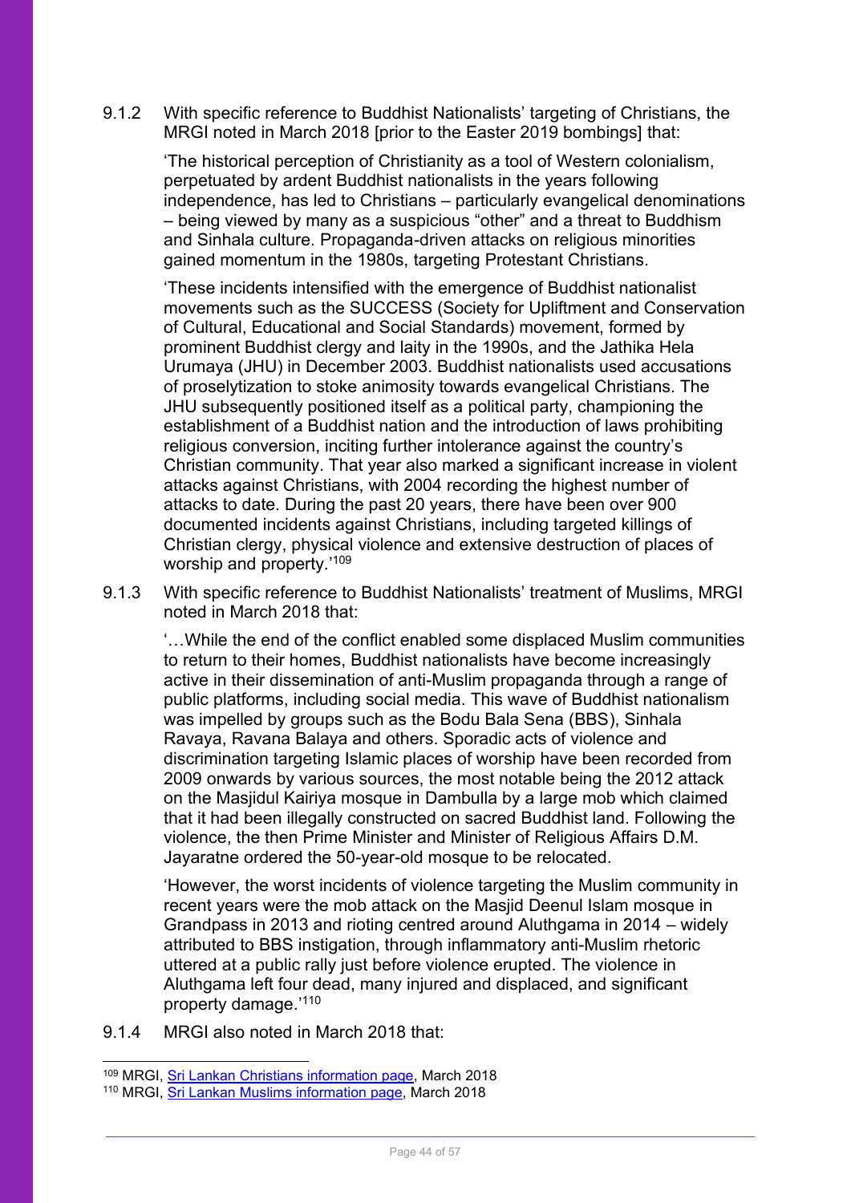9.1.2 With specific reference to Buddhist Nationalists' targeting of Christians, the MRGI noted in March 2018 [prior to the Easter 2019 bombings] that:

> 'The historical perception of Christianity as a tool of Western colonialism, perpetuated by ardent Buddhist nationalists in the years following independence, has led to Christians – particularly evangelical denominations – being viewed by many as a suspicious "other" and a threat to Buddhism and Sinhala culture. Propaganda-driven attacks on religious minorities gained momentum in the 1980s, targeting Protestant Christians.
>
> 'These incidents intensified with the emergence of Buddhist nationalist movements such as the SUCCESS (Society for Upliftment and Conservation of Cultural, Educational and Social Standards) movement, formed by prominent Buddhist clergy and laity in the 1990s, and the Jathika Hela Urumaya (JHU) in December 2003. Buddhist nationalists used accusations of proselytization to stoke animosity towards evangelical Christians. The JHU subsequently positioned itself as a political party, championing the establishment of a Buddhist nation and the introduction of laws prohibiting religious conversion, inciting further intolerance against the country's Christian community. That year also marked a significant increase in violent attacks against Christians, with 2004 recording the highest number of attacks to date. During the past 20 years, there have been over 900 documented incidents against Christians, including targeted killings of Christian clergy, physical violence and extensive destruction of places of worship and property.'[109]

9.1.3 With specific reference to Buddhist Nationalists' treatment of Muslims, MRGI noted in March 2018 that:

> '…While the end of the conflict enabled some displaced Muslim communities to return to their homes, Buddhist nationalists have become increasingly active in their dissemination of anti-Muslim propaganda through a range of public platforms, including social media. This wave of Buddhist nationalism was impelled by groups such as the Bodu Bala Sena (BBS), Sinhala Ravaya, Ravana Balaya and others. Sporadic acts of violence and discrimination targeting Islamic places of worship have been recorded from 2009 onwards by various sources, the most notable being the 2012 attack on the Masjidul Kairiya mosque in Dambulla by a large mob which claimed that it had been illegally constructed on sacred Buddhist land. Following the violence, the then Prime Minister and Minister of Religious Affairs D.M. Jayaratne ordered the 50-year-old mosque to be relocated.
>
> 'However, the worst incidents of violence targeting the Muslim community in recent years were the mob attack on the Masjid Deenul Islam mosque in Grandpass in 2013 and rioting centred around Aluthgama in 2014 – widely attributed to BBS instigation, through inflammatory anti-Muslim rhetoric uttered at a public rally just before violence erupted. The violence in Aluthgama left four dead, many injured and displaced, and significant property damage.'[110]

9.1.4 MRGI also noted in March 2018 that:

---

[109] MRGI, [Sri Lankan Christians information page](), March 2018

[110] MRGI, [Sri Lankan Muslims information page](), March 2018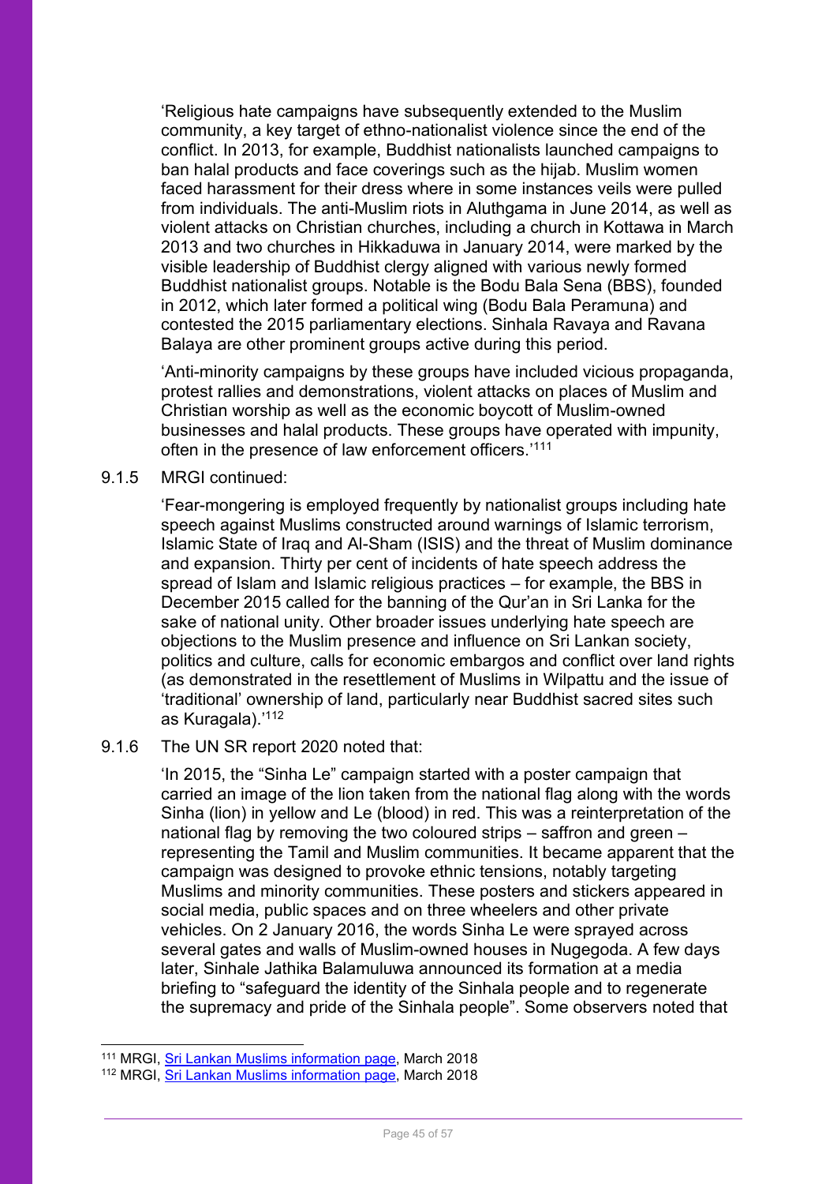'Religious hate campaigns have subsequently extended to the Muslim community, a key target of ethno-nationalist violence since the end of the conflict. In 2013, for example, Buddhist nationalists launched campaigns to ban halal products and face coverings such as the hijab. Muslim women faced harassment for their dress where in some instances veils were pulled from individuals. The anti-Muslim riots in Aluthgama in June 2014, as well as violent attacks on Christian churches, including a church in Kottawa in March 2013 and two churches in Hikkaduwa in January 2014, were marked by the visible leadership of Buddhist clergy aligned with various newly formed Buddhist nationalist groups. Notable is the Bodu Bala Sena (BBS), founded in 2012, which later formed a political wing (Bodu Bala Peramuna) and contested the 2015 parliamentary elections. Sinhala Ravaya and Ravana Balaya are other prominent groups active during this period.

'Anti-minority campaigns by these groups have included vicious propaganda, protest rallies and demonstrations, violent attacks on places of Muslim and Christian worship as well as the economic boycott of Muslim-owned businesses and halal products. These groups have operated with impunity, often in the presence of law enforcement officers.'[111]

9.1.5 MRGI continued:

'Fear-mongering is employed frequently by nationalist groups including hate speech against Muslims constructed around warnings of Islamic terrorism, Islamic State of Iraq and Al-Sham (ISIS) and the threat of Muslim dominance and expansion. Thirty per cent of incidents of hate speech address the spread of Islam and Islamic religious practices – for example, the BBS in December 2015 called for the banning of the Qur'an in Sri Lanka for the sake of national unity. Other broader issues underlying hate speech are objections to the Muslim presence and influence on Sri Lankan society, politics and culture, calls for economic embargos and conflict over land rights (as demonstrated in the resettlement of Muslims in Wilpattu and the issue of 'traditional' ownership of land, particularly near Buddhist sacred sites such as Kuragala).'[112]

9.1.6 The UN SR report 2020 noted that:

'In 2015, the "Sinha Le" campaign started with a poster campaign that carried an image of the lion taken from the national flag along with the words Sinha (lion) in yellow and Le (blood) in red. This was a reinterpretation of the national flag by removing the two coloured strips – saffron and green – representing the Tamil and Muslim communities. It became apparent that the campaign was designed to provoke ethnic tensions, notably targeting Muslims and minority communities. These posters and stickers appeared in social media, public spaces and on three wheelers and other private vehicles. On 2 January 2016, the words Sinha Le were sprayed across several gates and walls of Muslim-owned houses in Nugegoda. A few days later, Sinhale Jathika Balamuluwa announced its formation at a media briefing to "safeguard the identity of the Sinhala people and to regenerate the supremacy and pride of the Sinhala people". Some observers noted that

[111] MRGI, Sri Lankan Muslims information page, March 2018
[112] MRGI, Sri Lankan Muslims information page, March 2018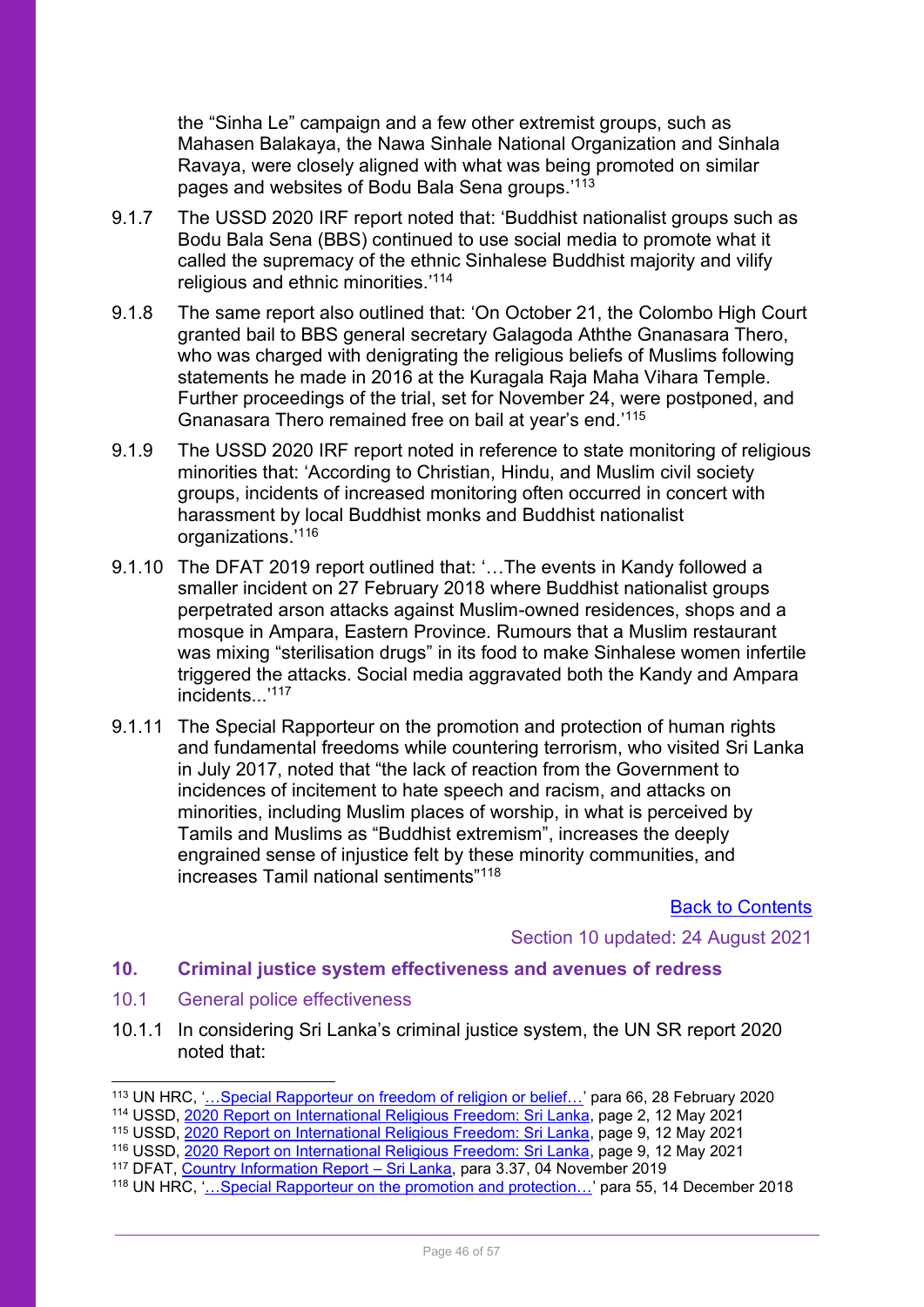the "Sinha Le" campaign and a few other extremist groups, such as Mahasen Balakaya, the Nawa Sinhale National Organization and Sinhala Ravaya, were closely aligned with what was being promoted on similar pages and websites of Bodu Bala Sena groups.'[113]

9.1.7 The USSD 2020 IRF report noted that: 'Buddhist nationalist groups such as Bodu Bala Sena (BBS) continued to use social media to promote what it called the supremacy of the ethnic Sinhalese Buddhist majority and vilify religious and ethnic minorities.'[114]

9.1.8 The same report also outlined that: 'On October 21, the Colombo High Court granted bail to BBS general secretary Galagoda Aththe Gnanasara Thero, who was charged with denigrating the religious beliefs of Muslims following statements he made in 2016 at the Kuragala Raja Maha Vihara Temple. Further proceedings of the trial, set for November 24, were postponed, and Gnanasara Thero remained free on bail at year's end.'[115]

9.1.9 The USSD 2020 IRF report noted in reference to state monitoring of religious minorities that: 'According to Christian, Hindu, and Muslim civil society groups, incidents of increased monitoring often occurred in concert with harassment by local Buddhist monks and Buddhist nationalist organizations.'[116]

9.1.10 The DFAT 2019 report outlined that: '…The events in Kandy followed a smaller incident on 27 February 2018 where Buddhist nationalist groups perpetrated arson attacks against Muslim-owned residences, shops and a mosque in Ampara, Eastern Province. Rumours that a Muslim restaurant was mixing "sterilisation drugs" in its food to make Sinhalese women infertile triggered the attacks. Social media aggravated both the Kandy and Ampara incidents...'[117]

9.1.11 The Special Rapporteur on the promotion and protection of human rights and fundamental freedoms while countering terrorism, who visited Sri Lanka in July 2017, noted that "the lack of reaction from the Government to incidences of incitement to hate speech and racism, and attacks on minorities, including Muslim places of worship, in what is perceived by Tamils and Muslims as "Buddhist extremism", increases the deeply engrained sense of injustice felt by these minority communities, and increases Tamil national sentiments"[118]

Back to Contents

Section 10 updated: 24 August 2021

## 10. Criminal justice system effectiveness and avenues of redress

### 10.1 General police effectiveness

10.1.1 In considering Sri Lanka's criminal justice system, the UN SR report 2020 noted that:

---

[113] UN HRC, '…Special Rapporteur on freedom of religion or belief…' para 66, 28 February 2020

[114] USSD, 2020 Report on International Religious Freedom: Sri Lanka, page 2, 12 May 2021

[115] USSD, 2020 Report on International Religious Freedom: Sri Lanka, page 9, 12 May 2021

[116] USSD, 2020 Report on International Religious Freedom: Sri Lanka, page 9, 12 May 2021

[117] DFAT, Country Information Report – Sri Lanka, para 3.37, 04 November 2019

[118] UN HRC, '…Special Rapporteur on the promotion and protection…' para 55, 14 December 2018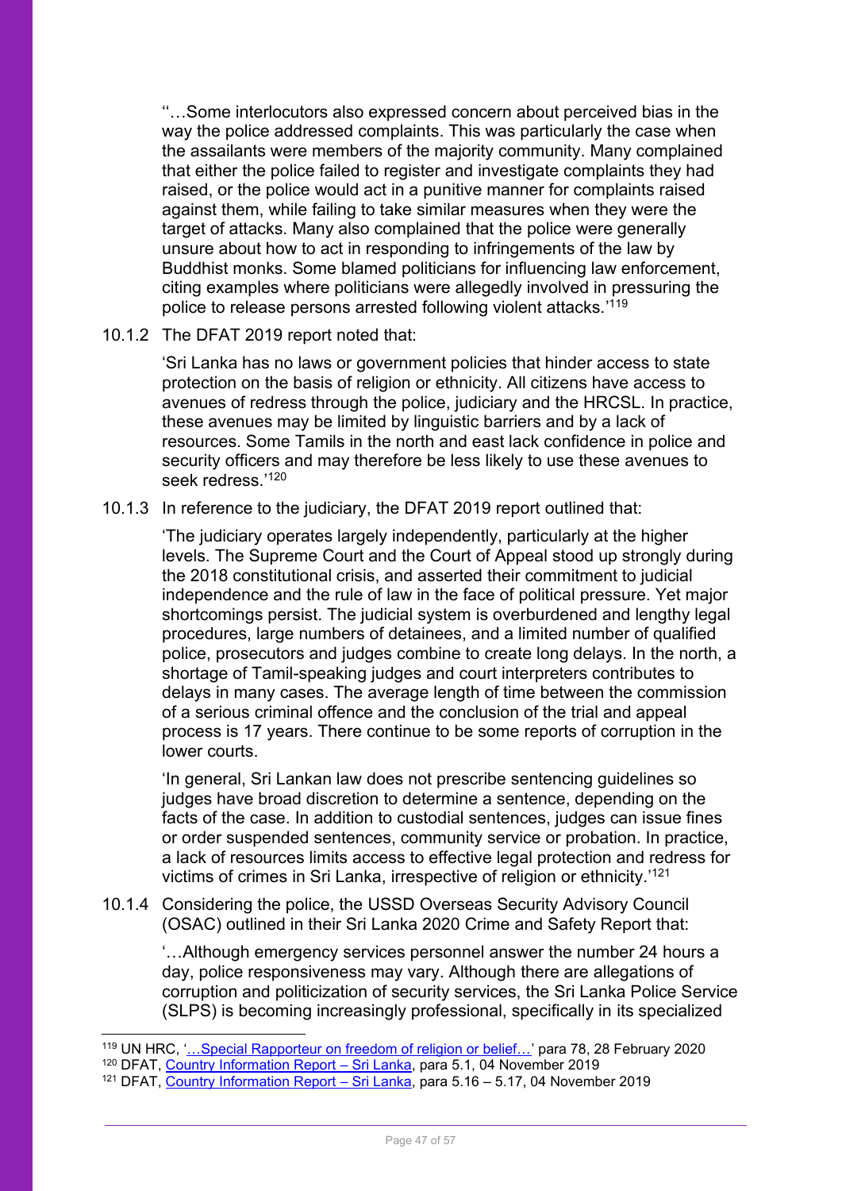'…Some interlocutors also expressed concern about perceived bias in the way the police addressed complaints. This was particularly the case when the assailants were members of the majority community. Many complained that either the police failed to register and investigate complaints they had raised, or the police would act in a punitive manner for complaints raised against them, while failing to take similar measures when they were the target of attacks. Many also complained that the police were generally unsure about how to act in responding to infringements of the law by Buddhist monks. Some blamed politicians for influencing law enforcement, citing examples where politicians were allegedly involved in pressuring the police to release persons arrested following violent attacks.'[119]

10.1.2 The DFAT 2019 report noted that:

'Sri Lanka has no laws or government policies that hinder access to state protection on the basis of religion or ethnicity. All citizens have access to avenues of redress through the police, judiciary and the HRCSL. In practice, these avenues may be limited by linguistic barriers and by a lack of resources. Some Tamils in the north and east lack confidence in police and security officers and may therefore be less likely to use these avenues to seek redress.'[120]

10.1.3 In reference to the judiciary, the DFAT 2019 report outlined that:

'The judiciary operates largely independently, particularly at the higher levels. The Supreme Court and the Court of Appeal stood up strongly during the 2018 constitutional crisis, and asserted their commitment to judicial independence and the rule of law in the face of political pressure. Yet major shortcomings persist. The judicial system is overburdened and lengthy legal procedures, large numbers of detainees, and a limited number of qualified police, prosecutors and judges combine to create long delays. In the north, a shortage of Tamil-speaking judges and court interpreters contributes to delays in many cases. The average length of time between the commission of a serious criminal offence and the conclusion of the trial and appeal process is 17 years. There continue to be some reports of corruption in the lower courts.

'In general, Sri Lankan law does not prescribe sentencing guidelines so judges have broad discretion to determine a sentence, depending on the facts of the case. In addition to custodial sentences, judges can issue fines or order suspended sentences, community service or probation. In practice, a lack of resources limits access to effective legal protection and redress for victims of crimes in Sri Lanka, irrespective of religion or ethnicity.'[121]

10.1.4 Considering the police, the USSD Overseas Security Advisory Council (OSAC) outlined in their Sri Lanka 2020 Crime and Safety Report that:

'…Although emergency services personnel answer the number 24 hours a day, police responsiveness may vary. Although there are allegations of corruption and politicization of security services, the Sri Lanka Police Service (SLPS) is becoming increasingly professional, specifically in its specialized

---

[119] UN HRC, '…Special Rapporteur on freedom of religion or belief…' para 78, 28 February 2020

[120] DFAT, Country Information Report – Sri Lanka, para 5.1, 04 November 2019

[121] DFAT, Country Information Report – Sri Lanka, para 5.16 – 5.17, 04 November 2019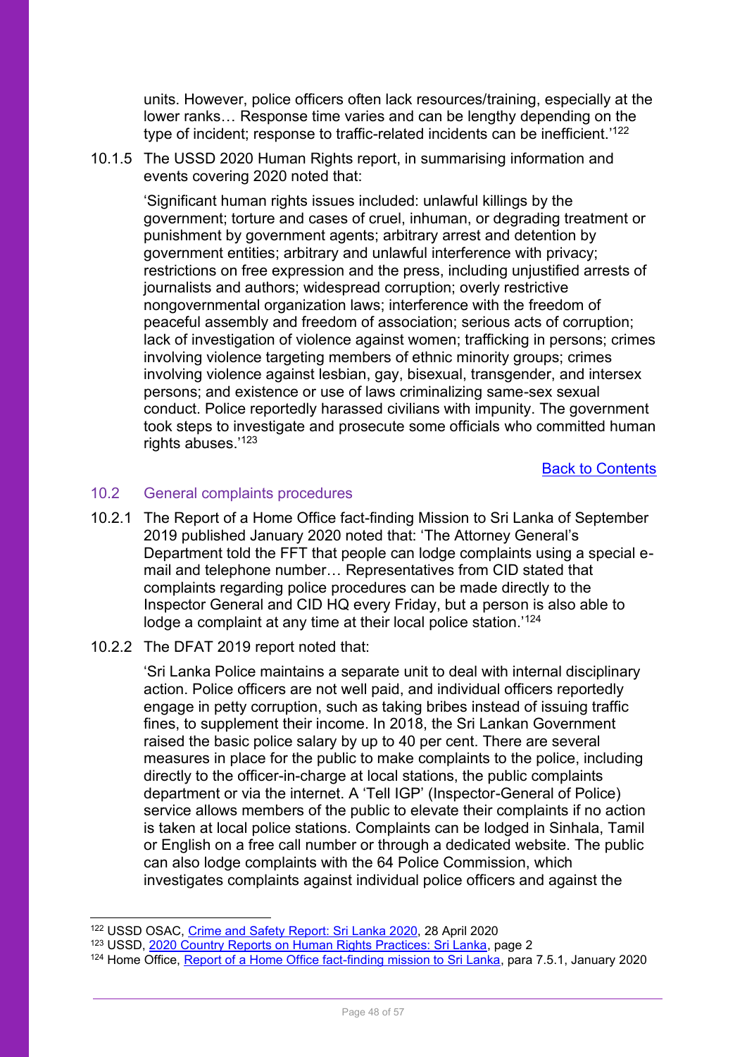units. However, police officers often lack resources/training, especially at the lower ranks… Response time varies and can be lengthy depending on the type of incident; response to traffic-related incidents can be inefficient.'[122]

10.1.5 The USSD 2020 Human Rights report, in summarising information and events covering 2020 noted that:

> 'Significant human rights issues included: unlawful killings by the government; torture and cases of cruel, inhuman, or degrading treatment or punishment by government agents; arbitrary arrest and detention by government entities; arbitrary and unlawful interference with privacy; restrictions on free expression and the press, including unjustified arrests of journalists and authors; widespread corruption; overly restrictive nongovernmental organization laws; interference with the freedom of peaceful assembly and freedom of association; serious acts of corruption; lack of investigation of violence against women; trafficking in persons; crimes involving violence targeting members of ethnic minority groups; crimes involving violence against lesbian, gay, bisexual, transgender, and intersex persons; and existence or use of laws criminalizing same-sex sexual conduct. Police reportedly harassed civilians with impunity. The government took steps to investigate and prosecute some officials who committed human rights abuses.'[123]

Back to Contents

## 10.2 General complaints procedures

10.2.1 The Report of a Home Office fact-finding Mission to Sri Lanka of September 2019 published January 2020 noted that: 'The Attorney General's Department told the FFT that people can lodge complaints using a special e-mail and telephone number… Representatives from CID stated that complaints regarding police procedures can be made directly to the Inspector General and CID HQ every Friday, but a person is also able to lodge a complaint at any time at their local police station.'[124]

10.2.2 The DFAT 2019 report noted that:

> 'Sri Lanka Police maintains a separate unit to deal with internal disciplinary action. Police officers are not well paid, and individual officers reportedly engage in petty corruption, such as taking bribes instead of issuing traffic fines, to supplement their income. In 2018, the Sri Lankan Government raised the basic police salary by up to 40 per cent. There are several measures in place for the public to make complaints to the police, including directly to the officer-in-charge at local stations, the public complaints department or via the internet. A 'Tell IGP' (Inspector-General of Police) service allows members of the public to elevate their complaints if no action is taken at local police stations. Complaints can be lodged in Sinhala, Tamil or English on a free call number or through a dedicated website. The public can also lodge complaints with the 64 Police Commission, which investigates complaints against individual police officers and against the

---

[122] USSD OSAC, Crime and Safety Report: Sri Lanka 2020, 28 April 2020

[123] USSD, 2020 Country Reports on Human Rights Practices: Sri Lanka, page 2

[124] Home Office, Report of a Home Office fact-finding mission to Sri Lanka, para 7.5.1, January 2020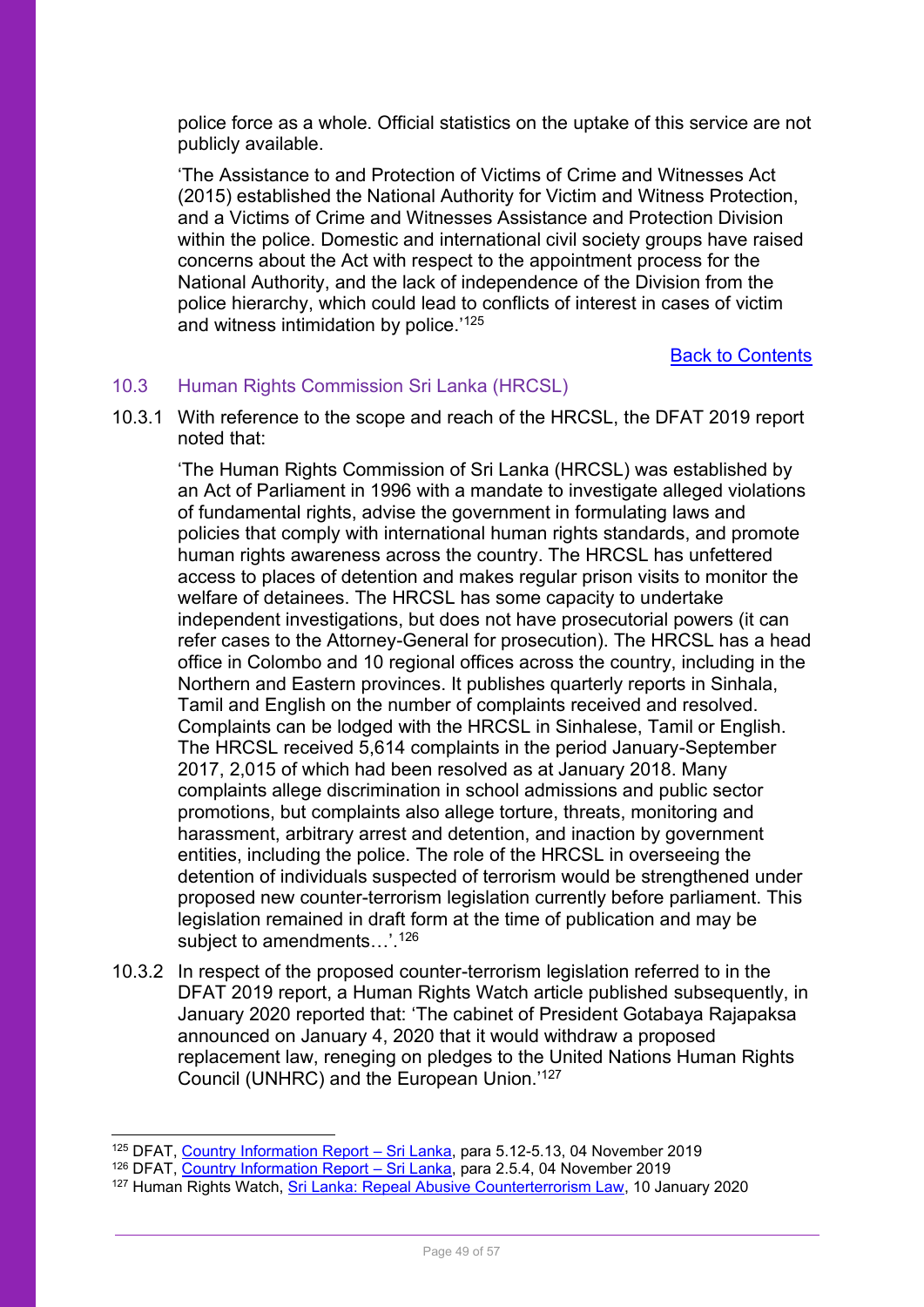police force as a whole. Official statistics on the uptake of this service are not publicly available.

'The Assistance to and Protection of Victims of Crime and Witnesses Act (2015) established the National Authority for Victim and Witness Protection, and a Victims of Crime and Witnesses Assistance and Protection Division within the police. Domestic and international civil society groups have raised concerns about the Act with respect to the appointment process for the National Authority, and the lack of independence of the Division from the police hierarchy, which could lead to conflicts of interest in cases of victim and witness intimidation by police.'[125]

[Back to Contents]

## 10.3 Human Rights Commission Sri Lanka (HRCSL)

10.3.1 With reference to the scope and reach of the HRCSL, the DFAT 2019 report noted that:

'The Human Rights Commission of Sri Lanka (HRCSL) was established by an Act of Parliament in 1996 with a mandate to investigate alleged violations of fundamental rights, advise the government in formulating laws and policies that comply with international human rights standards, and promote human rights awareness across the country. The HRCSL has unfettered access to places of detention and makes regular prison visits to monitor the welfare of detainees. The HRCSL has some capacity to undertake independent investigations, but does not have prosecutorial powers (it can refer cases to the Attorney-General for prosecution). The HRCSL has a head office in Colombo and 10 regional offices across the country, including in the Northern and Eastern provinces. It publishes quarterly reports in Sinhala, Tamil and English on the number of complaints received and resolved. Complaints can be lodged with the HRCSL in Sinhalese, Tamil or English. The HRCSL received 5,614 complaints in the period January-September 2017, 2,015 of which had been resolved as at January 2018. Many complaints allege discrimination in school admissions and public sector promotions, but complaints also allege torture, threats, monitoring and harassment, arbitrary arrest and detention, and inaction by government entities, including the police. The role of the HRCSL in overseeing the detention of individuals suspected of terrorism would be strengthened under proposed new counter-terrorism legislation currently before parliament. This legislation remained in draft form at the time of publication and may be subject to amendments…'.[126]

10.3.2 In respect of the proposed counter-terrorism legislation referred to in the DFAT 2019 report, a Human Rights Watch article published subsequently, in January 2020 reported that: 'The cabinet of President Gotabaya Rajapaksa announced on January 4, 2020 that it would withdraw a proposed replacement law, reneging on pledges to the United Nations Human Rights Council (UNHRC) and the European Union.'[127]

---

[125] DFAT, Country Information Report – Sri Lanka, para 5.12-5.13, 04 November 2019

[126] DFAT, Country Information Report – Sri Lanka, para 2.5.4, 04 November 2019

[127] Human Rights Watch, Sri Lanka: Repeal Abusive Counterterrorism Law, 10 January 2020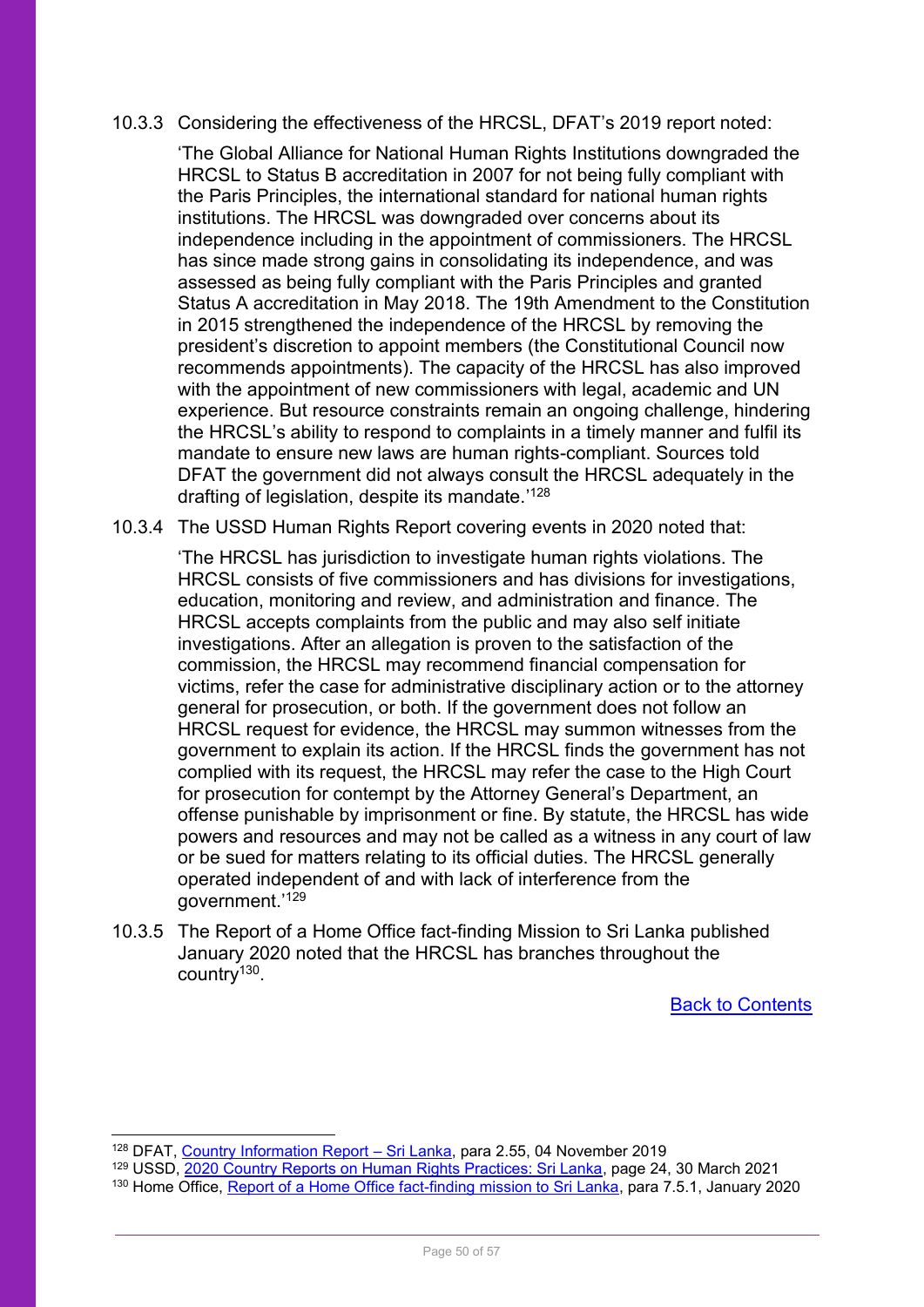10.3.3 Considering the effectiveness of the HRCSL, DFAT's 2019 report noted:

> 'The Global Alliance for National Human Rights Institutions downgraded the HRCSL to Status B accreditation in 2007 for not being fully compliant with the Paris Principles, the international standard for national human rights institutions. The HRCSL was downgraded over concerns about its independence including in the appointment of commissioners. The HRCSL has since made strong gains in consolidating its independence, and was assessed as being fully compliant with the Paris Principles and granted Status A accreditation in May 2018. The 19th Amendment to the Constitution in 2015 strengthened the independence of the HRCSL by removing the president's discretion to appoint members (the Constitutional Council now recommends appointments). The capacity of the HRCSL has also improved with the appointment of new commissioners with legal, academic and UN experience. But resource constraints remain an ongoing challenge, hindering the HRCSL's ability to respond to complaints in a timely manner and fulfil its mandate to ensure new laws are human rights-compliant. Sources told DFAT the government did not always consult the HRCSL adequately in the drafting of legislation, despite its mandate.'[128]

10.3.4 The USSD Human Rights Report covering events in 2020 noted that:

> 'The HRCSL has jurisdiction to investigate human rights violations. The HRCSL consists of five commissioners and has divisions for investigations, education, monitoring and review, and administration and finance. The HRCSL accepts complaints from the public and may also self initiate investigations. After an allegation is proven to the satisfaction of the commission, the HRCSL may recommend financial compensation for victims, refer the case for administrative disciplinary action or to the attorney general for prosecution, or both. If the government does not follow an HRCSL request for evidence, the HRCSL may summon witnesses from the government to explain its action. If the HRCSL finds the government has not complied with its request, the HRCSL may refer the case to the High Court for prosecution for contempt by the Attorney General's Department, an offense punishable by imprisonment or fine. By statute, the HRCSL has wide powers and resources and may not be called as a witness in any court of law or be sued for matters relating to its official duties. The HRCSL generally operated independent of and with lack of interference from the government.'[129]

10.3.5 The Report of a Home Office fact-finding Mission to Sri Lanka published January 2020 noted that the HRCSL has branches throughout the country[130].

[Back to Contents]

---

[128] DFAT, [Country Information Report – Sri Lanka], para 2.55, 04 November 2019

[129] USSD, [2020 Country Reports on Human Rights Practices: Sri Lanka], page 24, 30 March 2021

[130] Home Office, [Report of a Home Office fact-finding mission to Sri Lanka], para 7.5.1, January 2020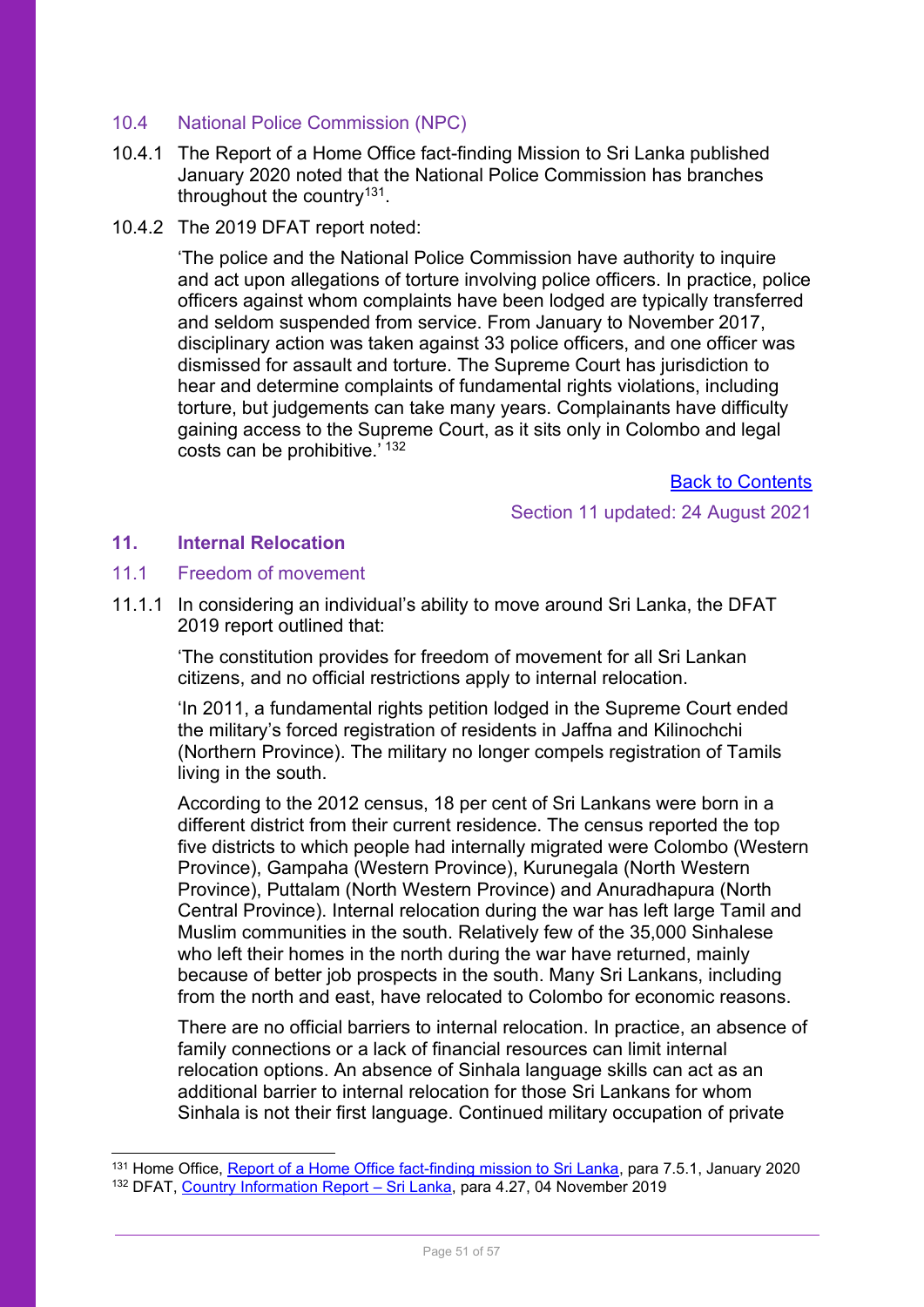### 10.4 National Police Commission (NPC)

10.4.1 The Report of a Home Office fact-finding Mission to Sri Lanka published January 2020 noted that the National Police Commission has branches throughout the country[131].

10.4.2 The 2019 DFAT report noted:

'The police and the National Police Commission have authority to inquire and act upon allegations of torture involving police officers. In practice, police officers against whom complaints have been lodged are typically transferred and seldom suspended from service. From January to November 2017, disciplinary action was taken against 33 police officers, and one officer was dismissed for assault and torture. The Supreme Court has jurisdiction to hear and determine complaints of fundamental rights violations, including torture, but judgements can take many years. Complainants have difficulty gaining access to the Supreme Court, as it sits only in Colombo and legal costs can be prohibitive.' [132]

[Back to Contents](#)

Section 11 updated: 24 August 2021

## 11. Internal Relocation

### 11.1 Freedom of movement

11.1.1 In considering an individual's ability to move around Sri Lanka, the DFAT 2019 report outlined that:

'The constitution provides for freedom of movement for all Sri Lankan citizens, and no official restrictions apply to internal relocation.

'In 2011, a fundamental rights petition lodged in the Supreme Court ended the military's forced registration of residents in Jaffna and Kilinochchi (Northern Province). The military no longer compels registration of Tamils living in the south.

According to the 2012 census, 18 per cent of Sri Lankans were born in a different district from their current residence. The census reported the top five districts to which people had internally migrated were Colombo (Western Province), Gampaha (Western Province), Kurunegala (North Western Province), Puttalam (North Western Province) and Anuradhapura (North Central Province). Internal relocation during the war has left large Tamil and Muslim communities in the south. Relatively few of the 35,000 Sinhalese who left their homes in the north during the war have returned, mainly because of better job prospects in the south. Many Sri Lankans, including from the north and east, have relocated to Colombo for economic reasons.

There are no official barriers to internal relocation. In practice, an absence of family connections or a lack of financial resources can limit internal relocation options. An absence of Sinhala language skills can act as an additional barrier to internal relocation for those Sri Lankans for whom Sinhala is not their first language. Continued military occupation of private

---

[131] Home Office, [Report of a Home Office fact-finding mission to Sri Lanka](#), para 7.5.1, January 2020

[132] DFAT, [Country Information Report – Sri Lanka](#), para 4.27, 04 November 2019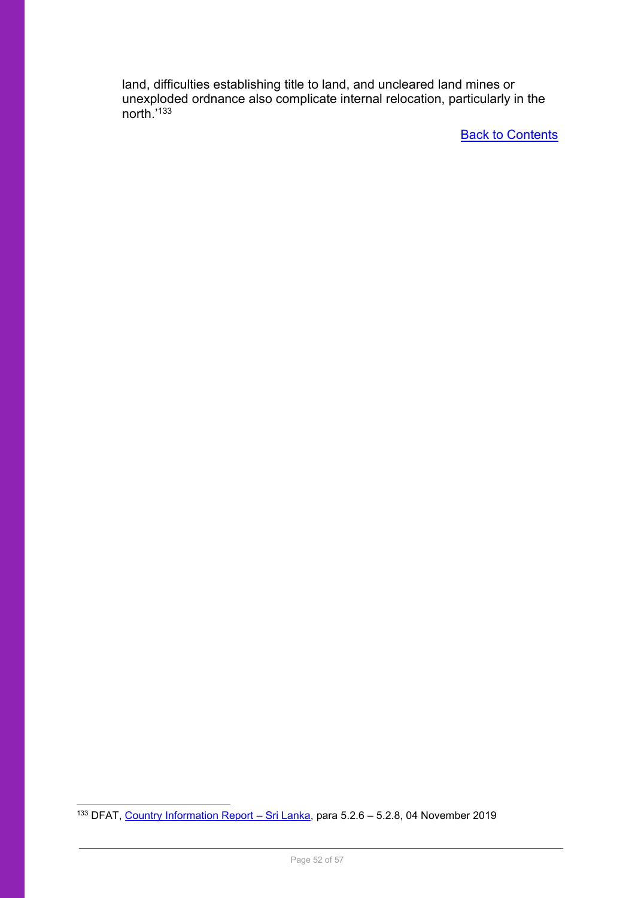land, difficulties establishing title to land, and uncleared land mines or unexploded ordnance also complicate internal relocation, particularly in the north.'[133]

Back to Contents

[133] DFAT, Country Information Report – Sri Lanka, para 5.2.6 – 5.2.8, 04 November 2019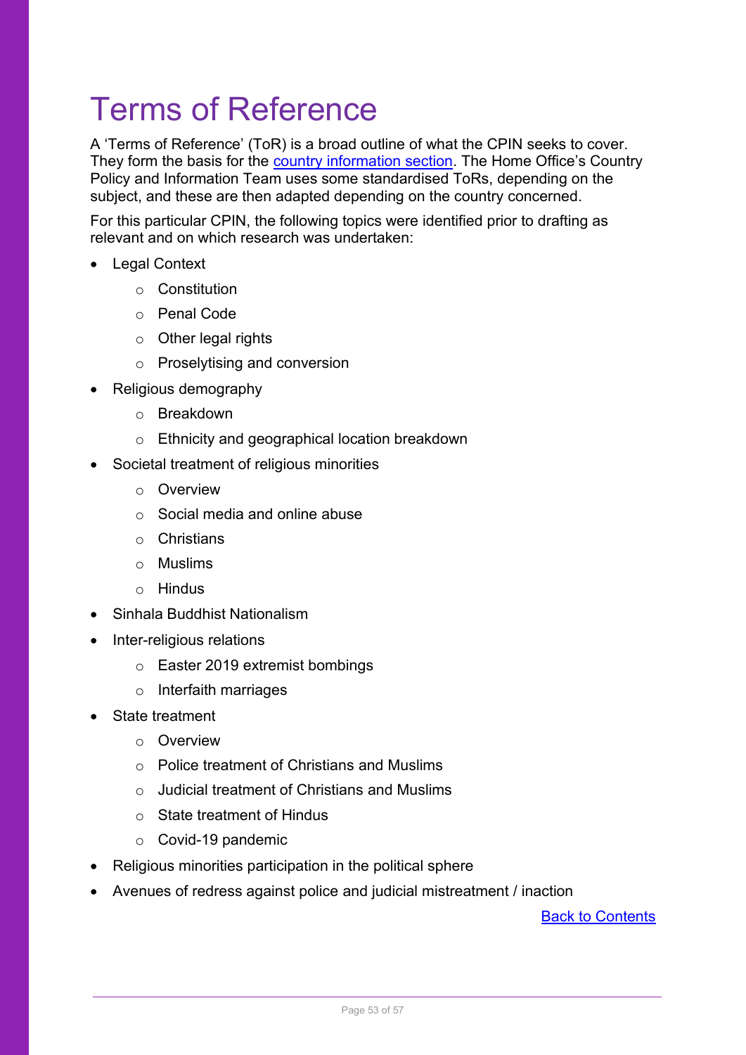# Terms of Reference

A 'Terms of Reference' (ToR) is a broad outline of what the CPIN seeks to cover. They form the basis for the country information section. The Home Office's Country Policy and Information Team uses some standardised ToRs, depending on the subject, and these are then adapted depending on the country concerned.

For this particular CPIN, the following topics were identified prior to drafting as relevant and on which research was undertaken:

- Legal Context
  - Constitution
  - Penal Code
  - Other legal rights
  - Proselytising and conversion
- Religious demography
  - Breakdown
  - Ethnicity and geographical location breakdown
- Societal treatment of religious minorities
  - Overview
  - Social media and online abuse
  - Christians
  - Muslims
  - Hindus
- Sinhala Buddhist Nationalism
- Inter-religious relations
  - Easter 2019 extremist bombings
  - Interfaith marriages
- State treatment
  - Overview
  - Police treatment of Christians and Muslims
  - Judicial treatment of Christians and Muslims
  - State treatment of Hindus
  - Covid-19 pandemic
- Religious minorities participation in the political sphere
- Avenues of redress against police and judicial mistreatment / inaction

Back to Contents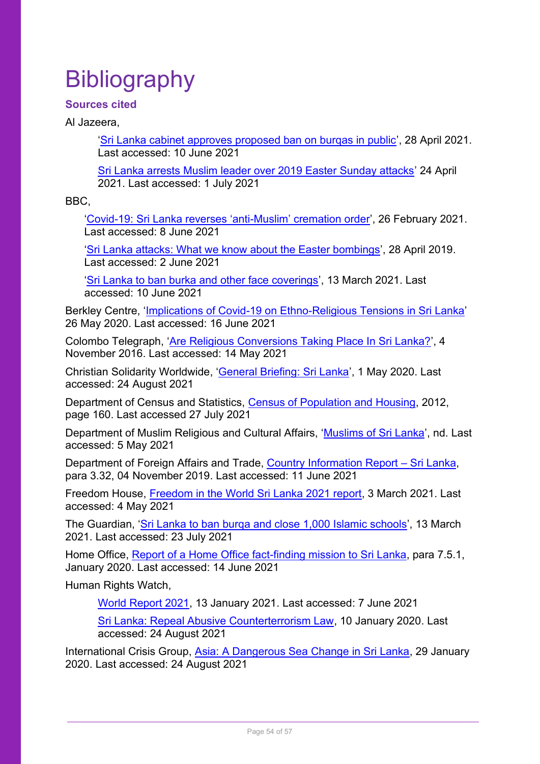# Bibliography

**Sources cited**

Al Jazeera,

'Sri Lanka cabinet approves proposed ban on burqas in public', 28 April 2021. Last accessed: 10 June 2021

Sri Lanka arrests Muslim leader over 2019 Easter Sunday attacks' 24 April 2021. Last accessed: 1 July 2021

BBC,

'Covid-19: Sri Lanka reverses 'anti-Muslim' cremation order', 26 February 2021. Last accessed: 8 June 2021

'Sri Lanka attacks: What we know about the Easter bombings', 28 April 2019. Last accessed: 2 June 2021

'Sri Lanka to ban burka and other face coverings', 13 March 2021. Last accessed: 10 June 2021

Berkley Centre, 'Implications of Covid-19 on Ethno-Religious Tensions in Sri Lanka' 26 May 2020. Last accessed: 16 June 2021

Colombo Telegraph, 'Are Religious Conversions Taking Place In Sri Lanka?', 4 November 2016. Last accessed: 14 May 2021

Christian Solidarity Worldwide, 'General Briefing: Sri Lanka', 1 May 2020. Last accessed: 24 August 2021

Department of Census and Statistics, Census of Population and Housing, 2012, page 160. Last accessed 27 July 2021

Department of Muslim Religious and Cultural Affairs, 'Muslims of Sri Lanka', nd. Last accessed: 5 May 2021

Department of Foreign Affairs and Trade, Country Information Report – Sri Lanka, para 3.32, 04 November 2019. Last accessed: 11 June 2021

Freedom House, Freedom in the World Sri Lanka 2021 report, 3 March 2021. Last accessed: 4 May 2021

The Guardian, 'Sri Lanka to ban burqa and close 1,000 Islamic schools', 13 March 2021. Last accessed: 23 July 2021

Home Office, Report of a Home Office fact-finding mission to Sri Lanka, para 7.5.1, January 2020. Last accessed: 14 June 2021

Human Rights Watch,

World Report 2021, 13 January 2021. Last accessed: 7 June 2021

Sri Lanka: Repeal Abusive Counterterrorism Law, 10 January 2020. Last accessed: 24 August 2021

International Crisis Group, Asia: A Dangerous Sea Change in Sri Lanka, 29 January 2020. Last accessed: 24 August 2021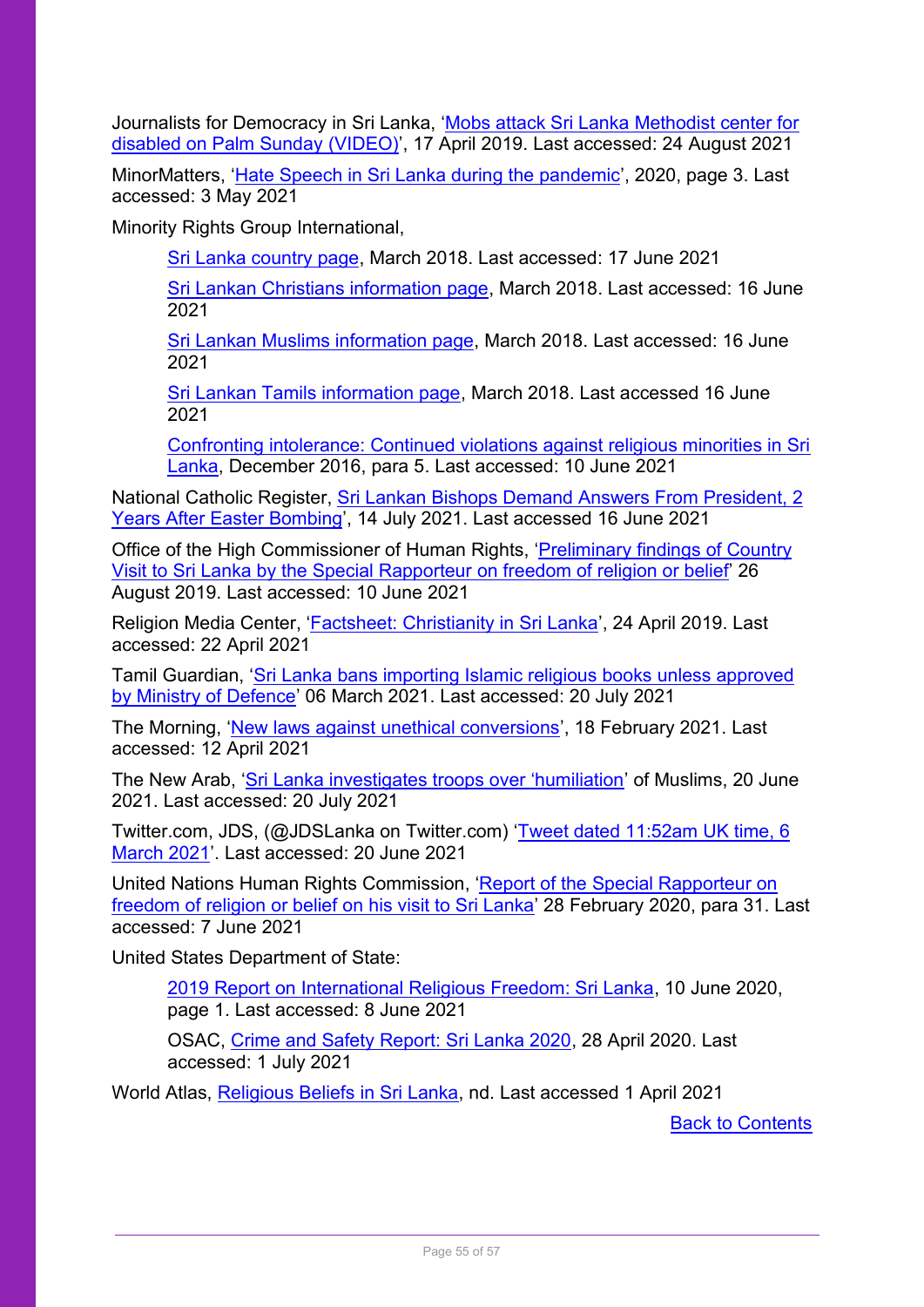Journalists for Democracy in Sri Lanka, 'Mobs attack Sri Lanka Methodist center for disabled on Palm Sunday (VIDEO)', 17 April 2019. Last accessed: 24 August 2021

MinorMatters, 'Hate Speech in Sri Lanka during the pandemic', 2020, page 3. Last accessed: 3 May 2021

Minority Rights Group International,

> Sri Lanka country page, March 2018. Last accessed: 17 June 2021
>
> Sri Lankan Christians information page, March 2018. Last accessed: 16 June 2021
>
> Sri Lankan Muslims information page, March 2018. Last accessed: 16 June 2021
>
> Sri Lankan Tamils information page, March 2018. Last accessed 16 June 2021
>
> Confronting intolerance: Continued violations against religious minorities in Sri Lanka, December 2016, para 5. Last accessed: 10 June 2021

National Catholic Register, Sri Lankan Bishops Demand Answers From President, 2 Years After Easter Bombing', 14 July 2021. Last accessed 16 June 2021

Office of the High Commissioner of Human Rights, 'Preliminary findings of Country Visit to Sri Lanka by the Special Rapporteur on freedom of religion or belief' 26 August 2019. Last accessed: 10 June 2021

Religion Media Center, 'Factsheet: Christianity in Sri Lanka', 24 April 2019. Last accessed: 22 April 2021

Tamil Guardian, 'Sri Lanka bans importing Islamic religious books unless approved by Ministry of Defence' 06 March 2021. Last accessed: 20 July 2021

The Morning, 'New laws against unethical conversions', 18 February 2021. Last accessed: 12 April 2021

The New Arab, 'Sri Lanka investigates troops over 'humiliation' of Muslims, 20 June 2021. Last accessed: 20 July 2021

Twitter.com, JDS, (@JDSLanka on Twitter.com) 'Tweet dated 11:52am UK time, 6 March 2021'. Last accessed: 20 June 2021

United Nations Human Rights Commission, 'Report of the Special Rapporteur on freedom of religion or belief on his visit to Sri Lanka' 28 February 2020, para 31. Last accessed: 7 June 2021

United States Department of State:

> 2019 Report on International Religious Freedom: Sri Lanka, 10 June 2020, page 1. Last accessed: 8 June 2021
>
> OSAC, Crime and Safety Report: Sri Lanka 2020, 28 April 2020. Last accessed: 1 July 2021

World Atlas, Religious Beliefs in Sri Lanka, nd. Last accessed 1 April 2021

Back to Contents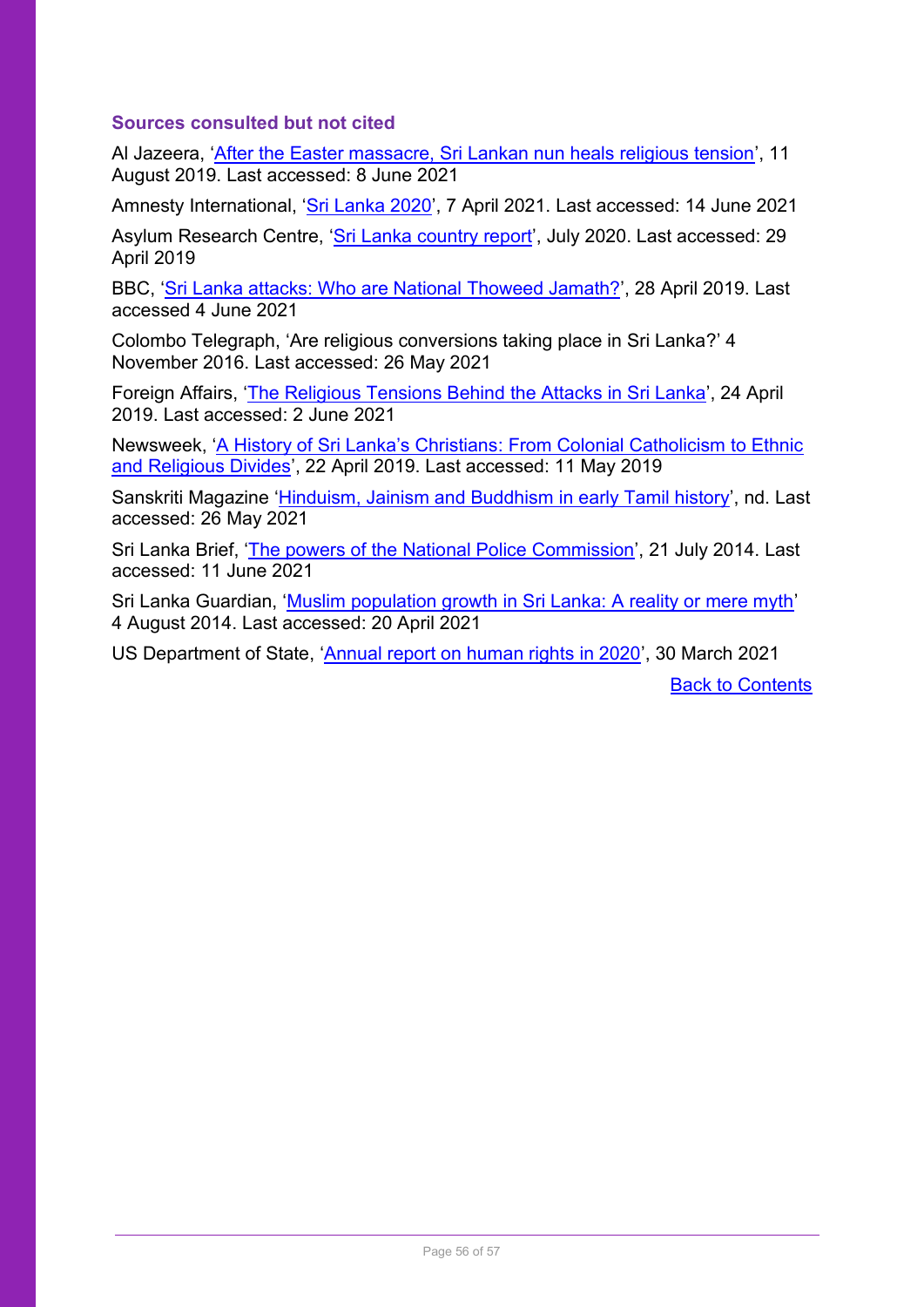### Sources consulted but not cited

Al Jazeera, '[After the Easter massacre, Sri Lankan nun heals religious tension](#)', 11 August 2019. Last accessed: 8 June 2021

Amnesty International, '[Sri Lanka 2020](#)', 7 April 2021. Last accessed: 14 June 2021

Asylum Research Centre, '[Sri Lanka country report](#)', July 2020. Last accessed: 29 April 2019

BBC, '[Sri Lanka attacks: Who are National Thoweed Jamath?](#)', 28 April 2019. Last accessed 4 June 2021

Colombo Telegraph, 'Are religious conversions taking place in Sri Lanka?' 4 November 2016. Last accessed: 26 May 2021

Foreign Affairs, '[The Religious Tensions Behind the Attacks in Sri Lanka](#)', 24 April 2019. Last accessed: 2 June 2021

Newsweek, '[A History of Sri Lanka's Christians: From Colonial Catholicism to Ethnic and Religious Divides](#)', 22 April 2019. Last accessed: 11 May 2019

Sanskriti Magazine '[Hinduism, Jainism and Buddhism in early Tamil history](#)', nd. Last accessed: 26 May 2021

Sri Lanka Brief, '[The powers of the National Police Commission](#)', 21 July 2014. Last accessed: 11 June 2021

Sri Lanka Guardian, '[Muslim population growth in Sri Lanka: A reality or mere myth](#)' 4 August 2014. Last accessed: 20 April 2021

US Department of State, '[Annual report on human rights in 2020](#)', 30 March 2021

[Back to Contents](#)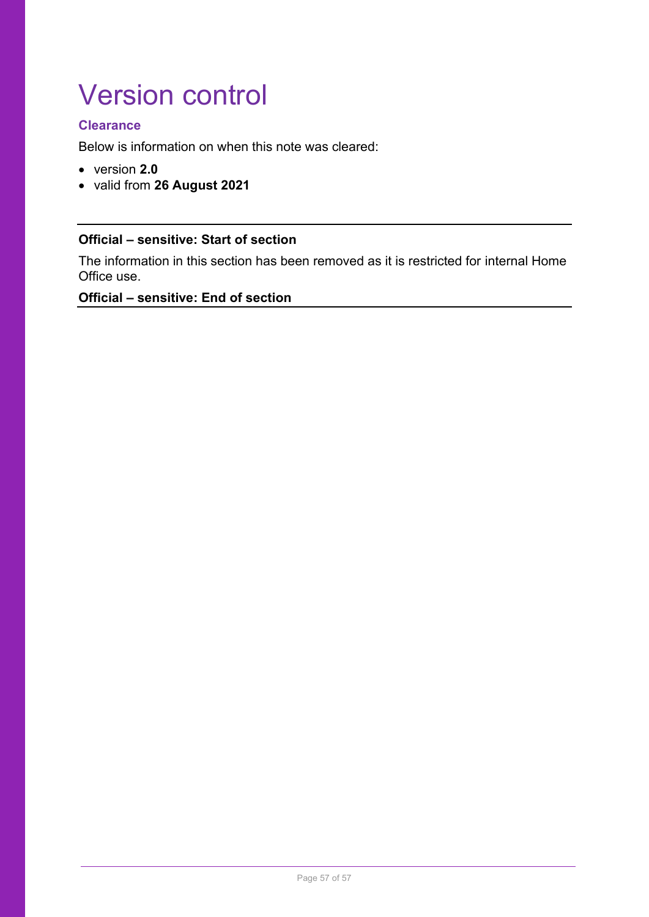# Version control

### Clearance

Below is information on when this note was cleared:

- version **2.0**
- valid from **26 August 2021**

---

**Official – sensitive: Start of section**

The information in this section has been removed as it is restricted for internal Home Office use.

**Official – sensitive: End of section**

---